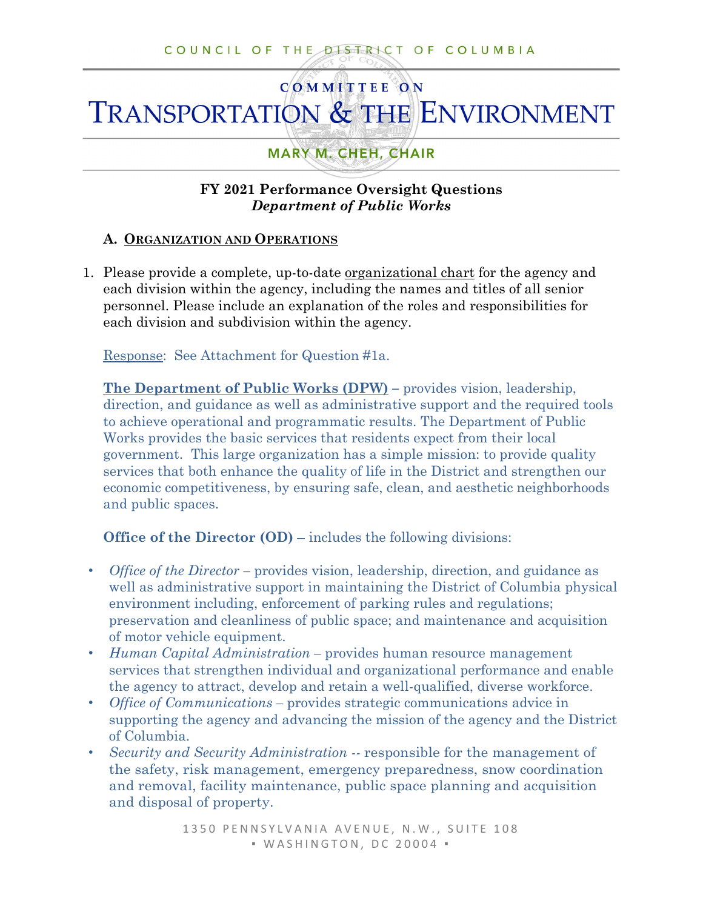COUNCIL OF THE DISTRICT OF COLUMBIA

# COMMITTEE ON TRANSPORTATION & THE ENVIRONMENT

MARY M. CHEH, CHAIR

**FY 2021 Performance Oversight Questions**
***Department of Public Works***

## A. ORGANIZATION AND OPERATIONS

1. Please provide a complete, up-to-date organizational chart for the agency and each division within the agency, including the names and titles of all senior personnel. Please include an explanation of the roles and responsibilities for each division and subdivision within the agency.

   Response: See Attachment for Question #1a.

   **The Department of Public Works (DPW)** – provides vision, leadership, direction, and guidance as well as administrative support and the required tools to achieve operational and programmatic results. The Department of Public Works provides the basic services that residents expect from their local government. This large organization has a simple mission: to provide quality services that both enhance the quality of life in the District and strengthen our economic competitiveness, by ensuring safe, clean, and aesthetic neighborhoods and public spaces.

   **Office of the Director (OD)** – includes the following divisions:

- *Office of the Director* – provides vision, leadership, direction, and guidance as well as administrative support in maintaining the District of Columbia physical environment including, enforcement of parking rules and regulations; preservation and cleanliness of public space; and maintenance and acquisition of motor vehicle equipment.
- *Human Capital Administration* – provides human resource management services that strengthen individual and organizational performance and enable the agency to attract, develop and retain a well-qualified, diverse workforce.
- *Office of Communications* – provides strategic communications advice in supporting the agency and advancing the mission of the agency and the District of Columbia.
- *Security and Security Administration* -- responsible for the management of the safety, risk management, emergency preparedness, snow coordination and removal, facility maintenance, public space planning and acquisition and disposal of property.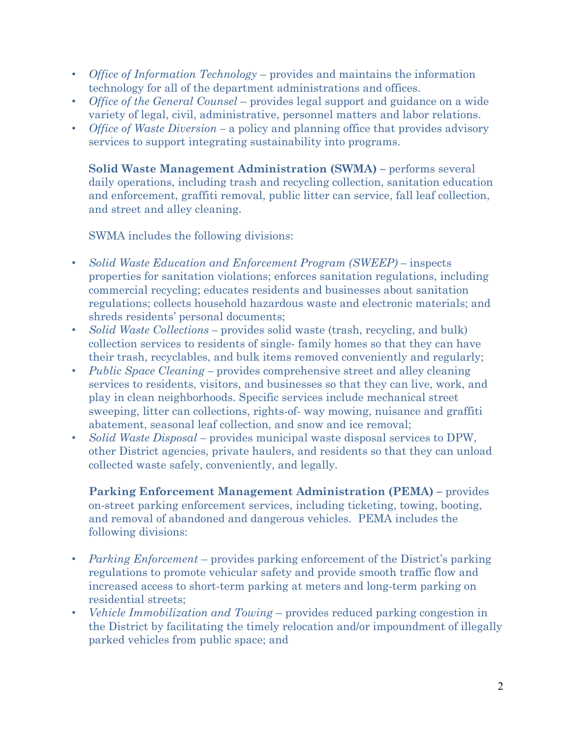- *Office of Information Technology* – provides and maintains the information technology for all of the department administrations and offices.
- *Office of the General Counsel* – provides legal support and guidance on a wide variety of legal, civil, administrative, personnel matters and labor relations.
- *Office of Waste Diversion* – a policy and planning office that provides advisory services to support integrating sustainability into programs.

**Solid Waste Management Administration (SWMA) –** performs several daily operations, including trash and recycling collection, sanitation education and enforcement, graffiti removal, public litter can service, fall leaf collection, and street and alley cleaning.

SWMA includes the following divisions:

- *Solid Waste Education and Enforcement Program (SWEEP)* – inspects properties for sanitation violations; enforces sanitation regulations, including commercial recycling; educates residents and businesses about sanitation regulations; collects household hazardous waste and electronic materials; and shreds residents' personal documents;
- *Solid Waste Collections* – provides solid waste (trash, recycling, and bulk) collection services to residents of single- family homes so that they can have their trash, recyclables, and bulk items removed conveniently and regularly;
- *Public Space Cleaning* – provides comprehensive street and alley cleaning services to residents, visitors, and businesses so that they can live, work, and play in clean neighborhoods. Specific services include mechanical street sweeping, litter can collections, rights-of- way mowing, nuisance and graffiti abatement, seasonal leaf collection, and snow and ice removal;
- *Solid Waste Disposal* – provides municipal waste disposal services to DPW, other District agencies, private haulers, and residents so that they can unload collected waste safely, conveniently, and legally.

**Parking Enforcement Management Administration (PEMA) –** provides on-street parking enforcement services, including ticketing, towing, booting, and removal of abandoned and dangerous vehicles. PEMA includes the following divisions:

- *Parking Enforcement* – provides parking enforcement of the District's parking regulations to promote vehicular safety and provide smooth traffic flow and increased access to short-term parking at meters and long-term parking on residential streets;
- *Vehicle Immobilization and Towing* – provides reduced parking congestion in the District by facilitating the timely relocation and/or impoundment of illegally parked vehicles from public space; and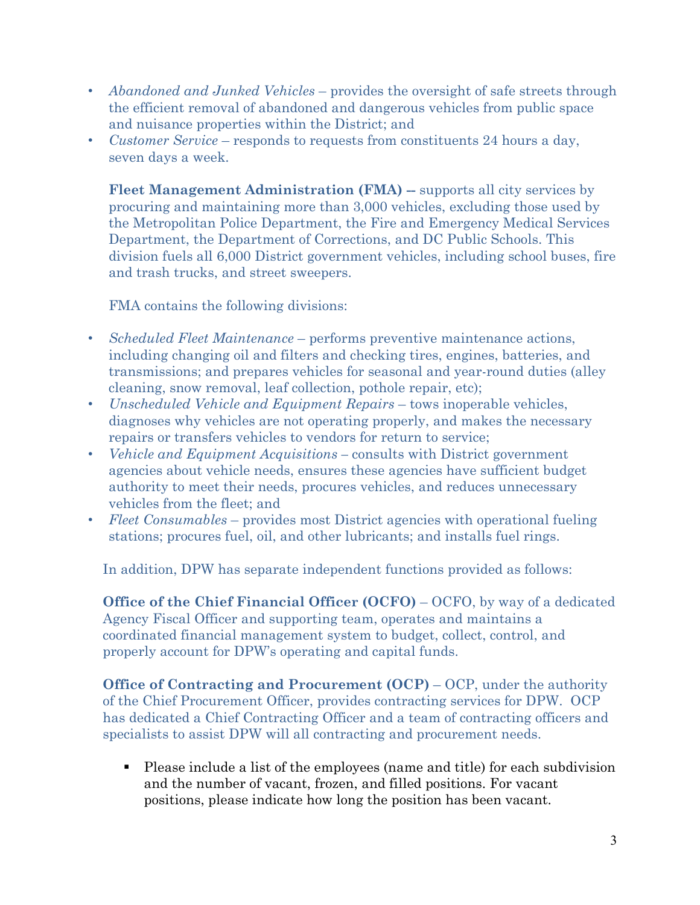- *Abandoned and Junked Vehicles* – provides the oversight of safe streets through the efficient removal of abandoned and dangerous vehicles from public space and nuisance properties within the District; and
- *Customer Service* – responds to requests from constituents 24 hours a day, seven days a week.

**Fleet Management Administration (FMA) --** supports all city services by procuring and maintaining more than 3,000 vehicles, excluding those used by the Metropolitan Police Department, the Fire and Emergency Medical Services Department, the Department of Corrections, and DC Public Schools. This division fuels all 6,000 District government vehicles, including school buses, fire and trash trucks, and street sweepers.

FMA contains the following divisions:

- *Scheduled Fleet Maintenance* – performs preventive maintenance actions, including changing oil and filters and checking tires, engines, batteries, and transmissions; and prepares vehicles for seasonal and year-round duties (alley cleaning, snow removal, leaf collection, pothole repair, etc);
- *Unscheduled Vehicle and Equipment Repairs* – tows inoperable vehicles, diagnoses why vehicles are not operating properly, and makes the necessary repairs or transfers vehicles to vendors for return to service;
- *Vehicle and Equipment Acquisitions* – consults with District government agencies about vehicle needs, ensures these agencies have sufficient budget authority to meet their needs, procures vehicles, and reduces unnecessary vehicles from the fleet; and
- *Fleet Consumables* – provides most District agencies with operational fueling stations; procures fuel, oil, and other lubricants; and installs fuel rings.

In addition, DPW has separate independent functions provided as follows:

**Office of the Chief Financial Officer (OCFO)** – OCFO, by way of a dedicated Agency Fiscal Officer and supporting team, operates and maintains a coordinated financial management system to budget, collect, control, and properly account for DPW's operating and capital funds.

**Office of Contracting and Procurement (OCP)** – OCP, under the authority of the Chief Procurement Officer, provides contracting services for DPW. OCP has dedicated a Chief Contracting Officer and a team of contracting officers and specialists to assist DPW will all contracting and procurement needs.

- Please include a list of the employees (name and title) for each subdivision and the number of vacant, frozen, and filled positions. For vacant positions, please indicate how long the position has been vacant.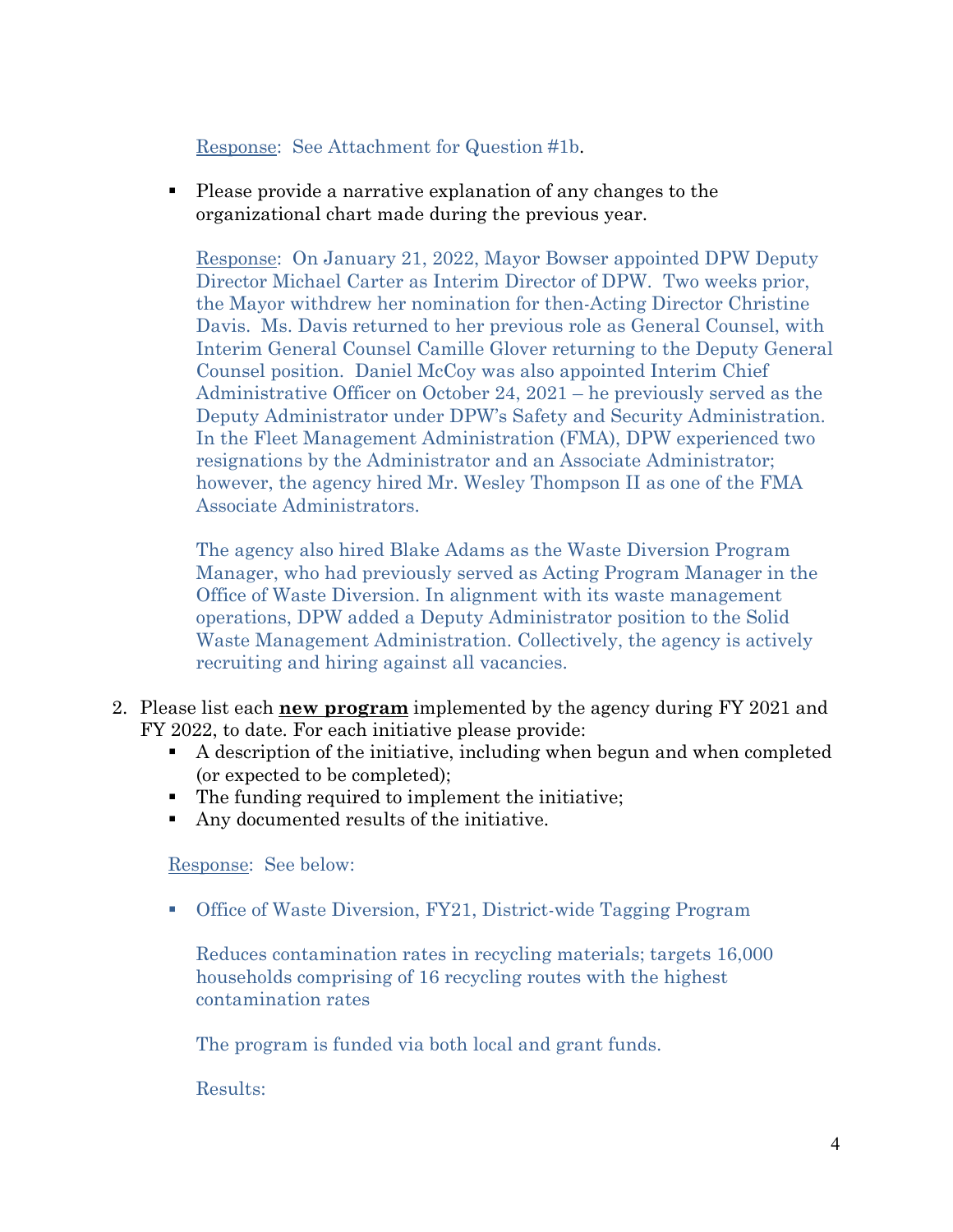Response: See Attachment for Question #1b.

- Please provide a narrative explanation of any changes to the organizational chart made during the previous year.

  Response: On January 21, 2022, Mayor Bowser appointed DPW Deputy Director Michael Carter as Interim Director of DPW. Two weeks prior, the Mayor withdrew her nomination for then-Acting Director Christine Davis. Ms. Davis returned to her previous role as General Counsel, with Interim General Counsel Camille Glover returning to the Deputy General Counsel position. Daniel McCoy was also appointed Interim Chief Administrative Officer on October 24, 2021 – he previously served as the Deputy Administrator under DPW's Safety and Security Administration. In the Fleet Management Administration (FMA), DPW experienced two resignations by the Administrator and an Associate Administrator; however, the agency hired Mr. Wesley Thompson II as one of the FMA Associate Administrators.

  The agency also hired Blake Adams as the Waste Diversion Program Manager, who had previously served as Acting Program Manager in the Office of Waste Diversion. In alignment with its waste management operations, DPW added a Deputy Administrator position to the Solid Waste Management Administration. Collectively, the agency is actively recruiting and hiring against all vacancies.

2. Please list each **new program** implemented by the agency during FY 2021 and FY 2022, to date. For each initiative please provide:
   - A description of the initiative, including when begun and when completed (or expected to be completed);
   - The funding required to implement the initiative;
   - Any documented results of the initiative.

   Response: See below:

   - Office of Waste Diversion, FY21, District-wide Tagging Program

     Reduces contamination rates in recycling materials; targets 16,000 households comprising of 16 recycling routes with the highest contamination rates

     The program is funded via both local and grant funds.

     Results: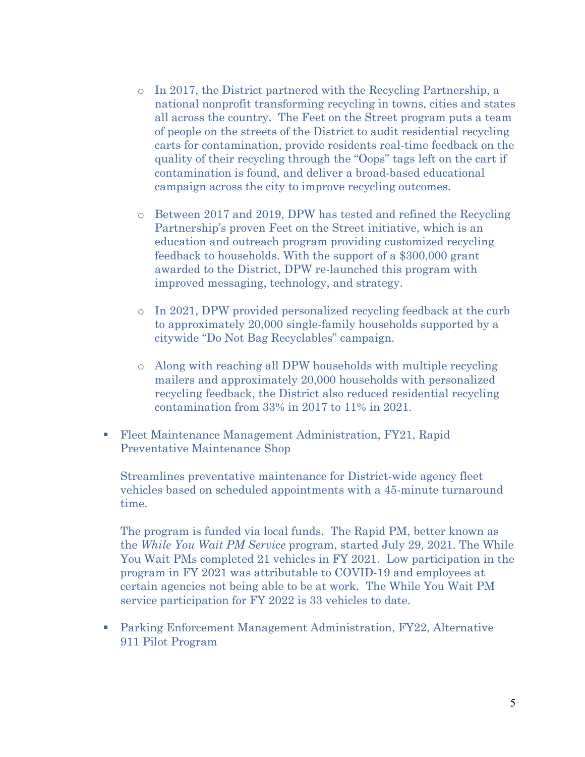- In 2017, the District partnered with the Recycling Partnership, a national nonprofit transforming recycling in towns, cities and states all across the country. The Feet on the Street program puts a team of people on the streets of the District to audit residential recycling carts for contamination, provide residents real-time feedback on the quality of their recycling through the "Oops" tags left on the cart if contamination is found, and deliver a broad-based educational campaign across the city to improve recycling outcomes.

  - Between 2017 and 2019, DPW has tested and refined the Recycling Partnership's proven Feet on the Street initiative, which is an education and outreach program providing customized recycling feedback to households. With the support of a $300,000 grant awarded to the District, DPW re-launched this program with improved messaging, technology, and strategy.

  - In 2021, DPW provided personalized recycling feedback at the curb to approximately 20,000 single-family households supported by a citywide "Do Not Bag Recyclables" campaign.

  - Along with reaching all DPW households with multiple recycling mailers and approximately 20,000 households with personalized recycling feedback, the District also reduced residential recycling contamination from 33% in 2017 to 11% in 2021.

- Fleet Maintenance Management Administration, FY21, Rapid Preventative Maintenance Shop

  Streamlines preventative maintenance for District-wide agency fleet vehicles based on scheduled appointments with a 45-minute turnaround time.

  The program is funded via local funds. The Rapid PM, better known as the *While You Wait PM Service* program, started July 29, 2021. The While You Wait PMs completed 21 vehicles in FY 2021. Low participation in the program in FY 2021 was attributable to COVID-19 and employees at certain agencies not being able to be at work. The While You Wait PM service participation for FY 2022 is 33 vehicles to date.

- Parking Enforcement Management Administration, FY22, Alternative 911 Pilot Program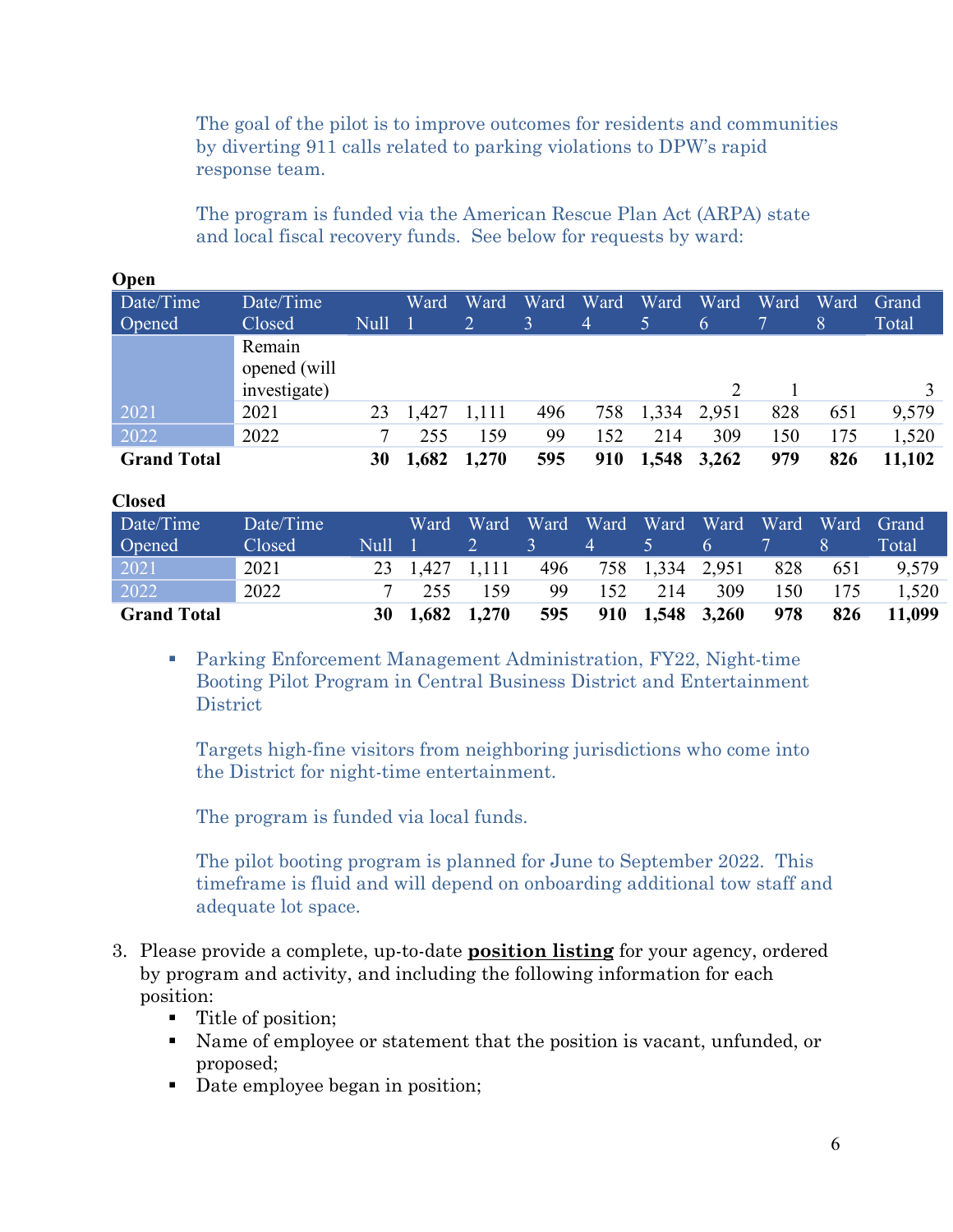The goal of the pilot is to improve outcomes for residents and communities by diverting 911 calls related to parking violations to DPW's rapid response team.

The program is funded via the American Rescue Plan Act (ARPA) state and local fiscal recovery funds. See below for requests by ward:

**Open**

| Date/Time Opened | Date/Time Closed | Null | Ward 1 | Ward 2 | Ward 3 | Ward 4 | Ward 5 | Ward 6 | Ward 7 | Ward 8 | Grand Total |
|---|---|---|---|---|---|---|---|---|---|---|---|
| | Remain opened (will investigate) | | | | | | | 2 | 1 | | 3 |
| 2021 | 2021 | 23 | 1,427 | 1,111 | 496 | 758 | 1,334 | 2,951 | 828 | 651 | 9,579 |
| 2022 | 2022 | 7 | 255 | 159 | 99 | 152 | 214 | 309 | 150 | 175 | 1,520 |
| **Grand Total** | | **30** | **1,682** | **1,270** | **595** | **910** | **1,548** | **3,262** | **979** | **826** | **11,102** |

**Closed**

| Date/Time Opened | Date/Time Closed | Null | Ward 1 | Ward 2 | Ward 3 | Ward 4 | Ward 5 | Ward 6 | Ward 7 | Ward 8 | Grand Total |
|---|---|---|---|---|---|---|---|---|---|---|---|
| 2021 | 2021 | 23 | 1,427 | 1,111 | 496 | 758 | 1,334 | 2,951 | 828 | 651 | 9,579 |
| 2022 | 2022 | 7 | 255 | 159 | 99 | 152 | 214 | 309 | 150 | 175 | 1,520 |
| **Grand Total** | | **30** | **1,682** | **1,270** | **595** | **910** | **1,548** | **3,260** | **978** | **826** | **11,099** |

- Parking Enforcement Management Administration, FY22, Night-time Booting Pilot Program in Central Business District and Entertainment District

  Targets high-fine visitors from neighboring jurisdictions who come into the District for night-time entertainment.

  The program is funded via local funds.

  The pilot booting program is planned for June to September 2022. This timeframe is fluid and will depend on onboarding additional tow staff and adequate lot space.

3. Please provide a complete, up-to-date **position listing** for your agency, ordered by program and activity, and including the following information for each position:
   - Title of position;
   - Name of employee or statement that the position is vacant, unfunded, or proposed;
   - Date employee began in position;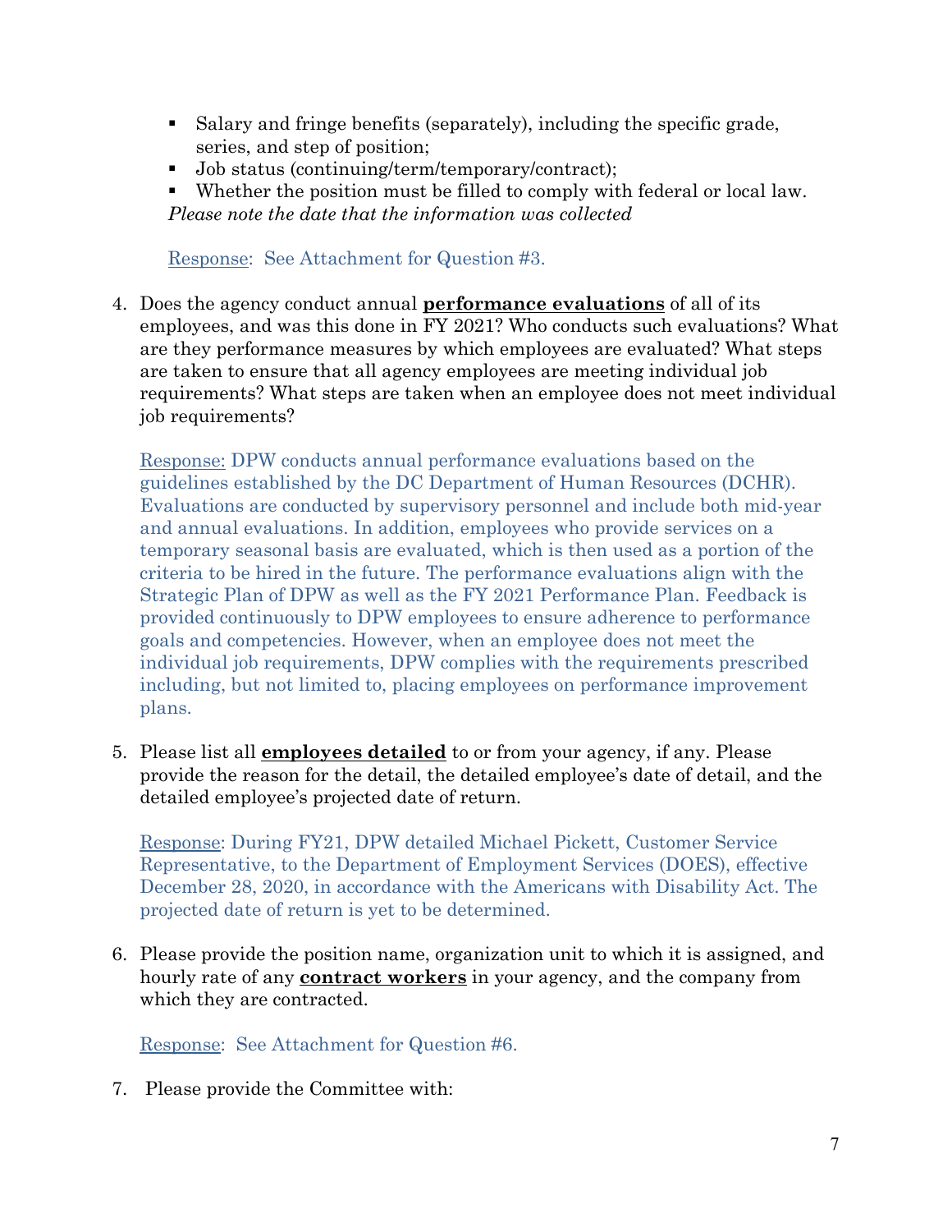- Salary and fringe benefits (separately), including the specific grade, series, and step of position;
- Job status (continuing/term/temporary/contract);
- Whether the position must be filled to comply with federal or local law.

*Please note the date that the information was collected*

Response: See Attachment for Question #3.

4. Does the agency conduct annual **performance evaluations** of all of its employees, and was this done in FY 2021? Who conducts such evaluations? What are they performance measures by which employees are evaluated? What steps are taken to ensure that all agency employees are meeting individual job requirements? What steps are taken when an employee does not meet individual job requirements?

   Response: DPW conducts annual performance evaluations based on the guidelines established by the DC Department of Human Resources (DCHR). Evaluations are conducted by supervisory personnel and include both mid-year and annual evaluations. In addition, employees who provide services on a temporary seasonal basis are evaluated, which is then used as a portion of the criteria to be hired in the future. The performance evaluations align with the Strategic Plan of DPW as well as the FY 2021 Performance Plan. Feedback is provided continuously to DPW employees to ensure adherence to performance goals and competencies. However, when an employee does not meet the individual job requirements, DPW complies with the requirements prescribed including, but not limited to, placing employees on performance improvement plans.

5. Please list all **employees detailed** to or from your agency, if any. Please provide the reason for the detail, the detailed employee's date of detail, and the detailed employee's projected date of return.

   Response: During FY21, DPW detailed Michael Pickett, Customer Service Representative, to the Department of Employment Services (DOES), effective December 28, 2020, in accordance with the Americans with Disability Act. The projected date of return is yet to be determined.

6. Please provide the position name, organization unit to which it is assigned, and hourly rate of any **contract workers** in your agency, and the company from which they are contracted.

   Response: See Attachment for Question #6.

7. Please provide the Committee with: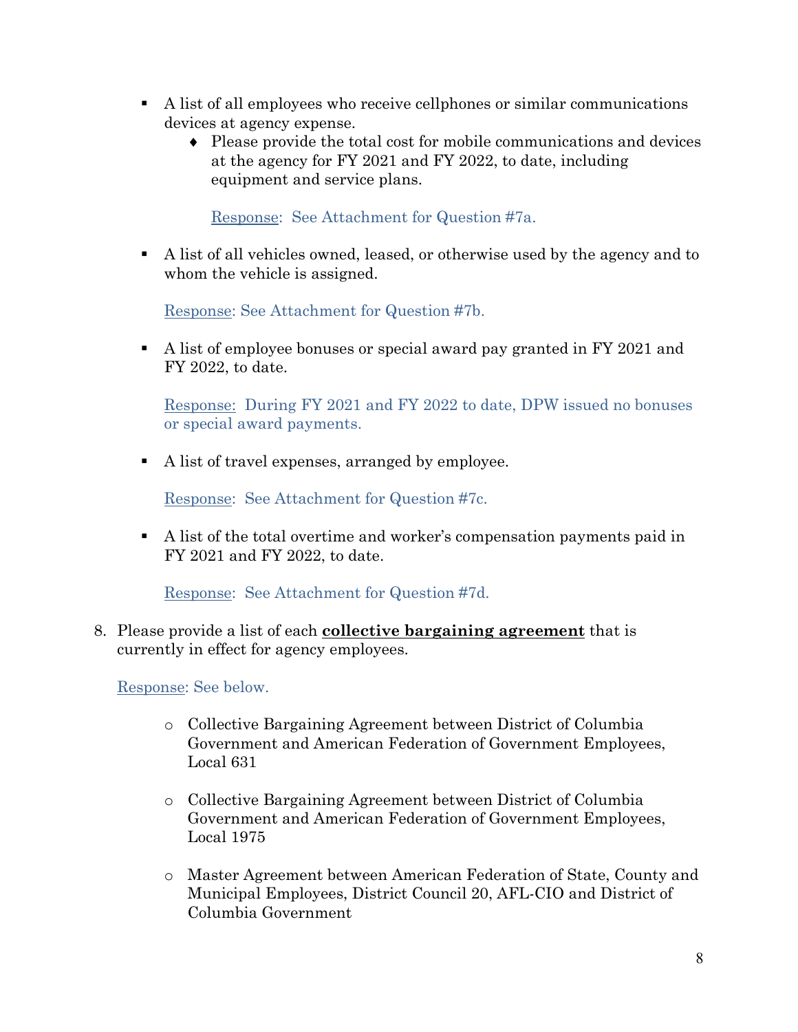- A list of all employees who receive cellphones or similar communications devices at agency expense.
  - Please provide the total cost for mobile communications and devices at the agency for FY 2021 and FY 2022, to date, including equipment and service plans.

    Response: See Attachment for Question #7a.

- A list of all vehicles owned, leased, or otherwise used by the agency and to whom the vehicle is assigned.

  Response: See Attachment for Question #7b.

- A list of employee bonuses or special award pay granted in FY 2021 and FY 2022, to date.

  Response: During FY 2021 and FY 2022 to date, DPW issued no bonuses or special award payments.

- A list of travel expenses, arranged by employee.

  Response: See Attachment for Question #7c.

- A list of the total overtime and worker's compensation payments paid in FY 2021 and FY 2022, to date.

  Response: See Attachment for Question #7d.

8. Please provide a list of each **collective bargaining agreement** that is currently in effect for agency employees.

   Response: See below.

   - Collective Bargaining Agreement between District of Columbia Government and American Federation of Government Employees, Local 631
   - Collective Bargaining Agreement between District of Columbia Government and American Federation of Government Employees, Local 1975
   - Master Agreement between American Federation of State, County and Municipal Employees, District Council 20, AFL-CIO and District of Columbia Government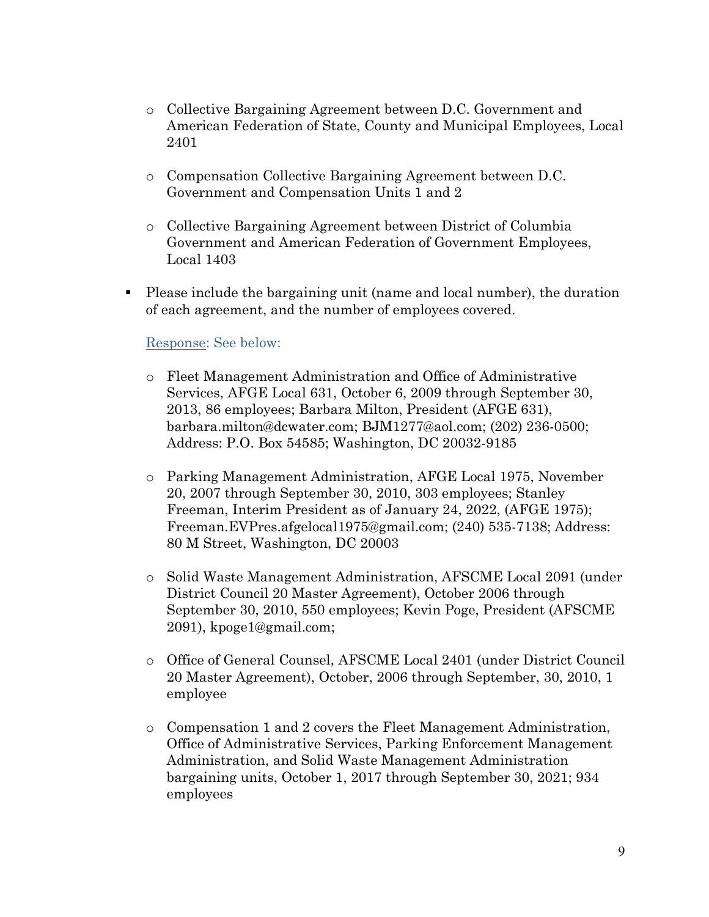- Collective Bargaining Agreement between D.C. Government and American Federation of State, County and Municipal Employees, Local 2401

- Compensation Collective Bargaining Agreement between D.C. Government and Compensation Units 1 and 2

- Collective Bargaining Agreement between District of Columbia Government and American Federation of Government Employees, Local 1403

- Please include the bargaining unit (name and local number), the duration of each agreement, and the number of employees covered.

  Response: See below:

  - Fleet Management Administration and Office of Administrative Services, AFGE Local 631, October 6, 2009 through September 30, 2013, 86 employees; Barbara Milton, President (AFGE 631), barbara.milton@dcwater.com; BJM1277@aol.com; (202) 236-0500; Address: P.O. Box 54585; Washington, DC 20032-9185

  - Parking Management Administration, AFGE Local 1975, November 20, 2007 through September 30, 2010, 303 employees; Stanley Freeman, Interim President as of January 24, 2022, (AFGE 1975); Freeman.EVPres.afgelocal1975@gmail.com; (240) 535-7138; Address: 80 M Street, Washington, DC 20003

  - Solid Waste Management Administration, AFSCME Local 2091 (under District Council 20 Master Agreement), October 2006 through September 30, 2010, 550 employees; Kevin Poge, President (AFSCME 2091), kpoge1@gmail.com;

  - Office of General Counsel, AFSCME Local 2401 (under District Council 20 Master Agreement), October, 2006 through September, 30, 2010, 1 employee

  - Compensation 1 and 2 covers the Fleet Management Administration, Office of Administrative Services, Parking Enforcement Management Administration, and Solid Waste Management Administration bargaining units, October 1, 2017 through September 30, 2021; 934 employees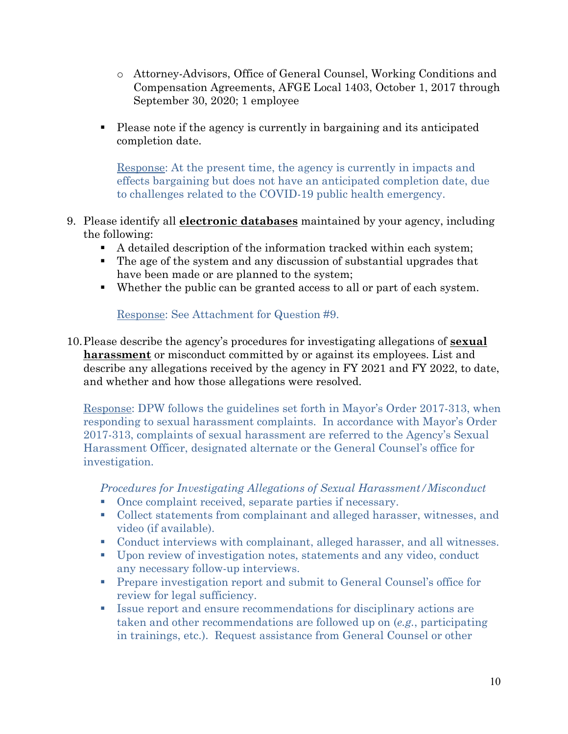- Attorney-Advisors, Office of General Counsel, Working Conditions and Compensation Agreements, AFGE Local 1403, October 1, 2017 through September 30, 2020; 1 employee

- Please note if the agency is currently in bargaining and its anticipated completion date.

  Response: At the present time, the agency is currently in impacts and effects bargaining but does not have an anticipated completion date, due to challenges related to the COVID-19 public health emergency.

9. Please identify all **electronic databases** maintained by your agency, including the following:
   - A detailed description of the information tracked within each system;
   - The age of the system and any discussion of substantial upgrades that have been made or are planned to the system;
   - Whether the public can be granted access to all or part of each system.

   Response: See Attachment for Question #9.

10. Please describe the agency's procedures for investigating allegations of **sexual harassment** or misconduct committed by or against its employees. List and describe any allegations received by the agency in FY 2021 and FY 2022, to date, and whether and how those allegations were resolved.

    Response: DPW follows the guidelines set forth in Mayor's Order 2017-313, when responding to sexual harassment complaints. In accordance with Mayor's Order 2017-313, complaints of sexual harassment are referred to the Agency's Sexual Harassment Officer, designated alternate or the General Counsel's office for investigation.

    *Procedures for Investigating Allegations of Sexual Harassment/Misconduct*
    - Once complaint received, separate parties if necessary.
    - Collect statements from complainant and alleged harasser, witnesses, and video (if available).
    - Conduct interviews with complainant, alleged harasser, and all witnesses.
    - Upon review of investigation notes, statements and any video, conduct any necessary follow-up interviews.
    - Prepare investigation report and submit to General Counsel's office for review for legal sufficiency.
    - Issue report and ensure recommendations for disciplinary actions are taken and other recommendations are followed up on (*e.g.*, participating in trainings, etc.). Request assistance from General Counsel or other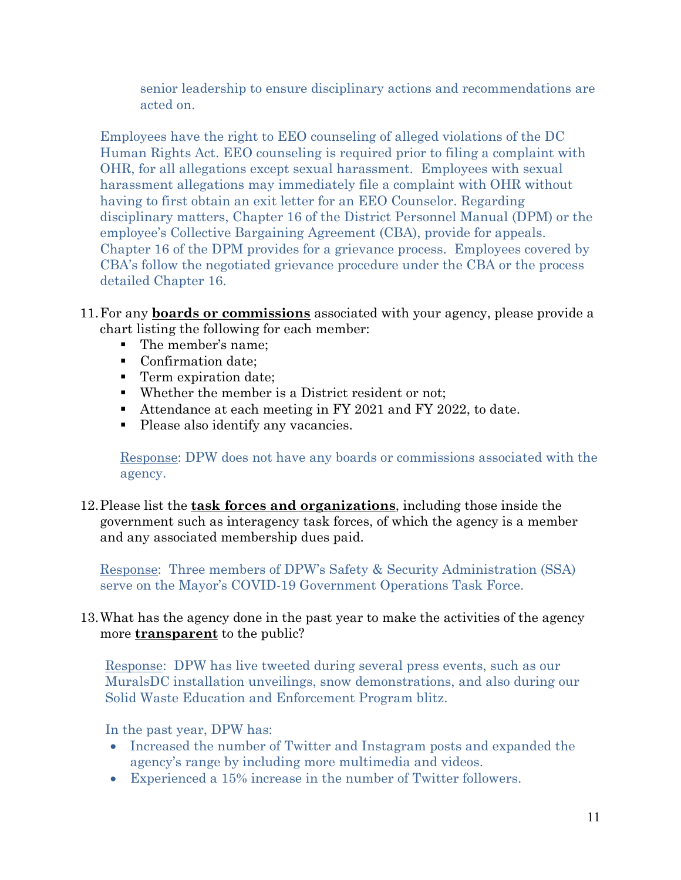senior leadership to ensure disciplinary actions and recommendations are acted on.

Employees have the right to EEO counseling of alleged violations of the DC Human Rights Act. EEO counseling is required prior to filing a complaint with OHR, for all allegations except sexual harassment. Employees with sexual harassment allegations may immediately file a complaint with OHR without having to first obtain an exit letter for an EEO Counselor. Regarding disciplinary matters, Chapter 16 of the District Personnel Manual (DPM) or the employee's Collective Bargaining Agreement (CBA), provide for appeals. Chapter 16 of the DPM provides for a grievance process. Employees covered by CBA's follow the negotiated grievance procedure under the CBA or the process detailed Chapter 16.

11. For any **boards or commissions** associated with your agency, please provide a chart listing the following for each member:
    - The member's name;
    - Confirmation date;
    - Term expiration date;
    - Whether the member is a District resident or not;
    - Attendance at each meeting in FY 2021 and FY 2022, to date.
    - Please also identify any vacancies.

    Response: DPW does not have any boards or commissions associated with the agency.

12. Please list the **task forces and organizations**, including those inside the government such as interagency task forces, of which the agency is a member and any associated membership dues paid.

    Response: Three members of DPW's Safety & Security Administration (SSA) serve on the Mayor's COVID-19 Government Operations Task Force.

13. What has the agency done in the past year to make the activities of the agency more **transparent** to the public?

    Response: DPW has live tweeted during several press events, such as our MuralsDC installation unveilings, snow demonstrations, and also during our Solid Waste Education and Enforcement Program blitz.

    In the past year, DPW has:
    - Increased the number of Twitter and Instagram posts and expanded the agency's range by including more multimedia and videos.
    - Experienced a 15% increase in the number of Twitter followers.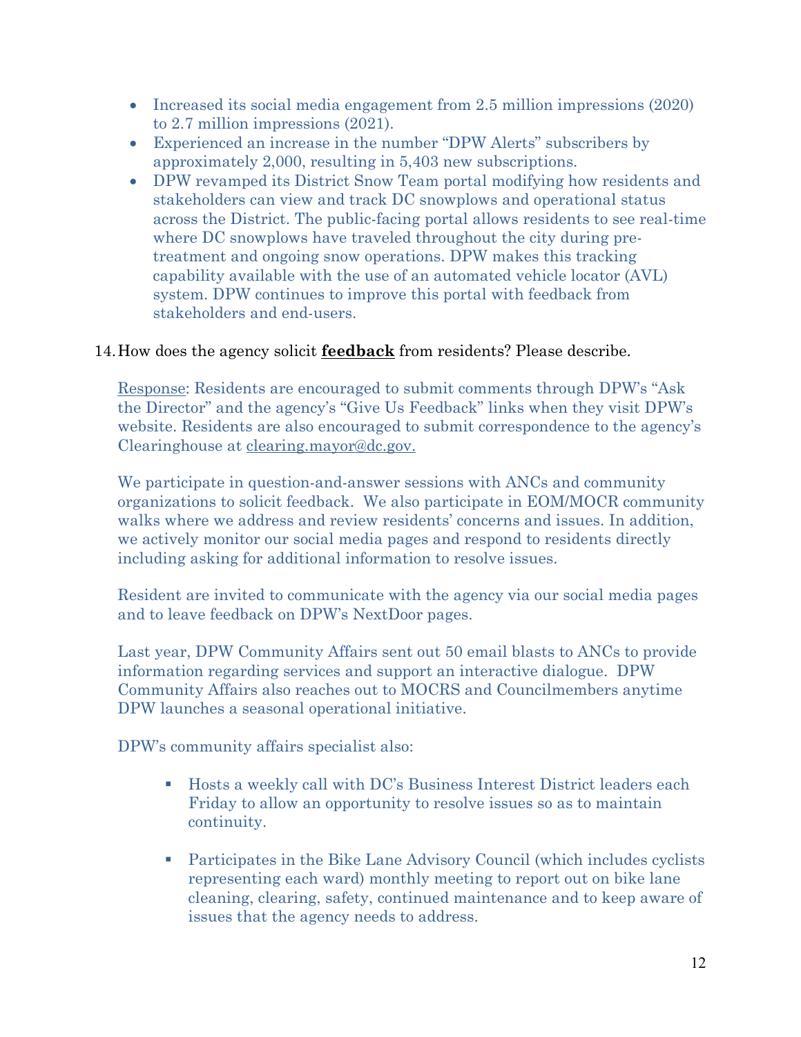- Increased its social media engagement from 2.5 million impressions (2020) to 2.7 million impressions (2021).
- Experienced an increase in the number "DPW Alerts" subscribers by approximately 2,000, resulting in 5,403 new subscriptions.
- DPW revamped its District Snow Team portal modifying how residents and stakeholders can view and track DC snowplows and operational status across the District. The public-facing portal allows residents to see real-time where DC snowplows have traveled throughout the city during pre-treatment and ongoing snow operations. DPW makes this tracking capability available with the use of an automated vehicle locator (AVL) system. DPW continues to improve this portal with feedback from stakeholders and end-users.

14. How does the agency solicit **feedback** from residents? Please describe.

Response: Residents are encouraged to submit comments through DPW's "Ask the Director" and the agency's "Give Us Feedback" links when they visit DPW's website. Residents are also encouraged to submit correspondence to the agency's Clearinghouse at clearing.mayor@dc.gov.

We participate in question-and-answer sessions with ANCs and community organizations to solicit feedback. We also participate in EOM/MOCR community walks where we address and review residents' concerns and issues. In addition, we actively monitor our social media pages and respond to residents directly including asking for additional information to resolve issues.

Resident are invited to communicate with the agency via our social media pages and to leave feedback on DPW's NextDoor pages.

Last year, DPW Community Affairs sent out 50 email blasts to ANCs to provide information regarding services and support an interactive dialogue. DPW Community Affairs also reaches out to MOCRS and Councilmembers anytime DPW launches a seasonal operational initiative.

DPW's community affairs specialist also:

- Hosts a weekly call with DC's Business Interest District leaders each Friday to allow an opportunity to resolve issues so as to maintain continuity.
- Participates in the Bike Lane Advisory Council (which includes cyclists representing each ward) monthly meeting to report out on bike lane cleaning, clearing, safety, continued maintenance and to keep aware of issues that the agency needs to address.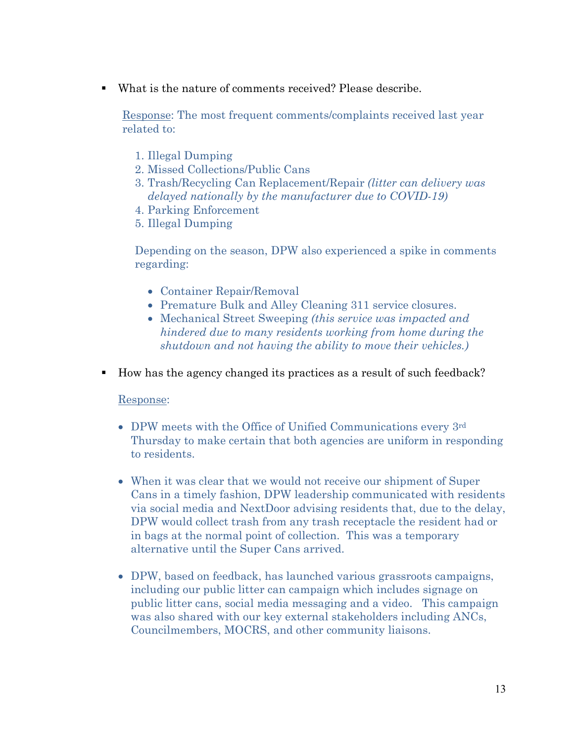- What is the nature of comments received? Please describe.

  Response: The most frequent comments/complaints received last year related to:

  1. Illegal Dumping
  2. Missed Collections/Public Cans
  3. Trash/Recycling Can Replacement/Repair *(litter can delivery was delayed nationally by the manufacturer due to COVID-19)*
  4. Parking Enforcement
  5. Illegal Dumping

  Depending on the season, DPW also experienced a spike in comments regarding:

  - Container Repair/Removal
  - Premature Bulk and Alley Cleaning 311 service closures.
  - Mechanical Street Sweeping *(this service was impacted and hindered due to many residents working from home during the shutdown and not having the ability to move their vehicles.)*

- How has the agency changed its practices as a result of such feedback?

  Response:

  - DPW meets with the Office of Unified Communications every 3rd Thursday to make certain that both agencies are uniform in responding to residents.

  - When it was clear that we would not receive our shipment of Super Cans in a timely fashion, DPW leadership communicated with residents via social media and NextDoor advising residents that, due to the delay, DPW would collect trash from any trash receptacle the resident had or in bags at the normal point of collection. This was a temporary alternative until the Super Cans arrived.

  - DPW, based on feedback, has launched various grassroots campaigns, including our public litter can campaign which includes signage on public litter cans, social media messaging and a video. This campaign was also shared with our key external stakeholders including ANCs, Councilmembers, MOCRS, and other community liaisons.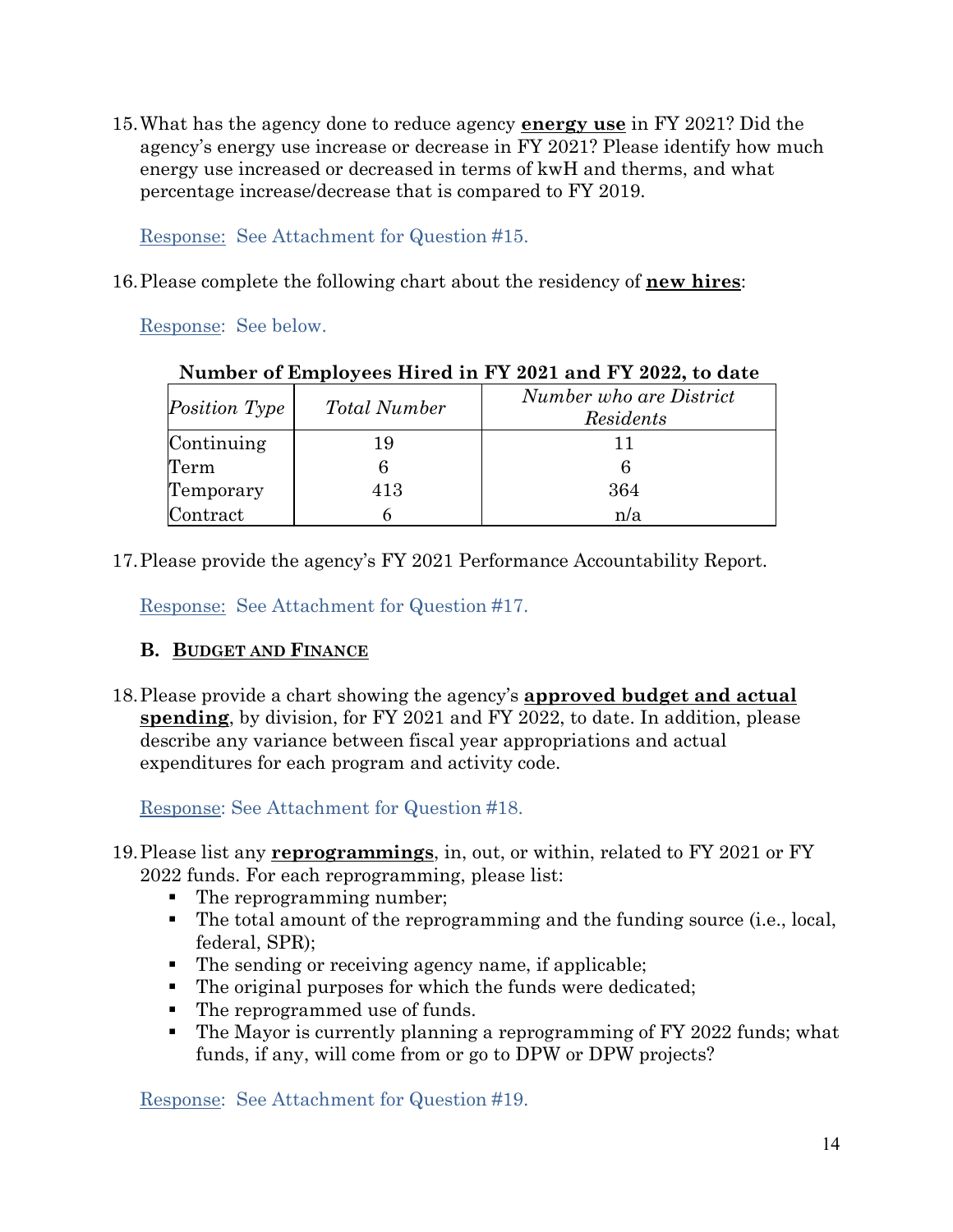15. What has the agency done to reduce agency **energy use** in FY 2021? Did the agency's energy use increase or decrease in FY 2021? Please identify how much energy use increased or decreased in terms of kwH and therms, and what percentage increase/decrease that is compared to FY 2019.

    Response: See Attachment for Question #15.

16. Please complete the following chart about the residency of **new hires**:

    Response: See below.

**Number of Employees Hired in FY 2021 and FY 2022, to date**

| *Position Type* | *Total Number* | *Number who are District Residents* |
|---|---|---|
| Continuing | 19 | 11 |
| Term | 6 | 6 |
| Temporary | 413 | 364 |
| Contract | 6 | n/a |

17. Please provide the agency's FY 2021 Performance Accountability Report.

    Response: See Attachment for Question #17.

### B. BUDGET AND FINANCE

18. Please provide a chart showing the agency's **approved budget and actual spending**, by division, for FY 2021 and FY 2022, to date. In addition, please describe any variance between fiscal year appropriations and actual expenditures for each program and activity code.

    Response: See Attachment for Question #18.

19. Please list any **reprogrammings**, in, out, or within, related to FY 2021 or FY 2022 funds. For each reprogramming, please list:
    - The reprogramming number;
    - The total amount of the reprogramming and the funding source (i.e., local, federal, SPR);
    - The sending or receiving agency name, if applicable;
    - The original purposes for which the funds were dedicated;
    - The reprogrammed use of funds.
    - The Mayor is currently planning a reprogramming of FY 2022 funds; what funds, if any, will come from or go to DPW or DPW projects?

    Response: See Attachment for Question #19.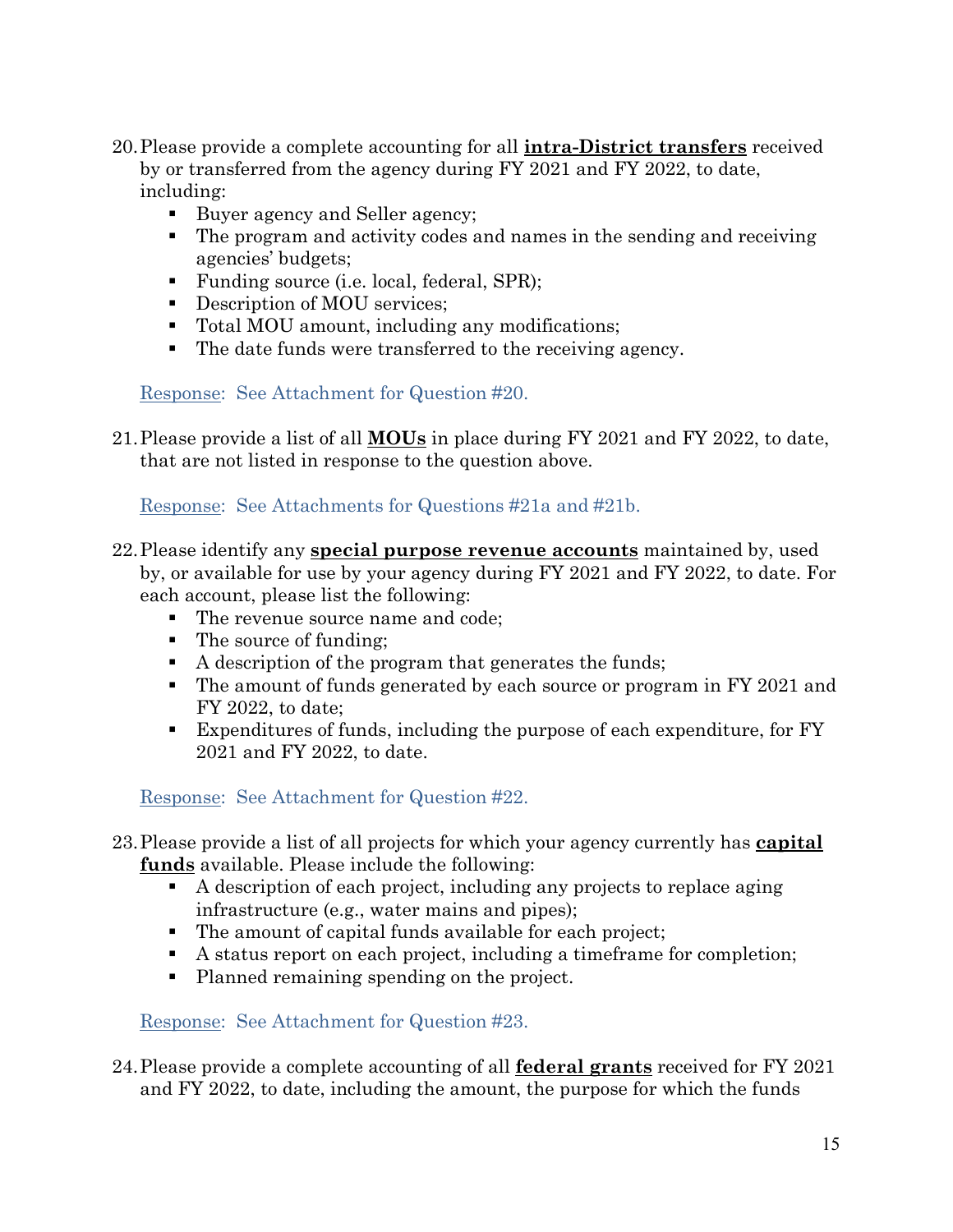20. Please provide a complete accounting for all **intra-District transfers** received by or transferred from the agency during FY 2021 and FY 2022, to date, including:
    - Buyer agency and Seller agency;
    - The program and activity codes and names in the sending and receiving agencies' budgets;
    - Funding source (i.e. local, federal, SPR);
    - Description of MOU services;
    - Total MOU amount, including any modifications;
    - The date funds were transferred to the receiving agency.

    Response: See Attachment for Question #20.

21. Please provide a list of all **MOUs** in place during FY 2021 and FY 2022, to date, that are not listed in response to the question above.

    Response: See Attachments for Questions #21a and #21b.

22. Please identify any **special purpose revenue accounts** maintained by, used by, or available for use by your agency during FY 2021 and FY 2022, to date. For each account, please list the following:
    - The revenue source name and code;
    - The source of funding;
    - A description of the program that generates the funds;
    - The amount of funds generated by each source or program in FY 2021 and FY 2022, to date;
    - Expenditures of funds, including the purpose of each expenditure, for FY 2021 and FY 2022, to date.

    Response: See Attachment for Question #22.

23. Please provide a list of all projects for which your agency currently has **capital funds** available. Please include the following:
    - A description of each project, including any projects to replace aging infrastructure (e.g., water mains and pipes);
    - The amount of capital funds available for each project;
    - A status report on each project, including a timeframe for completion;
    - Planned remaining spending on the project.

    Response: See Attachment for Question #23.

24. Please provide a complete accounting of all **federal grants** received for FY 2021 and FY 2022, to date, including the amount, the purpose for which the funds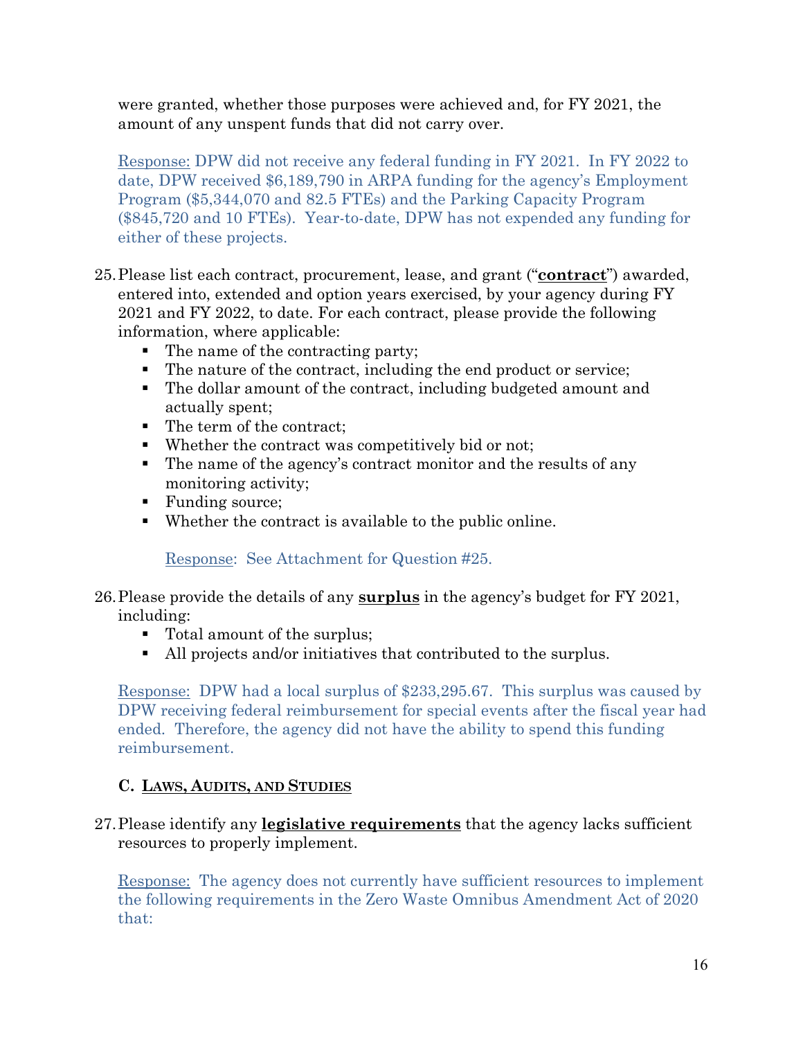were granted, whether those purposes were achieved and, for FY 2021, the amount of any unspent funds that did not carry over.

Response: DPW did not receive any federal funding in FY 2021. In FY 2022 to date, DPW received $6,189,790 in ARPA funding for the agency's Employment Program ($5,344,070 and 82.5 FTEs) and the Parking Capacity Program ($845,720 and 10 FTEs). Year-to-date, DPW has not expended any funding for either of these projects.

25. Please list each contract, procurement, lease, and grant ("**contract**") awarded, entered into, extended and option years exercised, by your agency during FY 2021 and FY 2022, to date. For each contract, please provide the following information, where applicable:
    - The name of the contracting party;
    - The nature of the contract, including the end product or service;
    - The dollar amount of the contract, including budgeted amount and actually spent;
    - The term of the contract;
    - Whether the contract was competitively bid or not;
    - The name of the agency's contract monitor and the results of any monitoring activity;
    - Funding source;
    - Whether the contract is available to the public online.

    Response: See Attachment for Question #25.

26. Please provide the details of any **surplus** in the agency's budget for FY 2021, including:
    - Total amount of the surplus;
    - All projects and/or initiatives that contributed to the surplus.

    Response: DPW had a local surplus of $233,295.67. This surplus was caused by DPW receiving federal reimbursement for special events after the fiscal year had ended. Therefore, the agency did not have the ability to spend this funding reimbursement.

### C. LAWS, AUDITS, AND STUDIES

27. Please identify any **legislative requirements** that the agency lacks sufficient resources to properly implement.

    Response: The agency does not currently have sufficient resources to implement the following requirements in the Zero Waste Omnibus Amendment Act of 2020 that: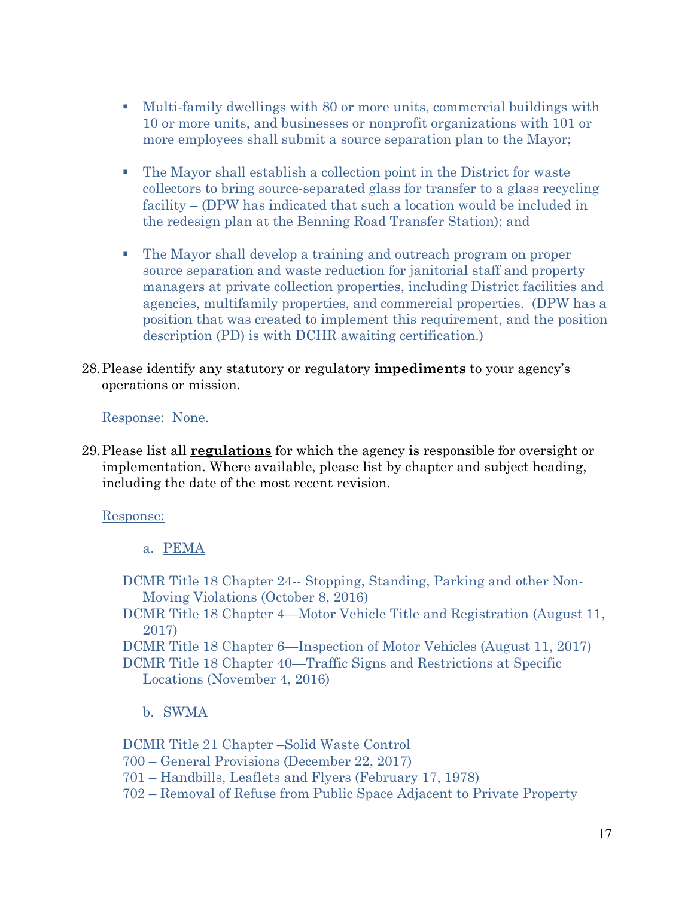- Multi-family dwellings with 80 or more units, commercial buildings with 10 or more units, and businesses or nonprofit organizations with 101 or more employees shall submit a source separation plan to the Mayor;

- The Mayor shall establish a collection point in the District for waste collectors to bring source-separated glass for transfer to a glass recycling facility – (DPW has indicated that such a location would be included in the redesign plan at the Benning Road Transfer Station); and

- The Mayor shall develop a training and outreach program on proper source separation and waste reduction for janitorial staff and property managers at private collection properties, including District facilities and agencies, multifamily properties, and commercial properties. (DPW has a position that was created to implement this requirement, and the position description (PD) is with DCHR awaiting certification.)

28. Please identify any statutory or regulatory **impediments** to your agency's operations or mission.

    Response: None.

29. Please list all **regulations** for which the agency is responsible for oversight or implementation. Where available, please list by chapter and subject heading, including the date of the most recent revision.

    Response:

    a. PEMA

    DCMR Title 18 Chapter 24-- Stopping, Standing, Parking and other Non-Moving Violations (October 8, 2016)
    DCMR Title 18 Chapter 4—Motor Vehicle Title and Registration (August 11, 2017)
    DCMR Title 18 Chapter 6—Inspection of Motor Vehicles (August 11, 2017)
    DCMR Title 18 Chapter 40—Traffic Signs and Restrictions at Specific Locations (November 4, 2016)

    b. SWMA

    DCMR Title 21 Chapter –Solid Waste Control
    700 – General Provisions (December 22, 2017)
    701 – Handbills, Leaflets and Flyers (February 17, 1978)
    702 – Removal of Refuse from Public Space Adjacent to Private Property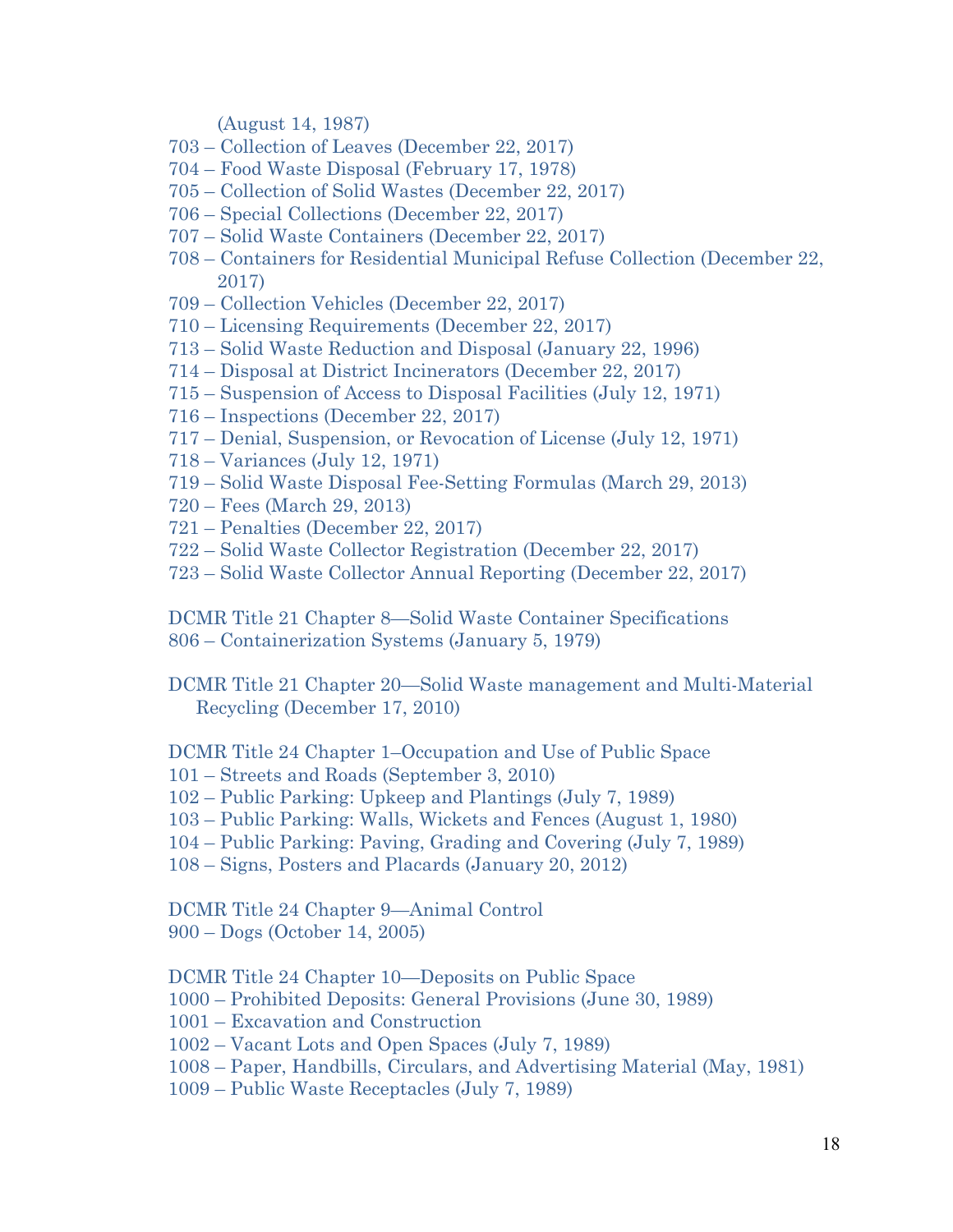(August 14, 1987)
703 – Collection of Leaves (December 22, 2017)
704 – Food Waste Disposal (February 17, 1978)
705 – Collection of Solid Wastes (December 22, 2017)
706 – Special Collections (December 22, 2017)
707 – Solid Waste Containers (December 22, 2017)
708 – Containers for Residential Municipal Refuse Collection (December 22, 2017)
709 – Collection Vehicles (December 22, 2017)
710 – Licensing Requirements (December 22, 2017)
713 – Solid Waste Reduction and Disposal (January 22, 1996)
714 – Disposal at District Incinerators (December 22, 2017)
715 – Suspension of Access to Disposal Facilities (July 12, 1971)
716 – Inspections (December 22, 2017)
717 – Denial, Suspension, or Revocation of License (July 12, 1971)
718 – Variances (July 12, 1971)
719 – Solid Waste Disposal Fee-Setting Formulas (March 29, 2013)
720 – Fees (March 29, 2013)
721 – Penalties (December 22, 2017)
722 – Solid Waste Collector Registration (December 22, 2017)
723 – Solid Waste Collector Annual Reporting (December 22, 2017)

DCMR Title 21 Chapter 8—Solid Waste Container Specifications
806 – Containerization Systems (January 5, 1979)

DCMR Title 21 Chapter 20—Solid Waste management and Multi-Material Recycling (December 17, 2010)

DCMR Title 24 Chapter 1–Occupation and Use of Public Space
101 – Streets and Roads (September 3, 2010)
102 – Public Parking: Upkeep and Plantings (July 7, 1989)
103 – Public Parking: Walls, Wickets and Fences (August 1, 1980)
104 – Public Parking: Paving, Grading and Covering (July 7, 1989)
108 – Signs, Posters and Placards (January 20, 2012)

DCMR Title 24 Chapter 9—Animal Control
900 – Dogs (October 14, 2005)

DCMR Title 24 Chapter 10—Deposits on Public Space
1000 – Prohibited Deposits: General Provisions (June 30, 1989)
1001 – Excavation and Construction
1002 – Vacant Lots and Open Spaces (July 7, 1989)
1008 – Paper, Handbills, Circulars, and Advertising Material (May, 1981)
1009 – Public Waste Receptacles (July 7, 1989)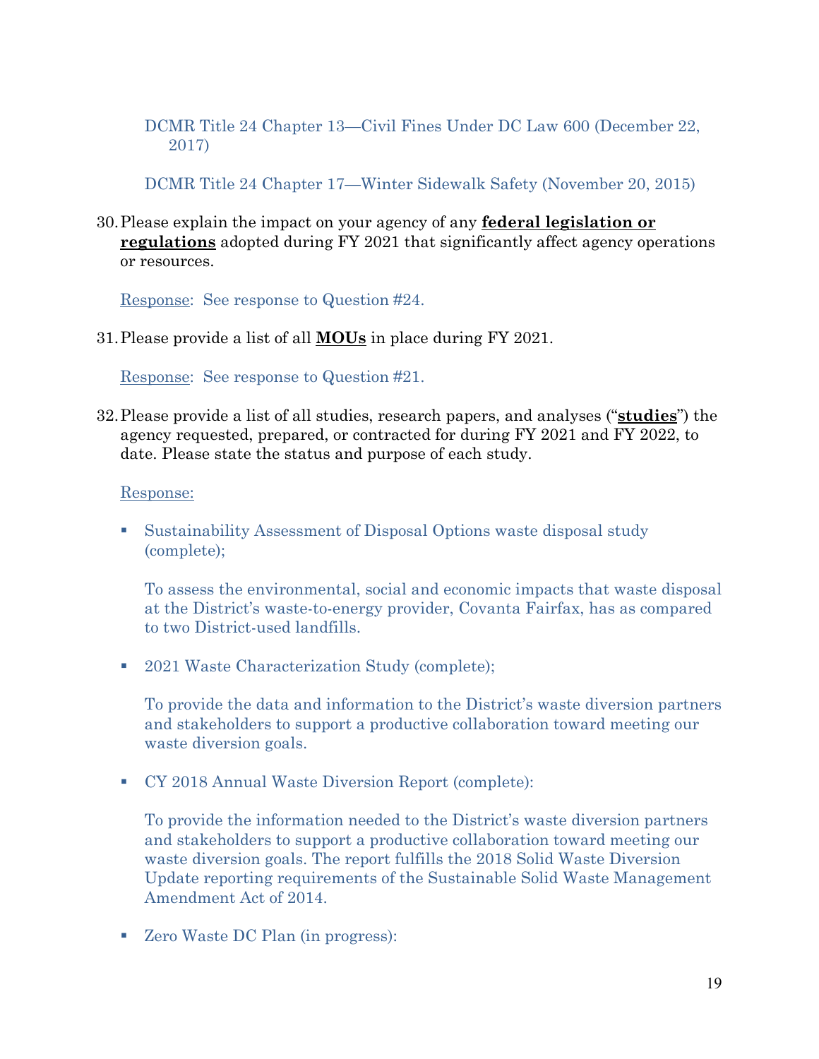DCMR Title 24 Chapter 13—Civil Fines Under DC Law 600 (December 22, 2017)

DCMR Title 24 Chapter 17—Winter Sidewalk Safety (November 20, 2015)

30. Please explain the impact on your agency of any **federal legislation or regulations** adopted during FY 2021 that significantly affect agency operations or resources.

Response: See response to Question #24.

31. Please provide a list of all **MOUs** in place during FY 2021.

Response: See response to Question #21.

32. Please provide a list of all studies, research papers, and analyses ("**studies**") the agency requested, prepared, or contracted for during FY 2021 and FY 2022, to date. Please state the status and purpose of each study.

Response:

- Sustainability Assessment of Disposal Options waste disposal study (complete);

  To assess the environmental, social and economic impacts that waste disposal at the District's waste-to-energy provider, Covanta Fairfax, has as compared to two District-used landfills.

- 2021 Waste Characterization Study (complete);

  To provide the data and information to the District's waste diversion partners and stakeholders to support a productive collaboration toward meeting our waste diversion goals.

- CY 2018 Annual Waste Diversion Report (complete):

  To provide the information needed to the District's waste diversion partners and stakeholders to support a productive collaboration toward meeting our waste diversion goals. The report fulfills the 2018 Solid Waste Diversion Update reporting requirements of the Sustainable Solid Waste Management Amendment Act of 2014.

- Zero Waste DC Plan (in progress):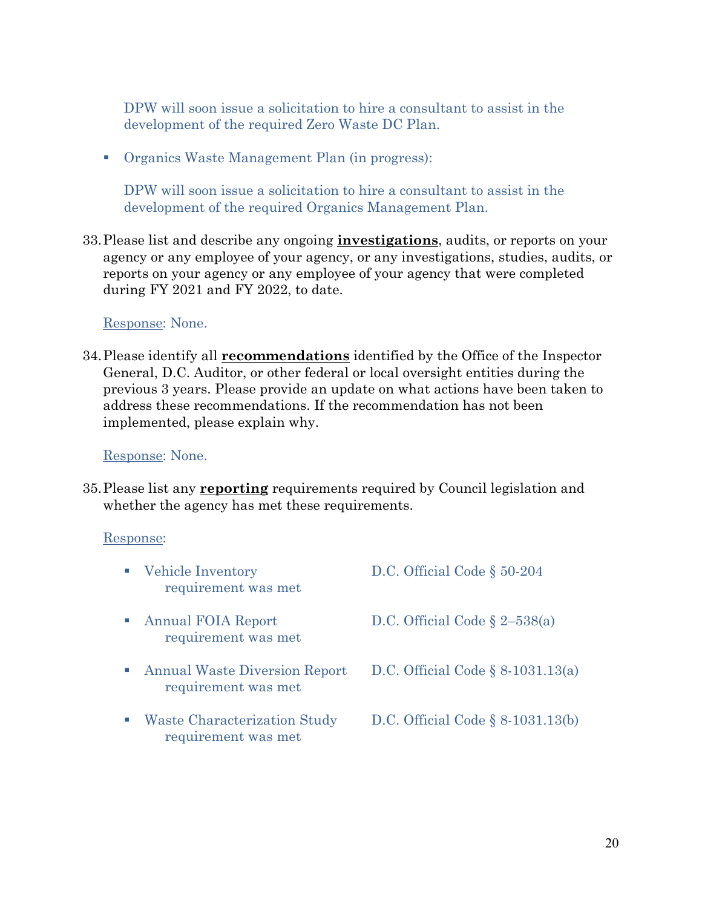DPW will soon issue a solicitation to hire a consultant to assist in the development of the required Zero Waste DC Plan.

- Organics Waste Management Plan (in progress):

  DPW will soon issue a solicitation to hire a consultant to assist in the development of the required Organics Management Plan.

33. Please list and describe any ongoing **investigations**, audits, or reports on your agency or any employee of your agency, or any investigations, studies, audits, or reports on your agency or any employee of your agency that were completed during FY 2021 and FY 2022, to date.

    Response: None.

34. Please identify all **recommendations** identified by the Office of the Inspector General, D.C. Auditor, or other federal or local oversight entities during the previous 3 years. Please provide an update on what actions have been taken to address these recommendations. If the recommendation has not been implemented, please explain why.

    Response: None.

35. Please list any **reporting** requirements required by Council legislation and whether the agency has met these requirements.

    Response:

    - Vehicle Inventory — D.C. Official Code § 50-204
      requirement was met
    - Annual FOIA Report — D.C. Official Code § 2–538(a)
      requirement was met
    - Annual Waste Diversion Report — D.C. Official Code § 8-1031.13(a)
      requirement was met
    - Waste Characterization Study — D.C. Official Code § 8-1031.13(b)
      requirement was met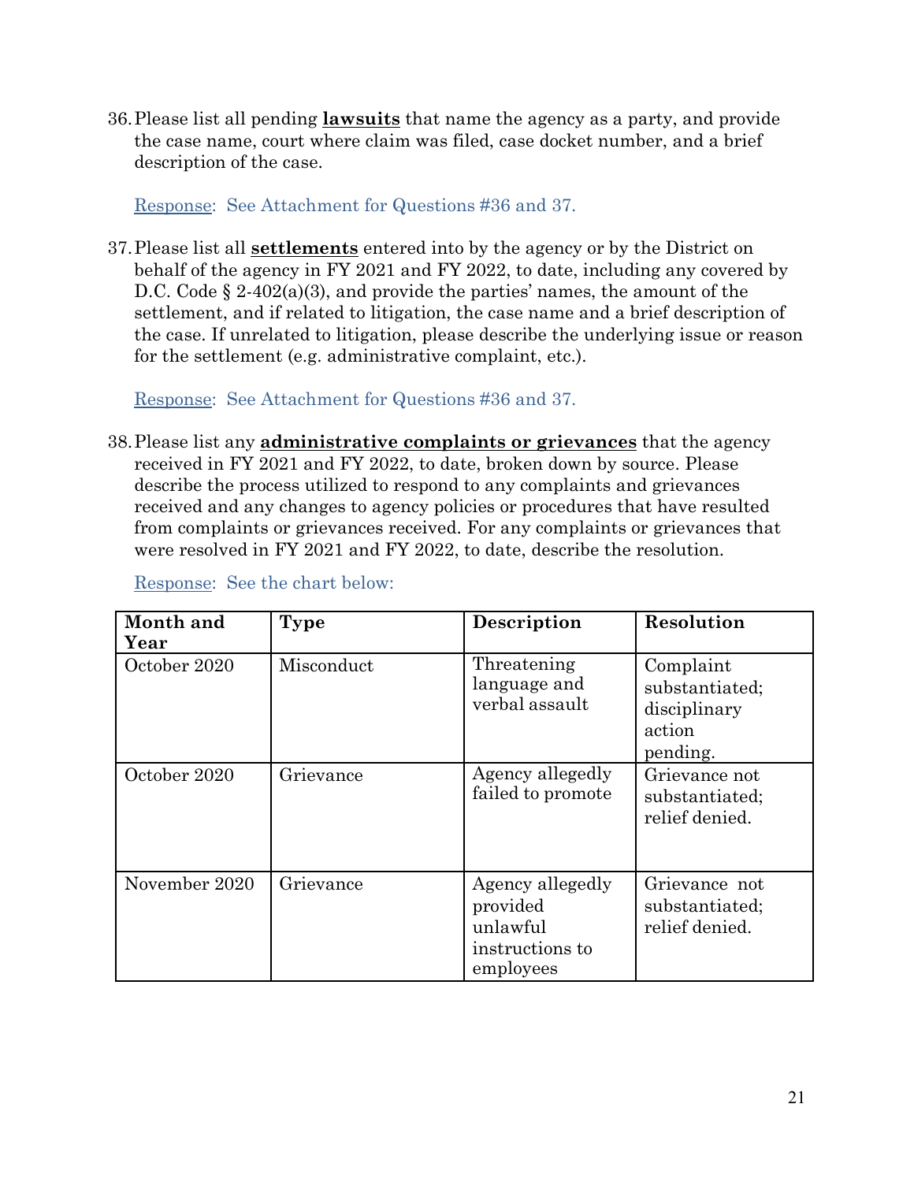36. Please list all pending **lawsuits** that name the agency as a party, and provide the case name, court where claim was filed, case docket number, and a brief description of the case.

    Response: See Attachment for Questions #36 and 37.

37. Please list all **settlements** entered into by the agency or by the District on behalf of the agency in FY 2021 and FY 2022, to date, including any covered by D.C. Code § 2-402(a)(3), and provide the parties' names, the amount of the settlement, and if related to litigation, the case name and a brief description of the case. If unrelated to litigation, please describe the underlying issue or reason for the settlement (e.g. administrative complaint, etc.).

    Response: See Attachment for Questions #36 and 37.

38. Please list any **administrative complaints or grievances** that the agency received in FY 2021 and FY 2022, to date, broken down by source. Please describe the process utilized to respond to any complaints and grievances received and any changes to agency policies or procedures that have resulted from complaints or grievances received. For any complaints or grievances that were resolved in FY 2021 and FY 2022, to date, describe the resolution.

    Response: See the chart below:

| Month and Year | Type | Description | Resolution |
|---|---|---|---|
| October 2020 | Misconduct | Threatening language and verbal assault | Complaint substantiated; disciplinary action pending. |
| October 2020 | Grievance | Agency allegedly failed to promote | Grievance not substantiated; relief denied. |
| November 2020 | Grievance | Agency allegedly provided unlawful instructions to employees | Grievance not substantiated; relief denied. |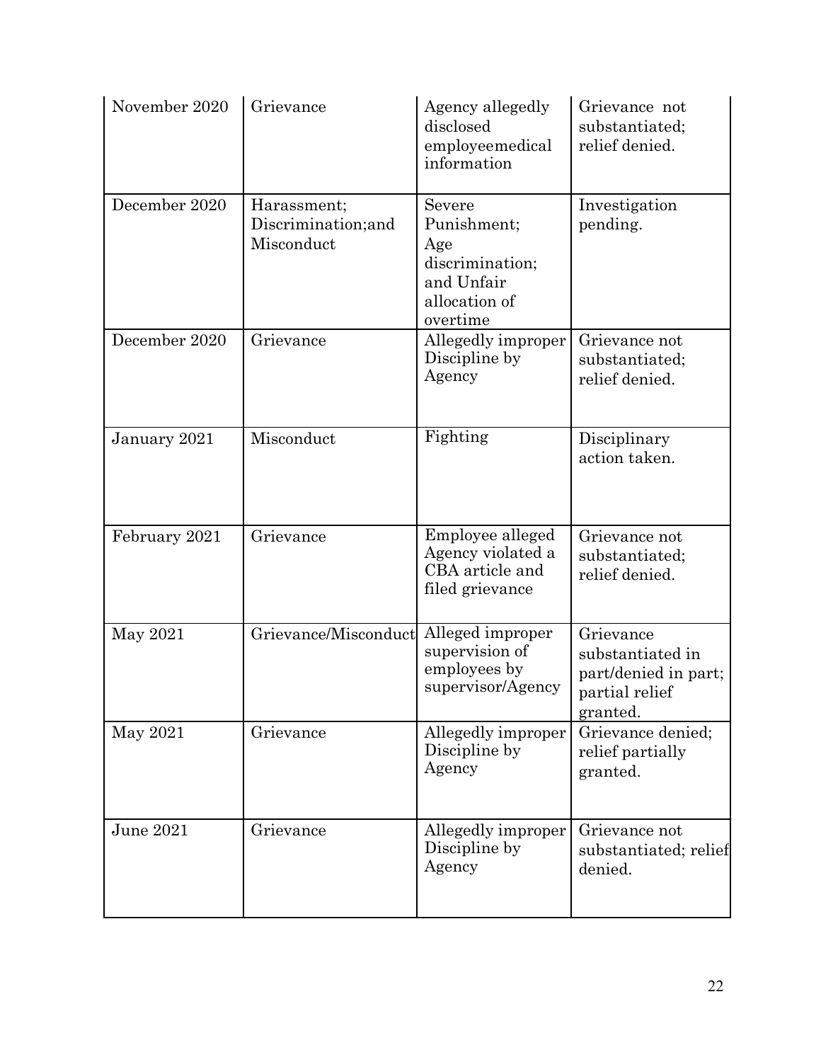| November 2020 | Grievance | Agency allegedly disclosed employeemedical information | Grievance not substantiated; relief denied. |
|---|---|---|---|
| December 2020 | Harassment; Discrimination;and Misconduct | Severe Punishment; Age discrimination; and Unfair allocation of overtime | Investigation pending. |
| December 2020 | Grievance | Allegedly improper Discipline by Agency | Grievance not substantiated; relief denied. |
| January 2021 | Misconduct | Fighting | Disciplinary action taken. |
| February 2021 | Grievance | Employee alleged Agency violated a CBA article and filed grievance | Grievance not substantiated; relief denied. |
| May 2021 | Grievance/Misconduct | Alleged improper supervision of employees by supervisor/Agency | Grievance substantiated in part/denied in part; partial relief granted. |
| May 2021 | Grievance | Allegedly improper Discipline by Agency | Grievance denied; relief partially granted. |
| June 2021 | Grievance | Allegedly improper Discipline by Agency | Grievance not substantiated; relief denied. |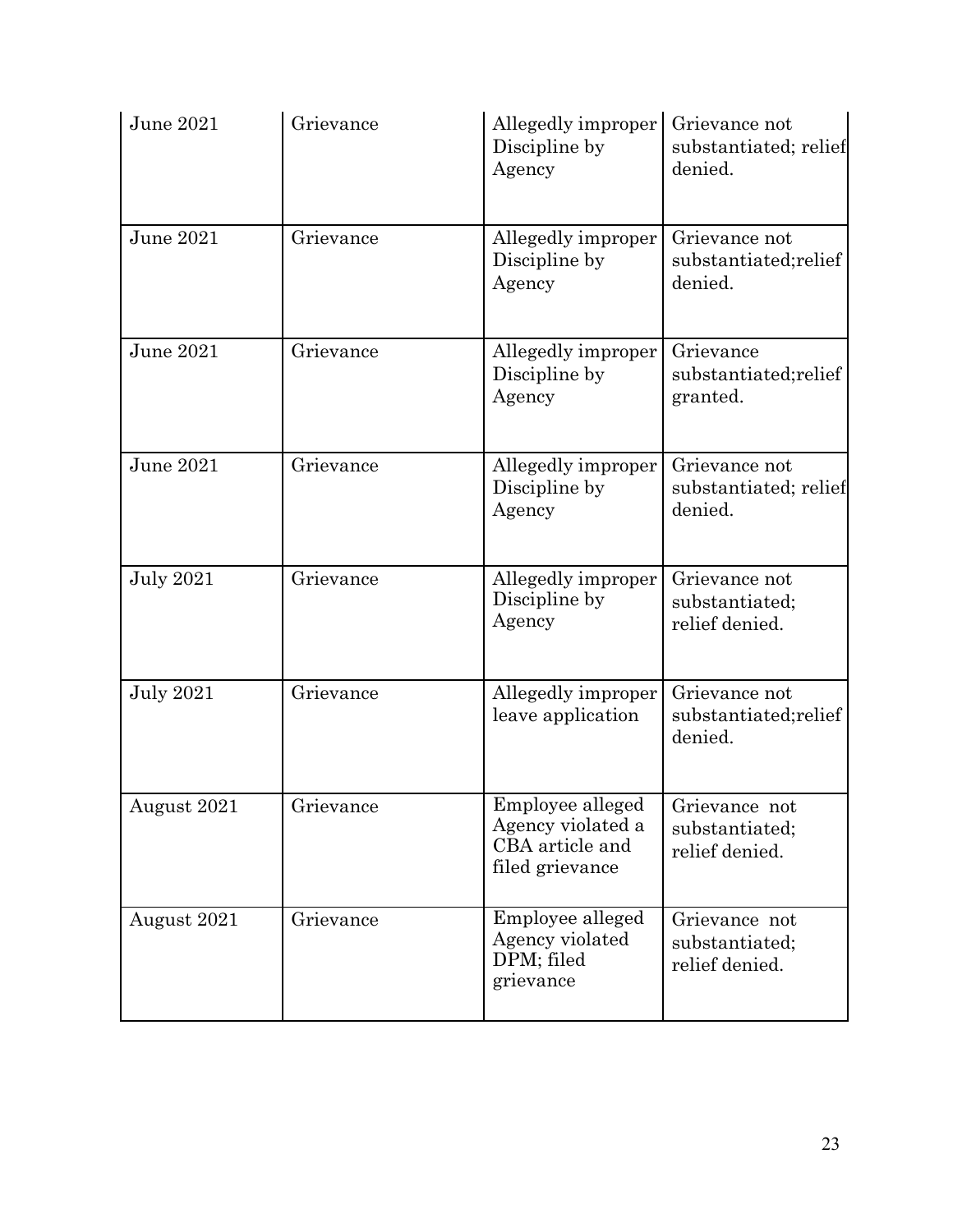| June 2021 | Grievance | Allegedly improper Discipline by Agency | Grievance not substantiated; relief denied. |
|---|---|---|---|
| June 2021 | Grievance | Allegedly improper Discipline by Agency | Grievance not substantiated;relief denied. |
| June 2021 | Grievance | Allegedly improper Discipline by Agency | Grievance substantiated;relief granted. |
| June 2021 | Grievance | Allegedly improper Discipline by Agency | Grievance not substantiated; relief denied. |
| July 2021 | Grievance | Allegedly improper Discipline by Agency | Grievance not substantiated; relief denied. |
| July 2021 | Grievance | Allegedly improper leave application | Grievance not substantiated;relief denied. |
| August 2021 | Grievance | Employee alleged Agency violated a CBA article and filed grievance | Grievance not substantiated; relief denied. |
| August 2021 | Grievance | Employee alleged Agency violated DPM; filed grievance | Grievance not substantiated; relief denied. |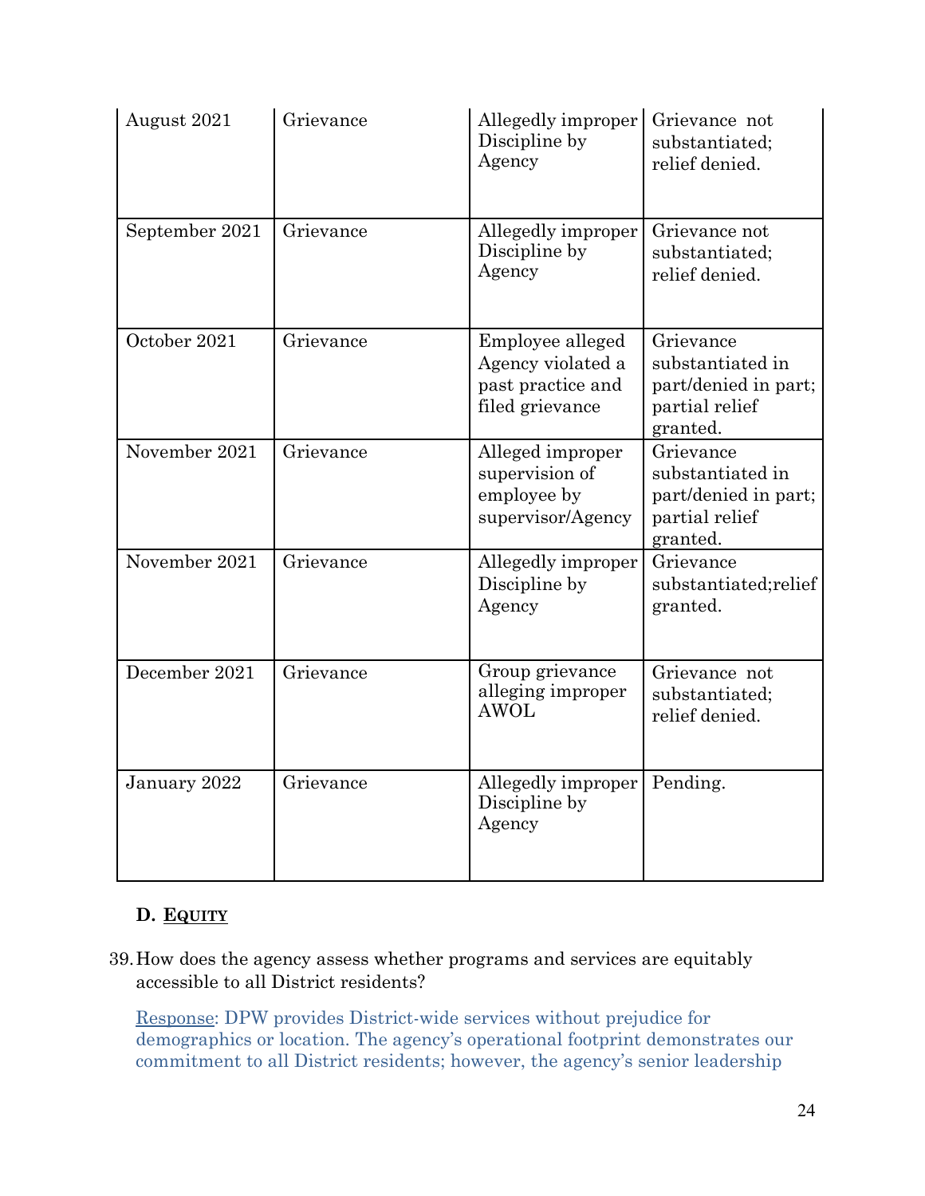| | | | |
|---|---|---|---|
| August 2021 | Grievance | Allegedly improper Discipline by Agency | Grievance not substantiated; relief denied. |
| September 2021 | Grievance | Allegedly improper Discipline by Agency | Grievance not substantiated; relief denied. |
| October 2021 | Grievance | Employee alleged Agency violated a past practice and filed grievance | Grievance substantiated in part/denied in part; partial relief granted. |
| November 2021 | Grievance | Alleged improper supervision of employee by supervisor/Agency | Grievance substantiated in part/denied in part; partial relief granted. |
| November 2021 | Grievance | Allegedly improper Discipline by Agency | Grievance substantiated;relief granted. |
| December 2021 | Grievance | Group grievance alleging improper AWOL | Grievance not substantiated; relief denied. |
| January 2022 | Grievance | Allegedly improper Discipline by Agency | Pending. |

### D. EQUITY

39. How does the agency assess whether programs and services are equitably accessible to all District residents?

Response: DPW provides District-wide services without prejudice for demographics or location. The agency's operational footprint demonstrates our commitment to all District residents; however, the agency's senior leadership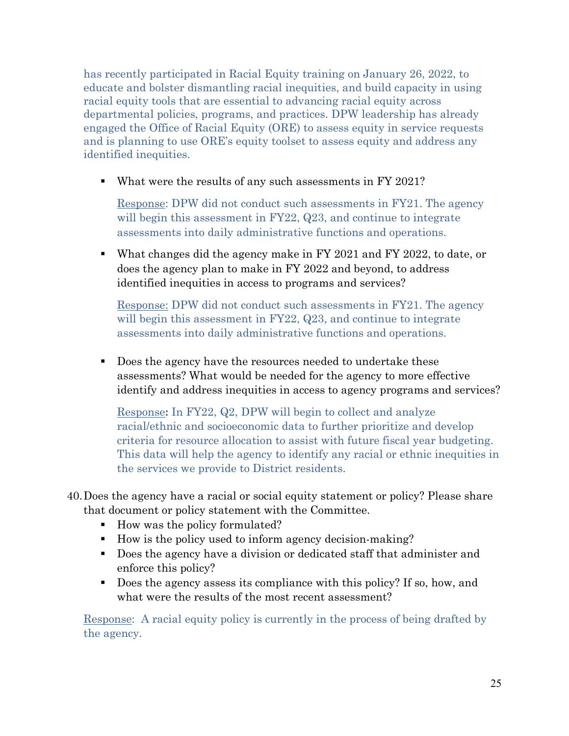has recently participated in Racial Equity training on January 26, 2022, to educate and bolster dismantling racial inequities, and build capacity in using racial equity tools that are essential to advancing racial equity across departmental policies, programs, and practices. DPW leadership has already engaged the Office of Racial Equity (ORE) to assess equity in service requests and is planning to use ORE's equity toolset to assess equity and address any identified inequities.

- What were the results of any such assessments in FY 2021?

  Response: DPW did not conduct such assessments in FY21. The agency will begin this assessment in FY22, Q23, and continue to integrate assessments into daily administrative functions and operations.

- What changes did the agency make in FY 2021 and FY 2022, to date, or does the agency plan to make in FY 2022 and beyond, to address identified inequities in access to programs and services?

  Response: DPW did not conduct such assessments in FY21. The agency will begin this assessment in FY22, Q23, and continue to integrate assessments into daily administrative functions and operations.

- Does the agency have the resources needed to undertake these assessments? What would be needed for the agency to more effective identify and address inequities in access to agency programs and services?

  Response**:** In FY22, Q2, DPW will begin to collect and analyze racial/ethnic and socioeconomic data to further prioritize and develop criteria for resource allocation to assist with future fiscal year budgeting. This data will help the agency to identify any racial or ethnic inequities in the services we provide to District residents.

40. Does the agency have a racial or social equity statement or policy? Please share that document or policy statement with the Committee.
    - How was the policy formulated?
    - How is the policy used to inform agency decision-making?
    - Does the agency have a division or dedicated staff that administer and enforce this policy?
    - Does the agency assess its compliance with this policy? If so, how, and what were the results of the most recent assessment?

    Response: A racial equity policy is currently in the process of being drafted by the agency.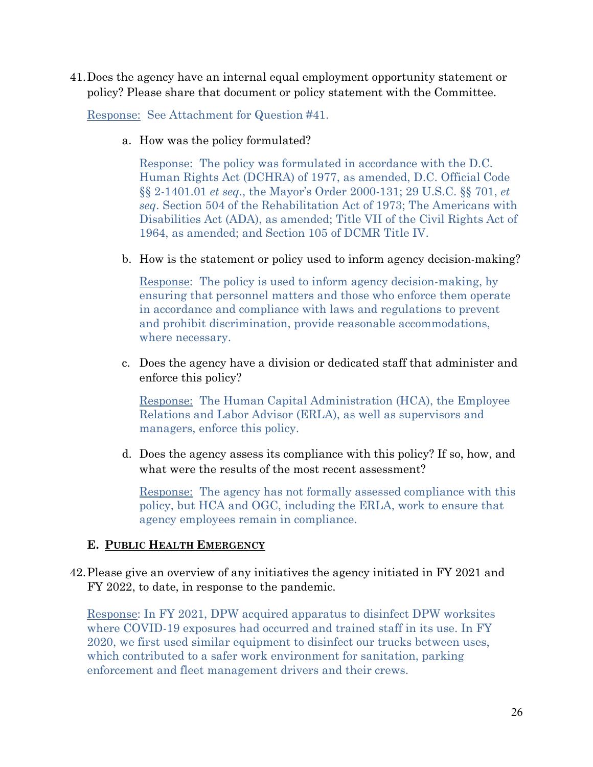41. Does the agency have an internal equal employment opportunity statement or policy? Please share that document or policy statement with the Committee.

   Response: See Attachment for Question #41.

   a. How was the policy formulated?

      Response: The policy was formulated in accordance with the D.C. Human Rights Act (DCHRA) of 1977, as amended, D.C. Official Code §§ 2-1401.01 *et seq*., the Mayor's Order 2000-131; 29 U.S.C. §§ 701, *et seq*. Section 504 of the Rehabilitation Act of 1973; The Americans with Disabilities Act (ADA), as amended; Title VII of the Civil Rights Act of 1964, as amended; and Section 105 of DCMR Title IV.

   b. How is the statement or policy used to inform agency decision-making?

      Response: The policy is used to inform agency decision-making, by ensuring that personnel matters and those who enforce them operate in accordance and compliance with laws and regulations to prevent and prohibit discrimination, provide reasonable accommodations, where necessary.

   c. Does the agency have a division or dedicated staff that administer and enforce this policy?

      Response: The Human Capital Administration (HCA), the Employee Relations and Labor Advisor (ERLA), as well as supervisors and managers, enforce this policy.

   d. Does the agency assess its compliance with this policy? If so, how, and what were the results of the most recent assessment?

      Response: The agency has not formally assessed compliance with this policy, but HCA and OGC, including the ERLA, work to ensure that agency employees remain in compliance.

## E. PUBLIC HEALTH EMERGENCY

42. Please give an overview of any initiatives the agency initiated in FY 2021 and FY 2022, to date, in response to the pandemic.

   Response: In FY 2021, DPW acquired apparatus to disinfect DPW worksites where COVID-19 exposures had occurred and trained staff in its use. In FY 2020, we first used similar equipment to disinfect our trucks between uses, which contributed to a safer work environment for sanitation, parking enforcement and fleet management drivers and their crews.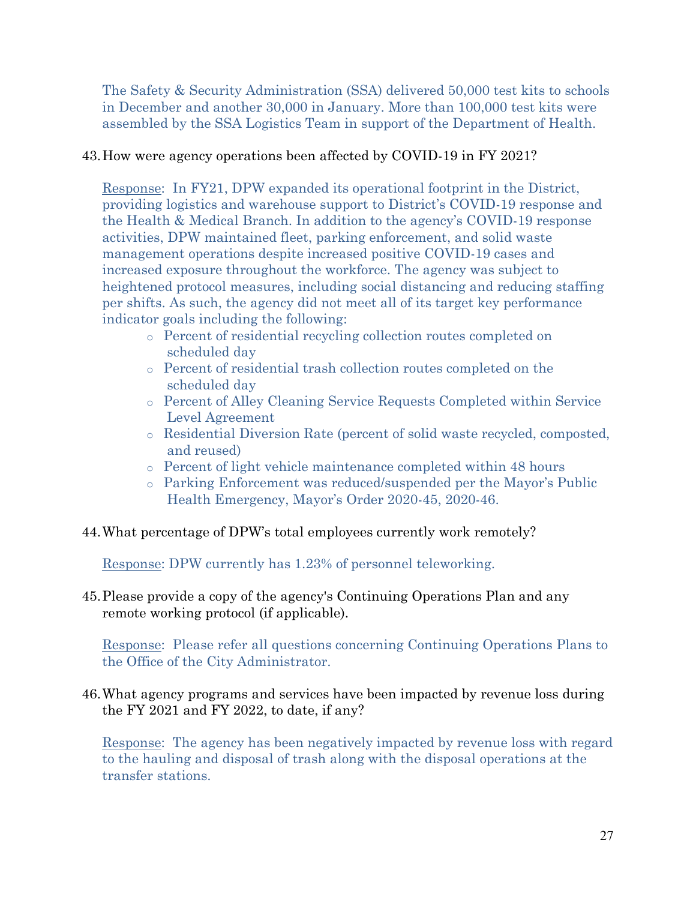The Safety & Security Administration (SSA) delivered 50,000 test kits to schools in December and another 30,000 in January. More than 100,000 test kits were assembled by the SSA Logistics Team in support of the Department of Health.

43. How were agency operations been affected by COVID-19 in FY 2021?

Response: In FY21, DPW expanded its operational footprint in the District, providing logistics and warehouse support to District's COVID-19 response and the Health & Medical Branch. In addition to the agency's COVID-19 response activities, DPW maintained fleet, parking enforcement, and solid waste management operations despite increased positive COVID-19 cases and increased exposure throughout the workforce. The agency was subject to heightened protocol measures, including social distancing and reducing staffing per shifts. As such, the agency did not meet all of its target key performance indicator goals including the following:

- Percent of residential recycling collection routes completed on scheduled day
- Percent of residential trash collection routes completed on the scheduled day
- Percent of Alley Cleaning Service Requests Completed within Service Level Agreement
- Residential Diversion Rate (percent of solid waste recycled, composted, and reused)
- Percent of light vehicle maintenance completed within 48 hours
- Parking Enforcement was reduced/suspended per the Mayor's Public Health Emergency, Mayor's Order 2020-45, 2020-46.

44. What percentage of DPW's total employees currently work remotely?

Response: DPW currently has 1.23% of personnel teleworking.

45. Please provide a copy of the agency's Continuing Operations Plan and any remote working protocol (if applicable).

Response: Please refer all questions concerning Continuing Operations Plans to the Office of the City Administrator.

46. What agency programs and services have been impacted by revenue loss during the FY 2021 and FY 2022, to date, if any?

Response: The agency has been negatively impacted by revenue loss with regard to the hauling and disposal of trash along with the disposal operations at the transfer stations.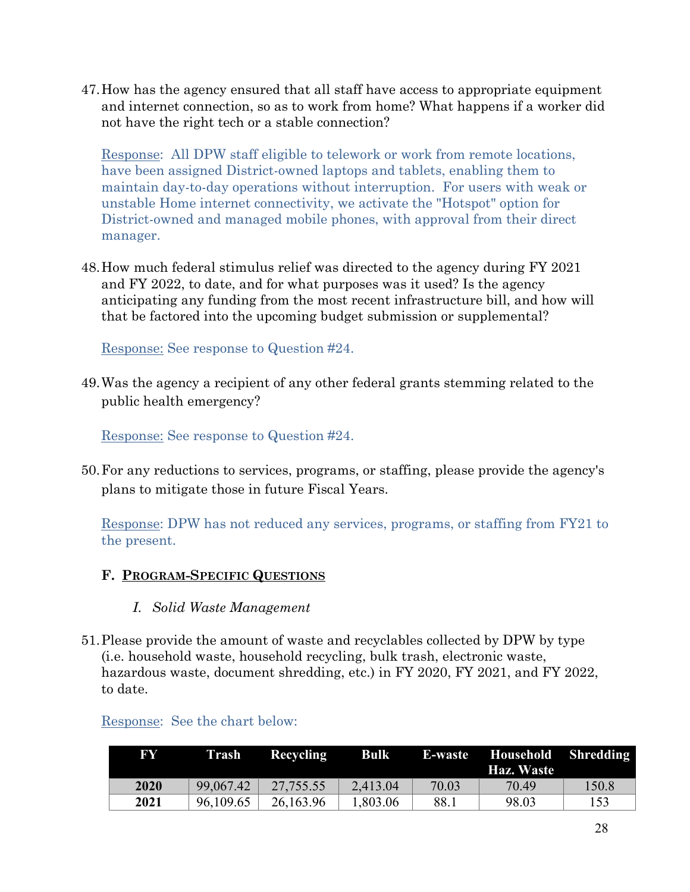47. How has the agency ensured that all staff have access to appropriate equipment and internet connection, so as to work from home? What happens if a worker did not have the right tech or a stable connection?

 Response: All DPW staff eligible to telework or work from remote locations, have been assigned District-owned laptops and tablets, enabling them to maintain day-to-day operations without interruption. For users with weak or unstable Home internet connectivity, we activate the "Hotspot" option for District-owned and managed mobile phones, with approval from their direct manager.

48. How much federal stimulus relief was directed to the agency during FY 2021 and FY 2022, to date, and for what purposes was it used? Is the agency anticipating any funding from the most recent infrastructure bill, and how will that be factored into the upcoming budget submission or supplemental?

 Response: See response to Question #24.

49. Was the agency a recipient of any other federal grants stemming related to the public health emergency?

 Response: See response to Question #24.

50. For any reductions to services, programs, or staffing, please provide the agency's plans to mitigate those in future Fiscal Years.

 Response: DPW has not reduced any services, programs, or staffing from FY21 to the present.

### F. PROGRAM-SPECIFIC QUESTIONS

#### *I. Solid Waste Management*

51. Please provide the amount of waste and recyclables collected by DPW by type (i.e. household waste, household recycling, bulk trash, electronic waste, hazardous waste, document shredding, etc.) in FY 2020, FY 2021, and FY 2022, to date.

 Response: See the chart below:

| FY | Trash | Recycling | Bulk | E-waste | Household Haz. Waste | Shredding |
|---|---|---|---|---|---|---|
| **2020** | 99,067.42 | 27,755.55 | 2,413.04 | 70.03 | 70.49 | 150.8 |
| **2021** | 96,109.65 | 26,163.96 | 1,803.06 | 88.1 | 98.03 | 153 |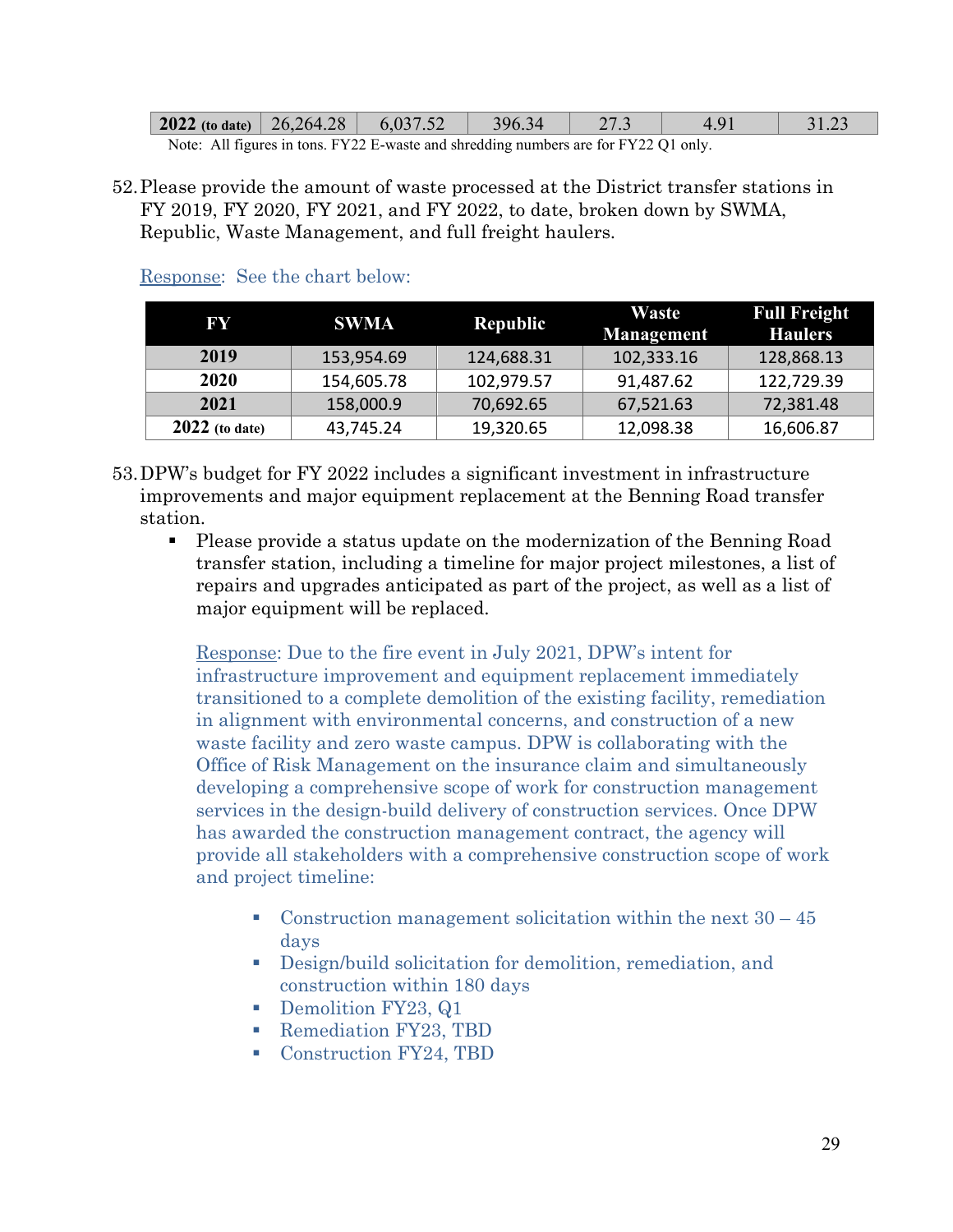| 2022 (to date) | 26,264.28 | 6,037.52 | 396.34 | 27.3 | 4.91 | 31.23 |
|---|---|---|---|---|---|---|

Note: All figures in tons. FY22 E-waste and shredding numbers are for FY22 Q1 only.

52. Please provide the amount of waste processed at the District transfer stations in FY 2019, FY 2020, FY 2021, and FY 2022, to date, broken down by SWMA, Republic, Waste Management, and full freight haulers.

Response: See the chart below:

| FY | SWMA | Republic | Waste Management | Full Freight Haulers |
|---|---|---|---|---|
| 2019 | 153,954.69 | 124,688.31 | 102,333.16 | 128,868.13 |
| 2020 | 154,605.78 | 102,979.57 | 91,487.62 | 122,729.39 |
| 2021 | 158,000.9 | 70,692.65 | 67,521.63 | 72,381.48 |
| 2022 (to date) | 43,745.24 | 19,320.65 | 12,098.38 | 16,606.87 |

53. DPW's budget for FY 2022 includes a significant investment in infrastructure improvements and major equipment replacement at the Benning Road transfer station.

- Please provide a status update on the modernization of the Benning Road transfer station, including a timeline for major project milestones, a list of repairs and upgrades anticipated as part of the project, as well as a list of major equipment will be replaced.

  Response: Due to the fire event in July 2021, DPW's intent for infrastructure improvement and equipment replacement immediately transitioned to a complete demolition of the existing facility, remediation in alignment with environmental concerns, and construction of a new waste facility and zero waste campus. DPW is collaborating with the Office of Risk Management on the insurance claim and simultaneously developing a comprehensive scope of work for construction management services in the design-build delivery of construction services. Once DPW has awarded the construction management contract, the agency will provide all stakeholders with a comprehensive construction scope of work and project timeline:

  - Construction management solicitation within the next 30 – 45 days
  - Design/build solicitation for demolition, remediation, and construction within 180 days
  - Demolition FY23, Q1
  - Remediation FY23, TBD
  - Construction FY24, TBD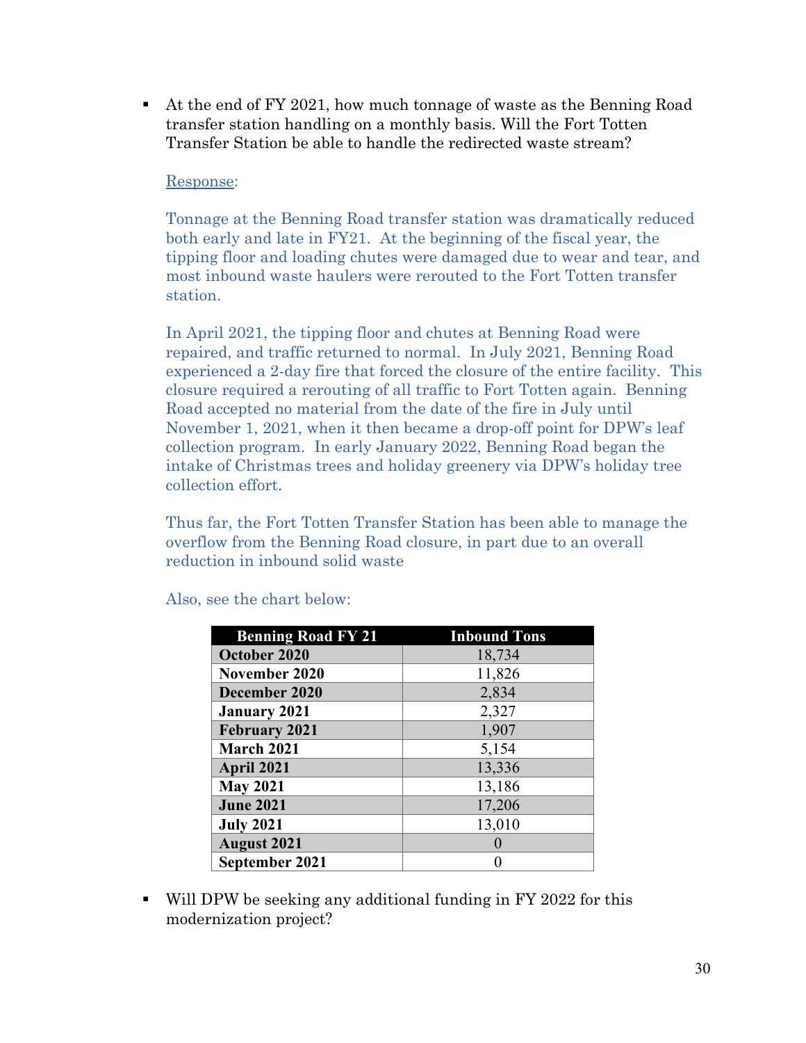- At the end of FY 2021, how much tonnage of waste as the Benning Road transfer station handling on a monthly basis. Will the Fort Totten Transfer Station be able to handle the redirected waste stream?

  Response:

  Tonnage at the Benning Road transfer station was dramatically reduced both early and late in FY21. At the beginning of the fiscal year, the tipping floor and loading chutes were damaged due to wear and tear, and most inbound waste haulers were rerouted to the Fort Totten transfer station.

  In April 2021, the tipping floor and chutes at Benning Road were repaired, and traffic returned to normal. In July 2021, Benning Road experienced a 2-day fire that forced the closure of the entire facility. This closure required a rerouting of all traffic to Fort Totten again. Benning Road accepted no material from the date of the fire in July until November 1, 2021, when it then became a drop-off point for DPW's leaf collection program. In early January 2022, Benning Road began the intake of Christmas trees and holiday greenery via DPW's holiday tree collection effort.

  Thus far, the Fort Totten Transfer Station has been able to manage the overflow from the Benning Road closure, in part due to an overall reduction in inbound solid waste

  Also, see the chart below:

| Benning Road FY 21 | Inbound Tons |
|---|---|
| **October 2020** | 18,734 |
| **November 2020** | 11,826 |
| **December 2020** | 2,834 |
| **January 2021** | 2,327 |
| **February 2021** | 1,907 |
| **March 2021** | 5,154 |
| **April 2021** | 13,336 |
| **May 2021** | 13,186 |
| **June 2021** | 17,206 |
| **July 2021** | 13,010 |
| **August 2021** | 0 |
| **September 2021** | 0 |

- Will DPW be seeking any additional funding in FY 2022 for this modernization project?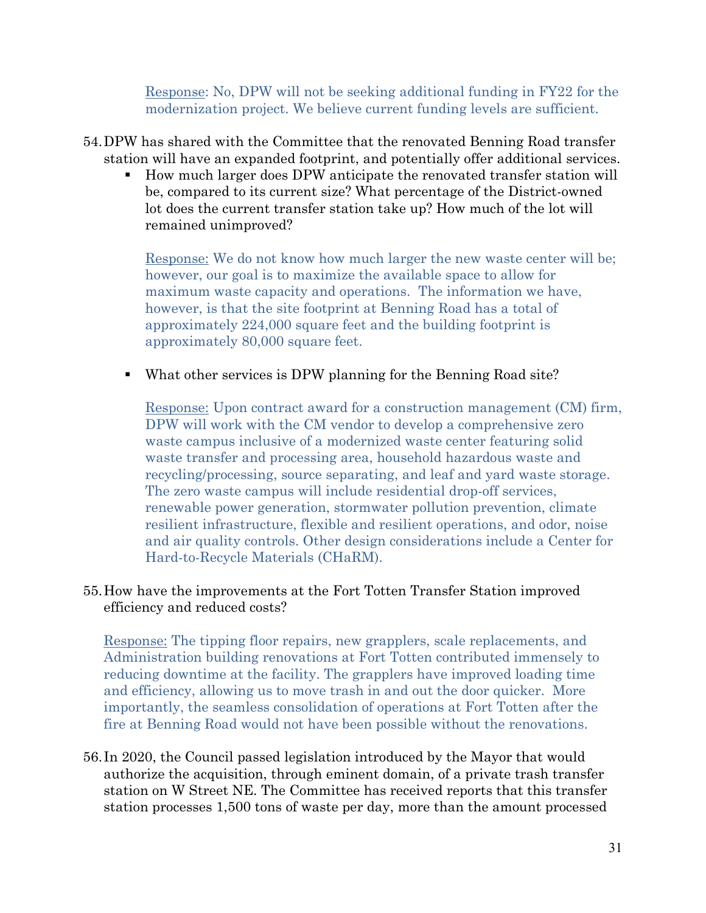Response: No, DPW will not be seeking additional funding in FY22 for the modernization project. We believe current funding levels are sufficient.

54. DPW has shared with the Committee that the renovated Benning Road transfer station will have an expanded footprint, and potentially offer additional services.
    - How much larger does DPW anticipate the renovated transfer station will be, compared to its current size? What percentage of the District-owned lot does the current transfer station take up? How much of the lot will remained unimproved?

      Response: We do not know how much larger the new waste center will be; however, our goal is to maximize the available space to allow for maximum waste capacity and operations. The information we have, however, is that the site footprint at Benning Road has a total of approximately 224,000 square feet and the building footprint is approximately 80,000 square feet.

    - What other services is DPW planning for the Benning Road site?

      Response: Upon contract award for a construction management (CM) firm, DPW will work with the CM vendor to develop a comprehensive zero waste campus inclusive of a modernized waste center featuring solid waste transfer and processing area, household hazardous waste and recycling/processing, source separating, and leaf and yard waste storage. The zero waste campus will include residential drop-off services, renewable power generation, stormwater pollution prevention, climate resilient infrastructure, flexible and resilient operations, and odor, noise and air quality controls. Other design considerations include a Center for Hard-to-Recycle Materials (CHaRM).

55. How have the improvements at the Fort Totten Transfer Station improved efficiency and reduced costs?

    Response: The tipping floor repairs, new grapplers, scale replacements, and Administration building renovations at Fort Totten contributed immensely to reducing downtime at the facility. The grapplers have improved loading time and efficiency, allowing us to move trash in and out the door quicker. More importantly, the seamless consolidation of operations at Fort Totten after the fire at Benning Road would not have been possible without the renovations.

56. In 2020, the Council passed legislation introduced by the Mayor that would authorize the acquisition, through eminent domain, of a private trash transfer station on W Street NE. The Committee has received reports that this transfer station processes 1,500 tons of waste per day, more than the amount processed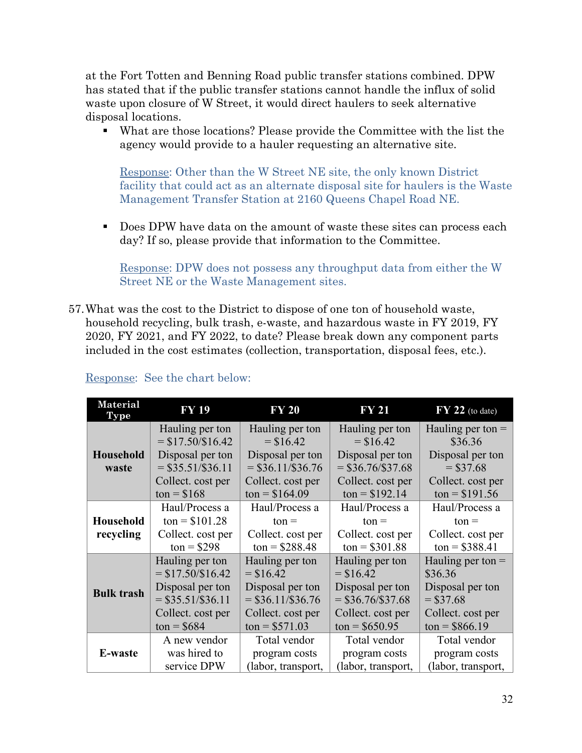at the Fort Totten and Benning Road public transfer stations combined. DPW has stated that if the public transfer stations cannot handle the influx of solid waste upon closure of W Street, it would direct haulers to seek alternative disposal locations.

- What are those locations? Please provide the Committee with the list the agency would provide to a hauler requesting an alternative site.

  Response: Other than the W Street NE site, the only known District facility that could act as an alternate disposal site for haulers is the Waste Management Transfer Station at 2160 Queens Chapel Road NE.

- Does DPW have data on the amount of waste these sites can process each day? If so, please provide that information to the Committee.

  Response: DPW does not possess any throughput data from either the W Street NE or the Waste Management sites.

57. What was the cost to the District to dispose of one ton of household waste, household recycling, bulk trash, e-waste, and hazardous waste in FY 2019, FY 2020, FY 2021, and FY 2022, to date? Please break down any component parts included in the cost estimates (collection, transportation, disposal fees, etc.).

Response: See the chart below:

| Material Type | FY 19 | FY 20 | FY 21 | FY 22 (to date) |
|---|---|---|---|---|
| **Household waste** | Hauling per ton = $17.50/$16.42 Disposal per ton = $35.51/$36.11 Collect. cost per ton = $168 | Hauling per ton = $16.42 Disposal per ton = $36.11/$36.76 Collect. cost per ton = $164.09 | Hauling per ton = $16.42 Disposal per ton = $36.76/$37.68 Collect. cost per ton = $192.14 | Hauling per ton = $36.36 Disposal per ton = $37.68 Collect. cost per ton = $191.56 |
| **Household recycling** | Haul/Process a ton = $101.28 Collect. cost per ton = $298 | Haul/Process a ton = Collect. cost per ton = $288.48 | Haul/Process a ton = Collect. cost per ton = $301.88 | Haul/Process a ton = Collect. cost per ton = $388.41 |
| **Bulk trash** | Hauling per ton = $17.50/$16.42 Disposal per ton = $35.51/$36.11 Collect. cost per ton = $684 | Hauling per ton = $16.42 Disposal per ton = $36.11/$36.76 Collect. cost per ton = $571.03 | Hauling per ton = $16.42 Disposal per ton = $36.76/$37.68 Collect. cost per ton = $650.95 | Hauling per ton = $36.36 Disposal per ton = $37.68 Collect. cost per ton = $866.19 |
| **E-waste** | A new vendor was hired to service DPW | Total vendor program costs (labor, transport, | Total vendor program costs (labor, transport, | Total vendor program costs (labor, transport, |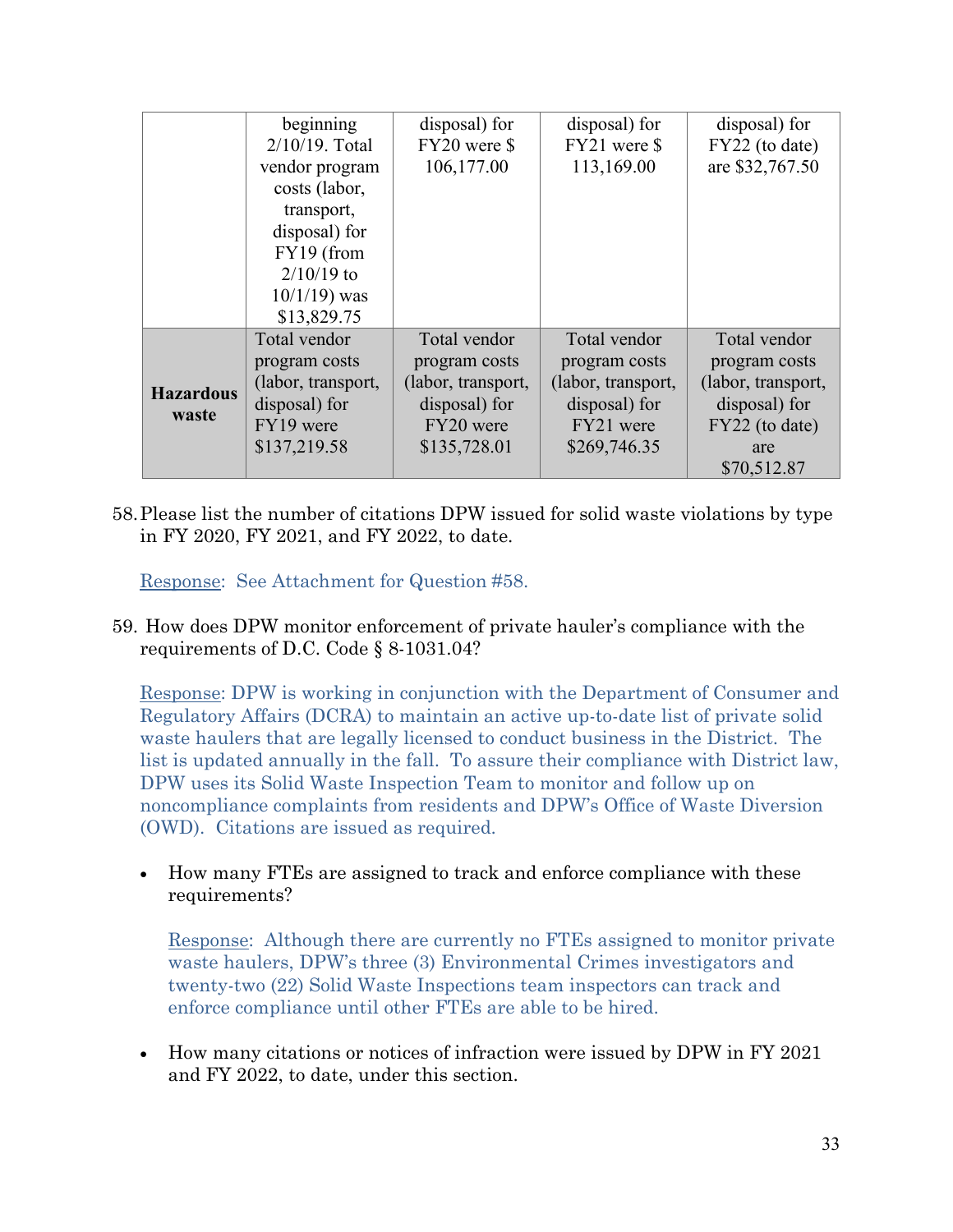| | | | | |
|---|---|---|---|---|
| | beginning 2/10/19. Total vendor program costs (labor, transport, disposal) for FY19 (from 2/10/19 to 10/1/19) was $13,829.75 | disposal) for FY20 were $ 106,177.00 | disposal) for FY21 were $ 113,169.00 | disposal) for FY22 (to date) are $32,767.50 |
| **Hazardous waste** | Total vendor program costs (labor, transport, disposal) for FY19 were $137,219.58 | Total vendor program costs (labor, transport, disposal) for FY20 were $135,728.01 | Total vendor program costs (labor, transport, disposal) for FY21 were $269,746.35 | Total vendor program costs (labor, transport, disposal) for FY22 (to date) are $70,512.87 |

58. Please list the number of citations DPW issued for solid waste violations by type in FY 2020, FY 2021, and FY 2022, to date.

    Response: See Attachment for Question #58.

59. How does DPW monitor enforcement of private hauler's compliance with the requirements of D.C. Code § 8-1031.04?

    Response: DPW is working in conjunction with the Department of Consumer and Regulatory Affairs (DCRA) to maintain an active up-to-date list of private solid waste haulers that are legally licensed to conduct business in the District. The list is updated annually in the fall. To assure their compliance with District law, DPW uses its Solid Waste Inspection Team to monitor and follow up on noncompliance complaints from residents and DPW's Office of Waste Diversion (OWD). Citations are issued as required.

    - How many FTEs are assigned to track and enforce compliance with these requirements?

      Response: Although there are currently no FTEs assigned to monitor private waste haulers, DPW's three (3) Environmental Crimes investigators and twenty-two (22) Solid Waste Inspections team inspectors can track and enforce compliance until other FTEs are able to be hired.

    - How many citations or notices of infraction were issued by DPW in FY 2021 and FY 2022, to date, under this section.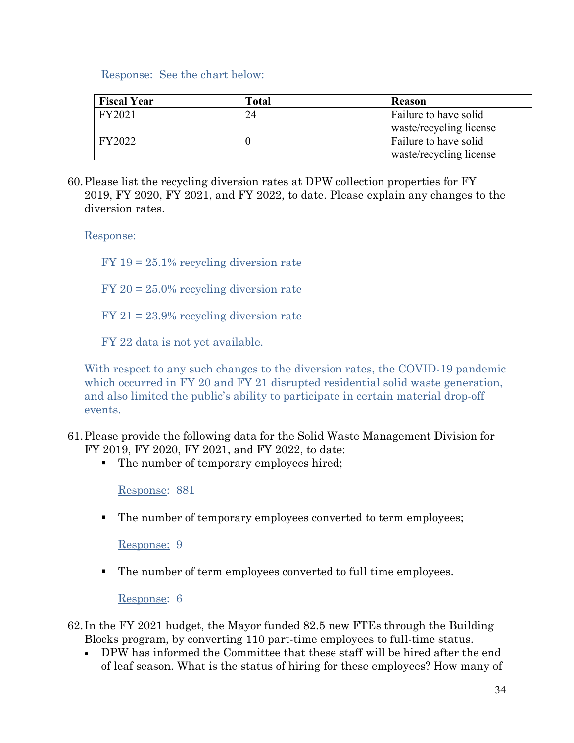Response: See the chart below:

| Fiscal Year | Total | Reason |
|---|---|---|
| FY2021 | 24 | Failure to have solid waste/recycling license |
| FY2022 | 0 | Failure to have solid waste/recycling license |

60. Please list the recycling diversion rates at DPW collection properties for FY 2019, FY 2020, FY 2021, and FY 2022, to date. Please explain any changes to the diversion rates.

    Response:

    FY 19 = 25.1% recycling diversion rate

    FY 20 = 25.0% recycling diversion rate

    FY 21 = 23.9% recycling diversion rate

    FY 22 data is not yet available.

    With respect to any such changes to the diversion rates, the COVID-19 pandemic which occurred in FY 20 and FY 21 disrupted residential solid waste generation, and also limited the public's ability to participate in certain material drop-off events.

61. Please provide the following data for the Solid Waste Management Division for FY 2019, FY 2020, FY 2021, and FY 2022, to date:
    - The number of temporary employees hired;

      Response: 881

    - The number of temporary employees converted to term employees;

      Response: 9

    - The number of term employees converted to full time employees.

      Response: 6

62. In the FY 2021 budget, the Mayor funded 82.5 new FTEs through the Building Blocks program, by converting 110 part-time employees to full-time status.
    - DPW has informed the Committee that these staff will be hired after the end of leaf season. What is the status of hiring for these employees? How many of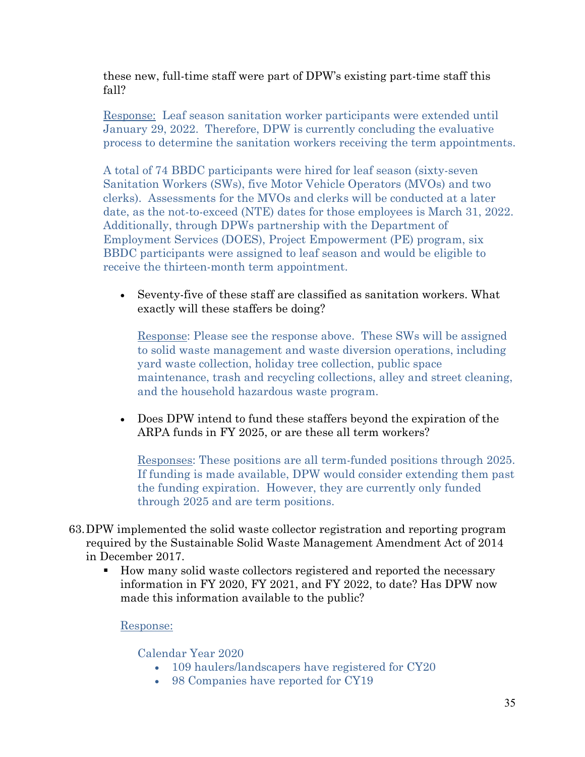these new, full-time staff were part of DPW's existing part-time staff this fall?

Response: Leaf season sanitation worker participants were extended until January 29, 2022. Therefore, DPW is currently concluding the evaluative process to determine the sanitation workers receiving the term appointments.

A total of 74 BBDC participants were hired for leaf season (sixty-seven Sanitation Workers (SWs), five Motor Vehicle Operators (MVOs) and two clerks). Assessments for the MVOs and clerks will be conducted at a later date, as the not-to-exceed (NTE) dates for those employees is March 31, 2022. Additionally, through DPWs partnership with the Department of Employment Services (DOES), Project Empowerment (PE) program, six BBDC participants were assigned to leaf season and would be eligible to receive the thirteen-month term appointment.

- Seventy-five of these staff are classified as sanitation workers. What exactly will these staffers be doing?

  Response: Please see the response above. These SWs will be assigned to solid waste management and waste diversion operations, including yard waste collection, holiday tree collection, public space maintenance, trash and recycling collections, alley and street cleaning, and the household hazardous waste program.

- Does DPW intend to fund these staffers beyond the expiration of the ARPA funds in FY 2025, or are these all term workers?

  Responses: These positions are all term-funded positions through 2025. If funding is made available, DPW would consider extending them past the funding expiration. However, they are currently only funded through 2025 and are term positions.

63. DPW implemented the solid waste collector registration and reporting program required by the Sustainable Solid Waste Management Amendment Act of 2014 in December 2017.
    - How many solid waste collectors registered and reported the necessary information in FY 2020, FY 2021, and FY 2022, to date? Has DPW now made this information available to the public?

      Response:

      Calendar Year 2020
      - 109 haulers/landscapers have registered for CY20
      - 98 Companies have reported for CY19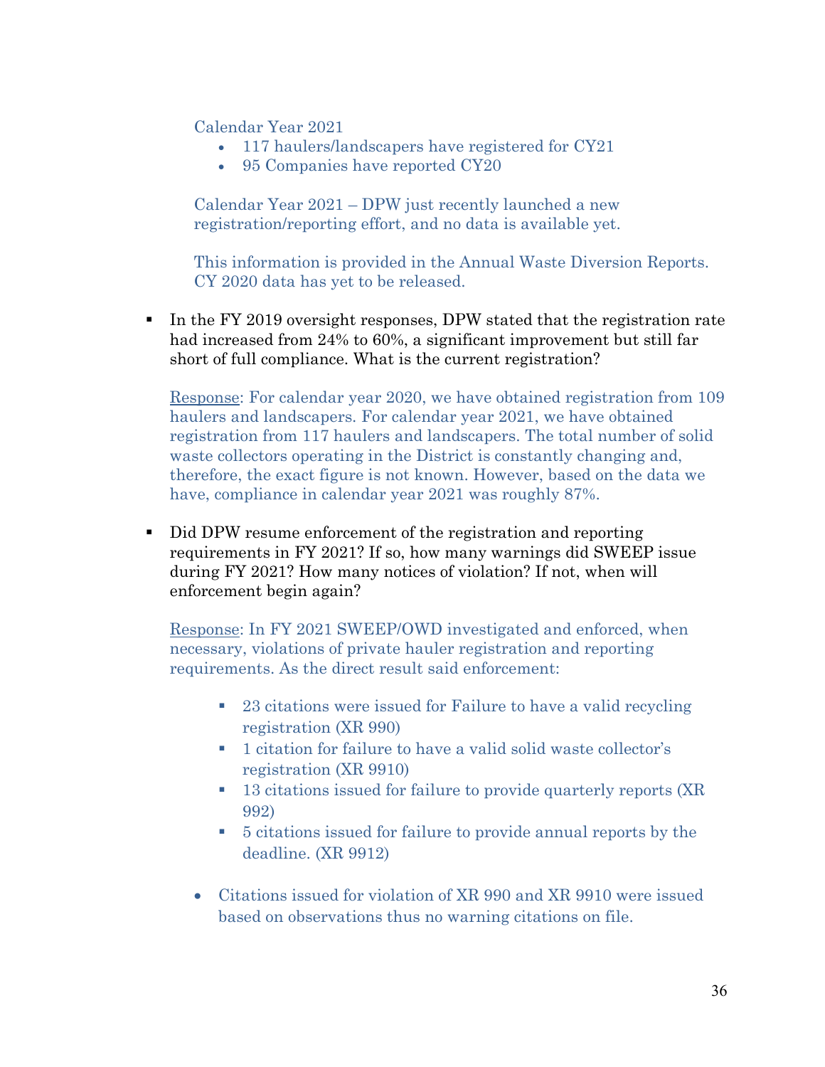Calendar Year 2021

- 117 haulers/landscapers have registered for CY21
- 95 Companies have reported CY20

Calendar Year 2021 – DPW just recently launched a new registration/reporting effort, and no data is available yet.

This information is provided in the Annual Waste Diversion Reports. CY 2020 data has yet to be released.

- In the FY 2019 oversight responses, DPW stated that the registration rate had increased from 24% to 60%, a significant improvement but still far short of full compliance. What is the current registration?

  Response: For calendar year 2020, we have obtained registration from 109 haulers and landscapers. For calendar year 2021, we have obtained registration from 117 haulers and landscapers. The total number of solid waste collectors operating in the District is constantly changing and, therefore, the exact figure is not known. However, based on the data we have, compliance in calendar year 2021 was roughly 87%.

- Did DPW resume enforcement of the registration and reporting requirements in FY 2021? If so, how many warnings did SWEEP issue during FY 2021? How many notices of violation? If not, when will enforcement begin again?

  Response: In FY 2021 SWEEP/OWD investigated and enforced, when necessary, violations of private hauler registration and reporting requirements. As the direct result said enforcement:

    - 23 citations were issued for Failure to have a valid recycling registration (XR 990)
    - 1 citation for failure to have a valid solid waste collector's registration (XR 9910)
    - 13 citations issued for failure to provide quarterly reports (XR 992)
    - 5 citations issued for failure to provide annual reports by the deadline. (XR 9912)

  - Citations issued for violation of XR 990 and XR 9910 were issued based on observations thus no warning citations on file.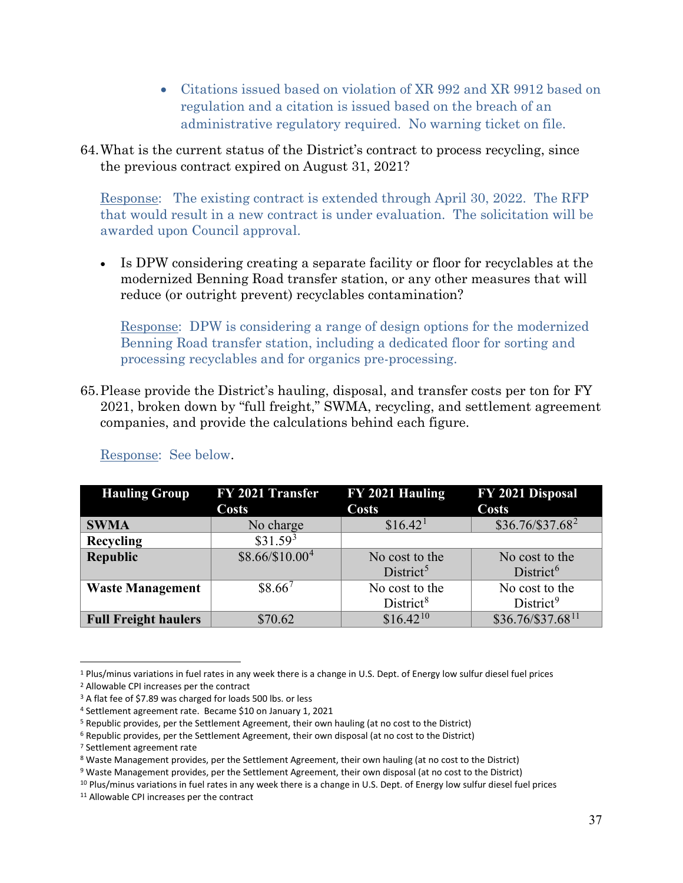- Citations issued based on violation of XR 992 and XR 9912 based on regulation and a citation is issued based on the breach of an administrative regulatory required. No warning ticket on file.

64. What is the current status of the District's contract to process recycling, since the previous contract expired on August 31, 2021?

    Response: The existing contract is extended through April 30, 2022. The RFP that would result in a new contract is under evaluation. The solicitation will be awarded upon Council approval.

    - Is DPW considering creating a separate facility or floor for recyclables at the modernized Benning Road transfer station, or any other measures that will reduce (or outright prevent) recyclables contamination?

      Response: DPW is considering a range of design options for the modernized Benning Road transfer station, including a dedicated floor for sorting and processing recyclables and for organics pre-processing.

65. Please provide the District's hauling, disposal, and transfer costs per ton for FY 2021, broken down by "full freight," SWMA, recycling, and settlement agreement companies, and provide the calculations behind each figure.

    Response: See below.

| Hauling Group | FY 2021 Transfer Costs | FY 2021 Hauling Costs | FY 2021 Disposal Costs |
|---|---|---|---|
| **SWMA** | No charge | $16.42[1] | $36.76/$37.68[2] |
| **Recycling** | $31.59[3] | | |
| **Republic** | $8.66/$10.00[4] | No cost to the District[5] | No cost to the District[6] |
| **Waste Management** | $8.66[7] | No cost to the District[8] | No cost to the District[9] |
| **Full Freight haulers** | $70.62 | $16.42[10] | $36.76/$37.68[11] |

[1] Plus/minus variations in fuel rates in any week there is a change in U.S. Dept. of Energy low sulfur diesel fuel prices
[2] Allowable CPI increases per the contract
[3] A flat fee of $7.89 was charged for loads 500 lbs. or less
[4] Settlement agreement rate. Became $10 on January 1, 2021
[5] Republic provides, per the Settlement Agreement, their own hauling (at no cost to the District)
[6] Republic provides, per the Settlement Agreement, their own disposal (at no cost to the District)
[7] Settlement agreement rate
[8] Waste Management provides, per the Settlement Agreement, their own hauling (at no cost to the District)
[9] Waste Management provides, per the Settlement Agreement, their own disposal (at no cost to the District)
[10] Plus/minus variations in fuel rates in any week there is a change in U.S. Dept. of Energy low sulfur diesel fuel prices
[11] Allowable CPI increases per the contract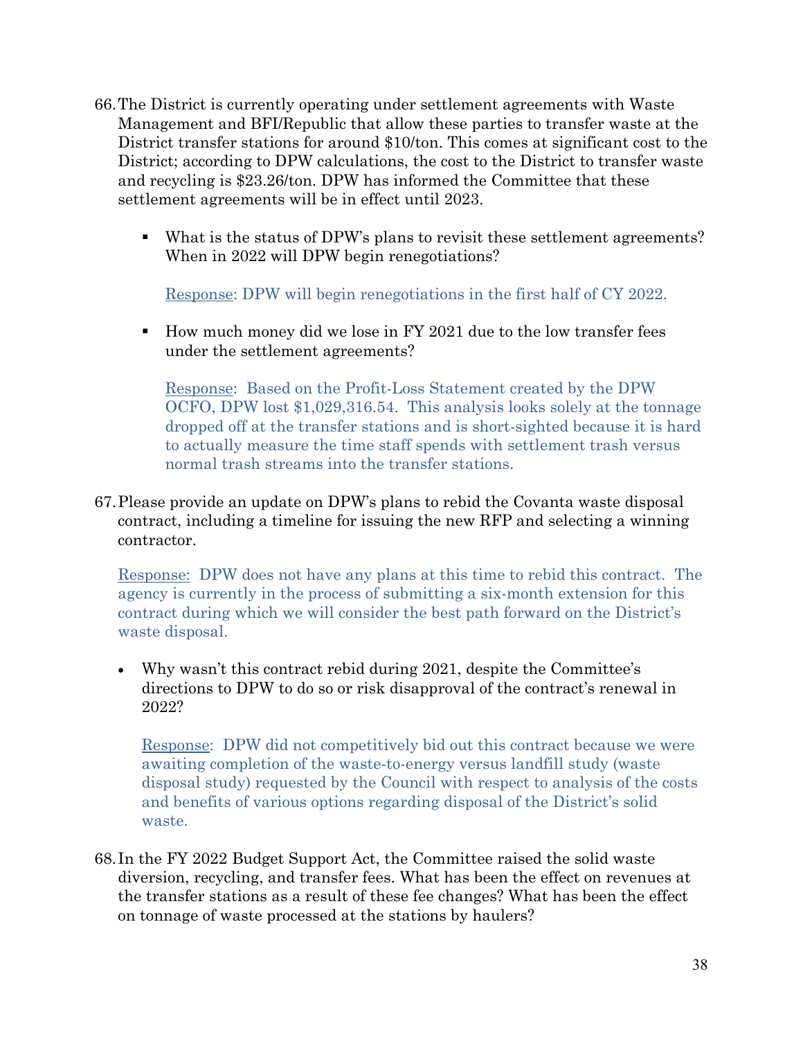66. The District is currently operating under settlement agreements with Waste Management and BFI/Republic that allow these parties to transfer waste at the District transfer stations for around $10/ton. This comes at significant cost to the District; according to DPW calculations, the cost to the District to transfer waste and recycling is $23.26/ton. DPW has informed the Committee that these settlement agreements will be in effect until 2023.

    - What is the status of DPW's plans to revisit these settlement agreements? When in 2022 will DPW begin renegotiations?

      Response: DPW will begin renegotiations in the first half of CY 2022.

    - How much money did we lose in FY 2021 due to the low transfer fees under the settlement agreements?

      Response: Based on the Profit-Loss Statement created by the DPW OCFO, DPW lost $1,029,316.54. This analysis looks solely at the tonnage dropped off at the transfer stations and is short-sighted because it is hard to actually measure the time staff spends with settlement trash versus normal trash streams into the transfer stations.

67. Please provide an update on DPW's plans to rebid the Covanta waste disposal contract, including a timeline for issuing the new RFP and selecting a winning contractor.

    Response: DPW does not have any plans at this time to rebid this contract. The agency is currently in the process of submitting a six-month extension for this contract during which we will consider the best path forward on the District's waste disposal.

    - Why wasn't this contract rebid during 2021, despite the Committee's directions to DPW to do so or risk disapproval of the contract's renewal in 2022?

      Response: DPW did not competitively bid out this contract because we were awaiting completion of the waste-to-energy versus landfill study (waste disposal study) requested by the Council with respect to analysis of the costs and benefits of various options regarding disposal of the District's solid waste.

68. In the FY 2022 Budget Support Act, the Committee raised the solid waste diversion, recycling, and transfer fees. What has been the effect on revenues at the transfer stations as a result of these fee changes? What has been the effect on tonnage of waste processed at the stations by haulers?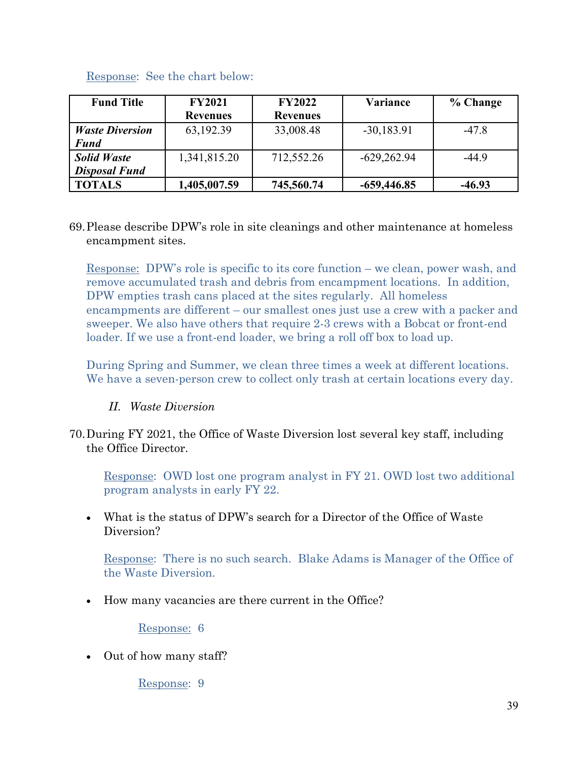Response: See the chart below:

| Fund Title | FY2021 Revenues | FY2022 Revenues | Variance | % Change |
|---|---|---|---|---|
| ***Waste Diversion Fund*** | 63,192.39 | 33,008.48 | -30,183.91 | -47.8 |
| ***Solid Waste Disposal Fund*** | 1,341,815.20 | 712,552.26 | -629,262.94 | -44.9 |
| **TOTALS** | **1,405,007.59** | **745,560.74** | **-659,446.85** | **-46.93** |

69. Please describe DPW's role in site cleanings and other maintenance at homeless encampment sites.

    Response: DPW's role is specific to its core function – we clean, power wash, and remove accumulated trash and debris from encampment locations. In addition, DPW empties trash cans placed at the sites regularly. All homeless encampments are different – our smallest ones just use a crew with a packer and sweeper. We also have others that require 2-3 crews with a Bobcat or front-end loader. If we use a front-end loader, we bring a roll off box to load up.

    During Spring and Summer, we clean three times a week at different locations. We have a seven-person crew to collect only trash at certain locations every day.

## *II. Waste Diversion*

70. During FY 2021, the Office of Waste Diversion lost several key staff, including the Office Director.

    Response: OWD lost one program analyst in FY 21. OWD lost two additional program analysts in early FY 22.

    - What is the status of DPW's search for a Director of the Office of Waste Diversion?

      Response: There is no such search. Blake Adams is Manager of the Office of the Waste Diversion.

    - How many vacancies are there current in the Office?

      Response: 6

    - Out of how many staff?

      Response: 9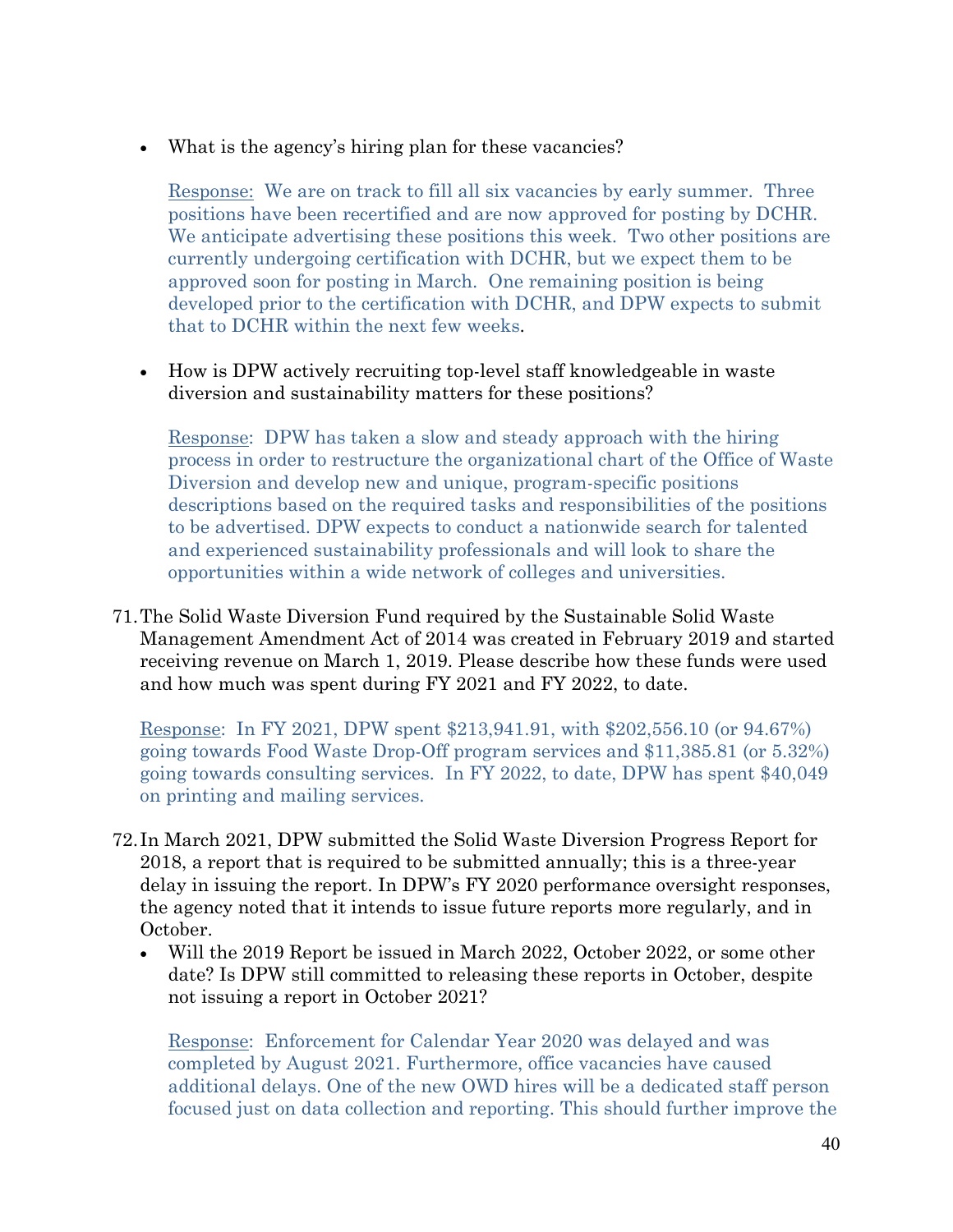- What is the agency's hiring plan for these vacancies?

  Response: We are on track to fill all six vacancies by early summer. Three positions have been recertified and are now approved for posting by DCHR. We anticipate advertising these positions this week. Two other positions are currently undergoing certification with DCHR, but we expect them to be approved soon for posting in March. One remaining position is being developed prior to the certification with DCHR, and DPW expects to submit that to DCHR within the next few weeks.

- How is DPW actively recruiting top-level staff knowledgeable in waste diversion and sustainability matters for these positions?

  Response: DPW has taken a slow and steady approach with the hiring process in order to restructure the organizational chart of the Office of Waste Diversion and develop new and unique, program-specific positions descriptions based on the required tasks and responsibilities of the positions to be advertised. DPW expects to conduct a nationwide search for talented and experienced sustainability professionals and will look to share the opportunities within a wide network of colleges and universities.

71. The Solid Waste Diversion Fund required by the Sustainable Solid Waste Management Amendment Act of 2014 was created in February 2019 and started receiving revenue on March 1, 2019. Please describe how these funds were used and how much was spent during FY 2021 and FY 2022, to date.

    Response: In FY 2021, DPW spent $213,941.91, with $202,556.10 (or 94.67%) going towards Food Waste Drop-Off program services and $11,385.81 (or 5.32%) going towards consulting services. In FY 2022, to date, DPW has spent $40,049 on printing and mailing services.

72. In March 2021, DPW submitted the Solid Waste Diversion Progress Report for 2018, a report that is required to be submitted annually; this is a three-year delay in issuing the report. In DPW's FY 2020 performance oversight responses, the agency noted that it intends to issue future reports more regularly, and in October.
    - Will the 2019 Report be issued in March 2022, October 2022, or some other date? Is DPW still committed to releasing these reports in October, despite not issuing a report in October 2021?

      Response: Enforcement for Calendar Year 2020 was delayed and was completed by August 2021. Furthermore, office vacancies have caused additional delays. One of the new OWD hires will be a dedicated staff person focused just on data collection and reporting. This should further improve the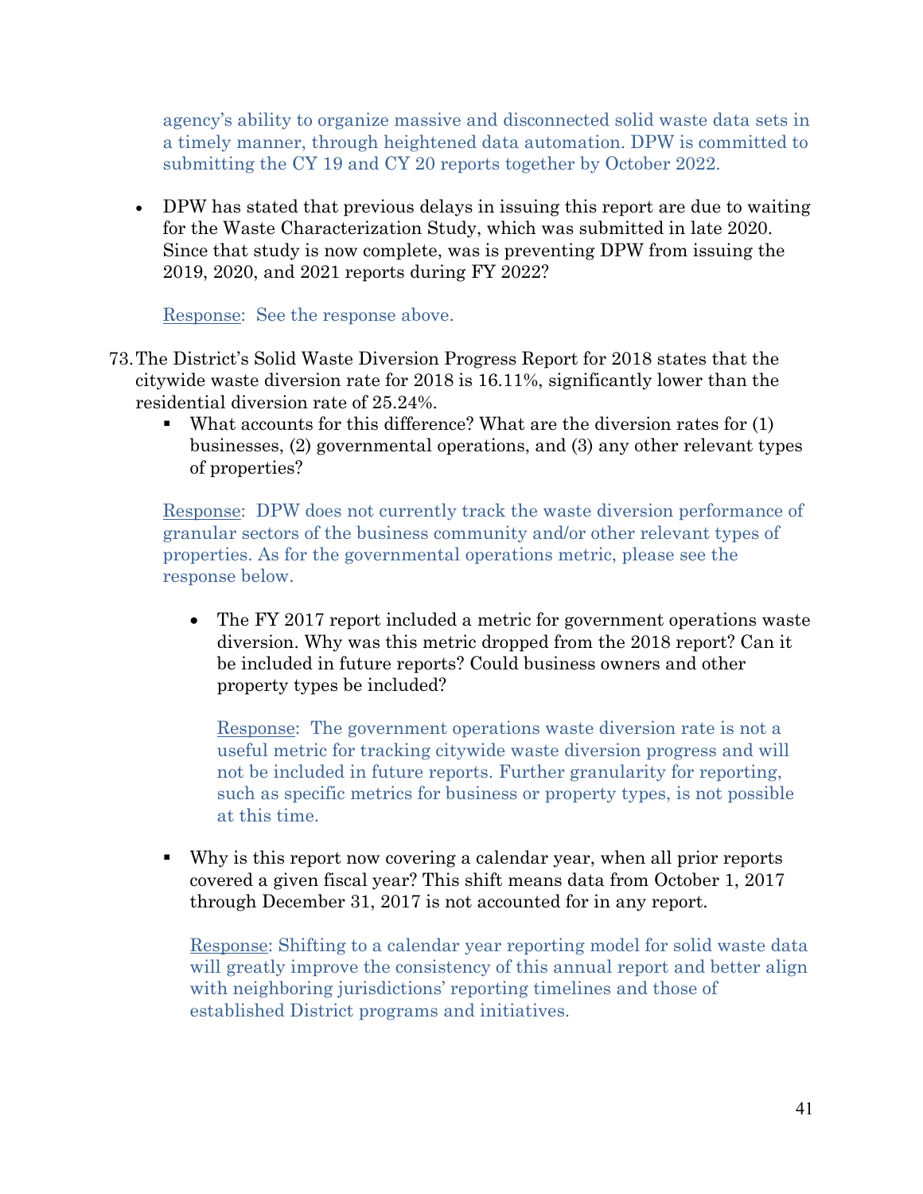agency's ability to organize massive and disconnected solid waste data sets in a timely manner, through heightened data automation. DPW is committed to submitting the CY 19 and CY 20 reports together by October 2022.

- DPW has stated that previous delays in issuing this report are due to waiting for the Waste Characterization Study, which was submitted in late 2020. Since that study is now complete, was is preventing DPW from issuing the 2019, 2020, and 2021 reports during FY 2022?

  Response: See the response above.

73. The District's Solid Waste Diversion Progress Report for 2018 states that the citywide waste diversion rate for 2018 is 16.11%, significantly lower than the residential diversion rate of 25.24%.
    - What accounts for this difference? What are the diversion rates for (1) businesses, (2) governmental operations, and (3) any other relevant types of properties?

    Response: DPW does not currently track the waste diversion performance of granular sectors of the business community and/or other relevant types of properties. As for the governmental operations metric, please see the response below.

      - The FY 2017 report included a metric for government operations waste diversion. Why was this metric dropped from the 2018 report? Can it be included in future reports? Could business owners and other property types be included?

        Response: The government operations waste diversion rate is not a useful metric for tracking citywide waste diversion progress and will not be included in future reports. Further granularity for reporting, such as specific metrics for business or property types, is not possible at this time.

    - Why is this report now covering a calendar year, when all prior reports covered a given fiscal year? This shift means data from October 1, 2017 through December 31, 2017 is not accounted for in any report.

      Response: Shifting to a calendar year reporting model for solid waste data will greatly improve the consistency of this annual report and better align with neighboring jurisdictions' reporting timelines and those of established District programs and initiatives.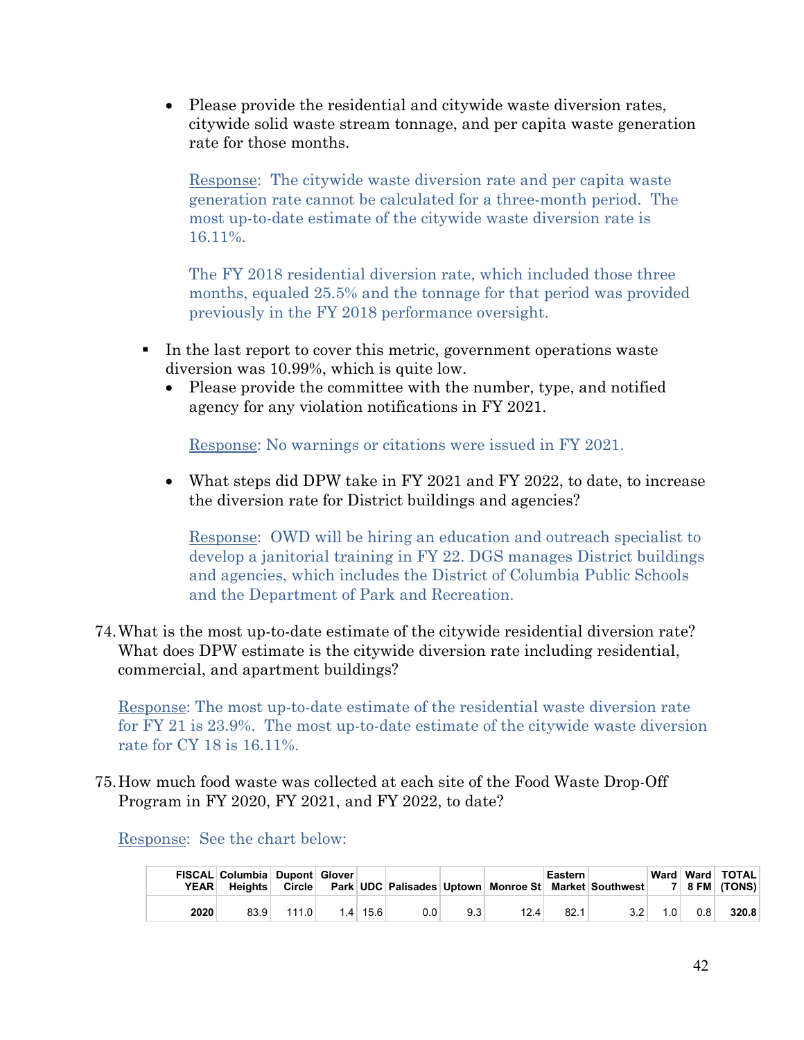- Please provide the residential and citywide waste diversion rates, citywide solid waste stream tonnage, and per capita waste generation rate for those months.

  Response: The citywide waste diversion rate and per capita waste generation rate cannot be calculated for a three-month period. The most up-to-date estimate of the citywide waste diversion rate is 16.11%.

  The FY 2018 residential diversion rate, which included those three months, equaled 25.5% and the tonnage for that period was provided previously in the FY 2018 performance oversight.

- In the last report to cover this metric, government operations waste diversion was 10.99%, which is quite low.
  - Please provide the committee with the number, type, and notified agency for any violation notifications in FY 2021.

    Response: No warnings or citations were issued in FY 2021.

  - What steps did DPW take in FY 2021 and FY 2022, to date, to increase the diversion rate for District buildings and agencies?

    Response: OWD will be hiring an education and outreach specialist to develop a janitorial training in FY 22. DGS manages District buildings and agencies, which includes the District of Columbia Public Schools and the Department of Park and Recreation.

74. What is the most up-to-date estimate of the citywide residential diversion rate? What does DPW estimate is the citywide diversion rate including residential, commercial, and apartment buildings?

Response: The most up-to-date estimate of the residential waste diversion rate for FY 21 is 23.9%. The most up-to-date estimate of the citywide waste diversion rate for CY 18 is 16.11%.

75. How much food waste was collected at each site of the Food Waste Drop-Off Program in FY 2020, FY 2021, and FY 2022, to date?

Response: See the chart below:

| FISCAL YEAR | Columbia Heights | Dupont Circle | Glover Park | UDC | Palisades | Uptown | Monroe St | Eastern Market | Southwest | Ward 7 | Ward 8 FM | TOTAL (TONS) |
|---|---|---|---|---|---|---|---|---|---|---|---|---|
| **2020** | 83.9 | 111.0 | 1.4 | 15.6 | 0.0 | 9.3 | 12.4 | 82.1 | 3.2 | 1.0 | 0.8 | **320.8** |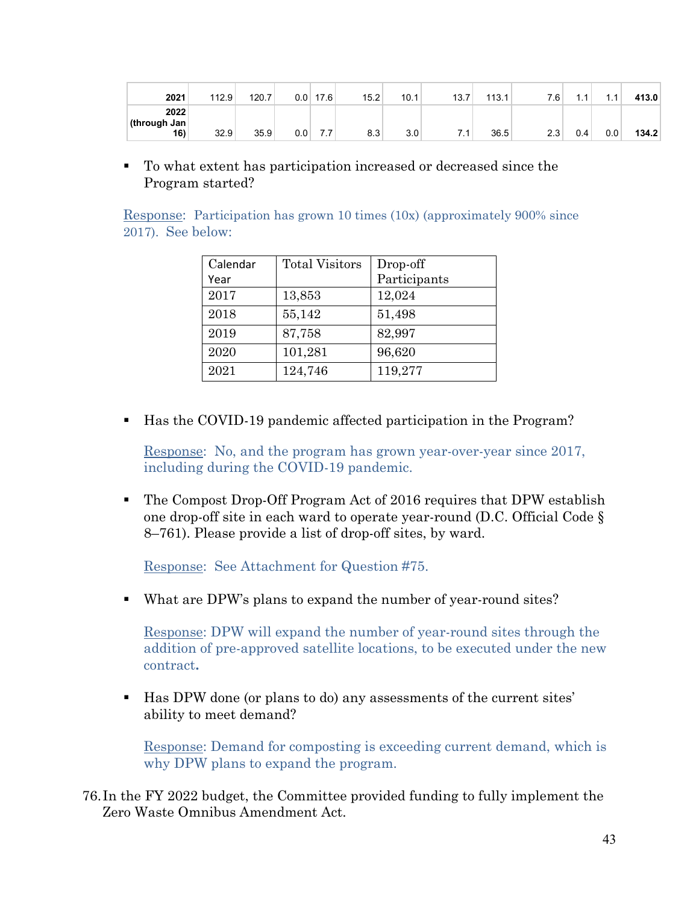| | | | | | | | | | | | | |
|---|---|---|---|---|---|---|---|---|---|---|---|---|
| **2021** | 112.9 | 120.7 | 0.0 | 17.6 | 15.2 | 10.1 | 13.7 | 113.1 | 7.6 | 1.1 | 1.1 | **413.0** |
| **2022 (through Jan 16)** | 32.9 | 35.9 | 0.0 | 7.7 | 8.3 | 3.0 | 7.1 | 36.5 | 2.3 | 0.4 | 0.0 | **134.2** |

- To what extent has participation increased or decreased since the Program started?

Response: Participation has grown 10 times (10x) (approximately 900% since 2017). See below:

| Calendar Year | Total Visitors | Drop-off Participants |
|---|---|---|
| 2017 | 13,853 | 12,024 |
| 2018 | 55,142 | 51,498 |
| 2019 | 87,758 | 82,997 |
| 2020 | 101,281 | 96,620 |
| 2021 | 124,746 | 119,277 |

- Has the COVID-19 pandemic affected participation in the Program?

  Response: No, and the program has grown year-over-year since 2017, including during the COVID-19 pandemic.

- The Compost Drop-Off Program Act of 2016 requires that DPW establish one drop-off site in each ward to operate year-round (D.C. Official Code § 8–761). Please provide a list of drop-off sites, by ward.

  Response: See Attachment for Question #75.

- What are DPW's plans to expand the number of year-round sites?

  Response: DPW will expand the number of year-round sites through the addition of pre-approved satellite locations, to be executed under the new contract**.**

- Has DPW done (or plans to do) any assessments of the current sites' ability to meet demand?

  Response: Demand for composting is exceeding current demand, which is why DPW plans to expand the program.

76. In the FY 2022 budget, the Committee provided funding to fully implement the Zero Waste Omnibus Amendment Act.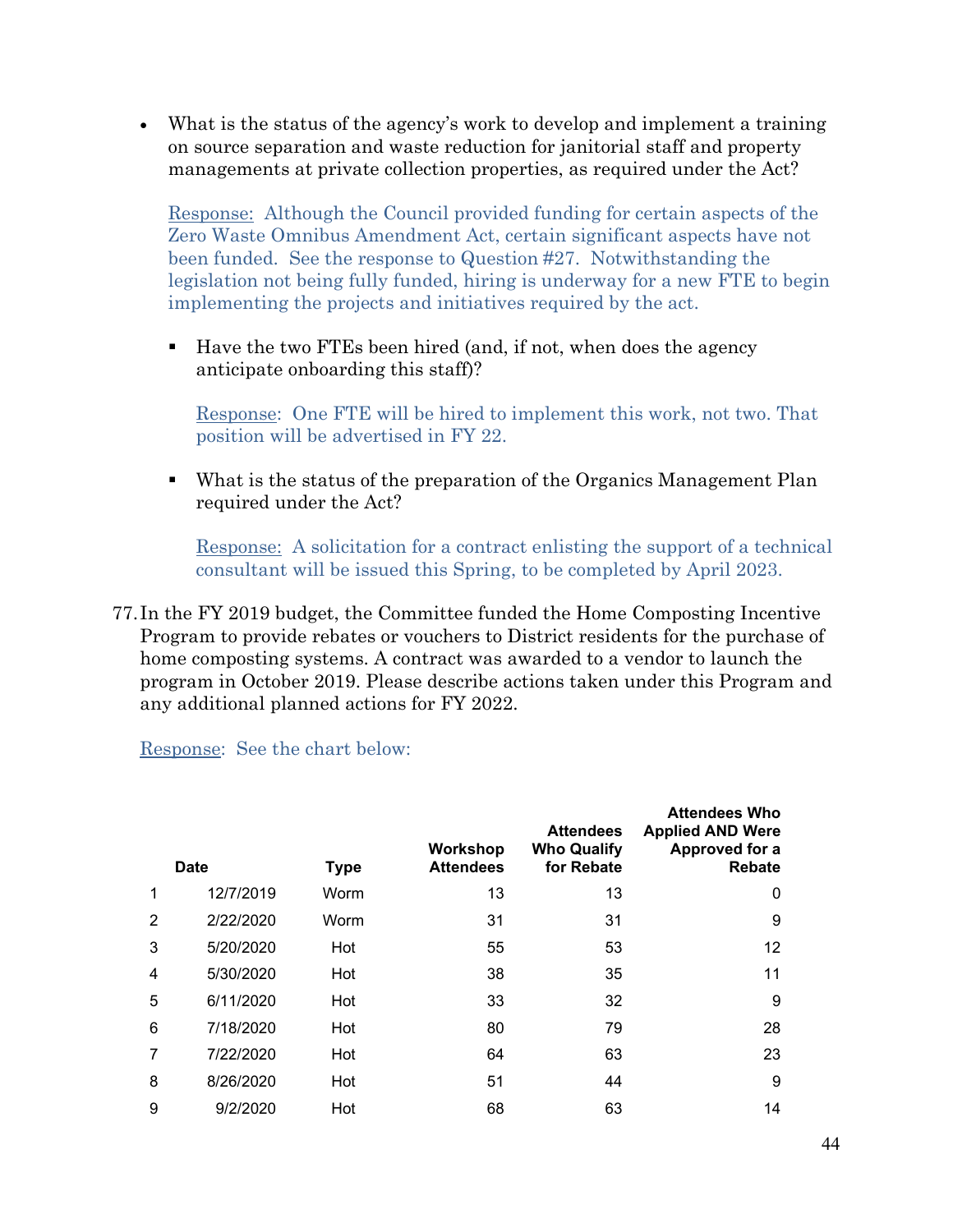- What is the status of the agency's work to develop and implement a training on source separation and waste reduction for janitorial staff and property managements at private collection properties, as required under the Act?

  Response: Although the Council provided funding for certain aspects of the Zero Waste Omnibus Amendment Act, certain significant aspects have not been funded. See the response to Question #27. Notwithstanding the legislation not being fully funded, hiring is underway for a new FTE to begin implementing the projects and initiatives required by the act.

  - Have the two FTEs been hired (and, if not, when does the agency anticipate onboarding this staff)?

    Response: One FTE will be hired to implement this work, not two. That position will be advertised in FY 22.

  - What is the status of the preparation of the Organics Management Plan required under the Act?

    Response: A solicitation for a contract enlisting the support of a technical consultant will be issued this Spring, to be completed by April 2023.

77. In the FY 2019 budget, the Committee funded the Home Composting Incentive Program to provide rebates or vouchers to District residents for the purchase of home composting systems. A contract was awarded to a vendor to launch the program in October 2019. Please describe actions taken under this Program and any additional planned actions for FY 2022.

    Response: See the chart below:

| | Date | Type | Workshop Attendees | Attendees Who Qualify for Rebate | Attendees Who Applied AND Were Approved for a Rebate |
|---|---|---|---|---|---|
| 1 | 12/7/2019 | Worm | 13 | 13 | 0 |
| 2 | 2/22/2020 | Worm | 31 | 31 | 9 |
| 3 | 5/20/2020 | Hot | 55 | 53 | 12 |
| 4 | 5/30/2020 | Hot | 38 | 35 | 11 |
| 5 | 6/11/2020 | Hot | 33 | 32 | 9 |
| 6 | 7/18/2020 | Hot | 80 | 79 | 28 |
| 7 | 7/22/2020 | Hot | 64 | 63 | 23 |
| 8 | 8/26/2020 | Hot | 51 | 44 | 9 |
| 9 | 9/2/2020 | Hot | 68 | 63 | 14 |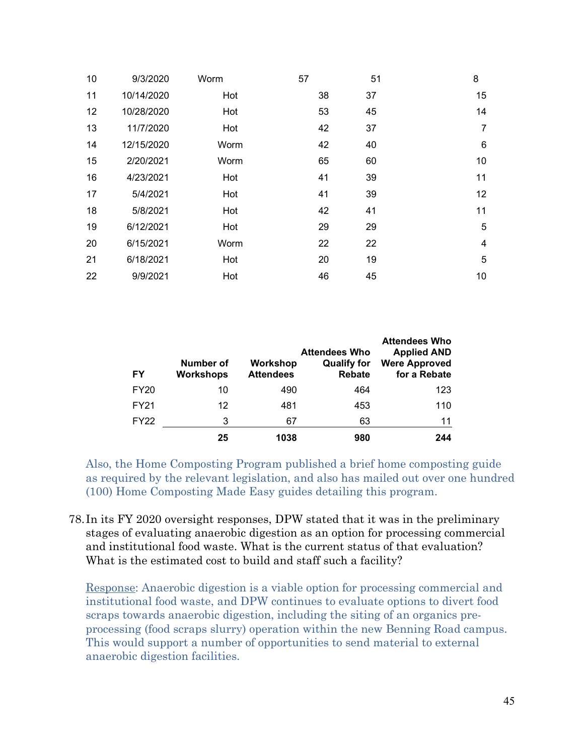| | | | | | |
|---|---|---|---|---|---|
| 10 | 9/3/2020 | Worm | 57 | 51 | 8 |
| 11 | 10/14/2020 | Hot | 38 | 37 | 15 |
| 12 | 10/28/2020 | Hot | 53 | 45 | 14 |
| 13 | 11/7/2020 | Hot | 42 | 37 | 7 |
| 14 | 12/15/2020 | Worm | 42 | 40 | 6 |
| 15 | 2/20/2021 | Worm | 65 | 60 | 10 |
| 16 | 4/23/2021 | Hot | 41 | 39 | 11 |
| 17 | 5/4/2021 | Hot | 41 | 39 | 12 |
| 18 | 5/8/2021 | Hot | 42 | 41 | 11 |
| 19 | 6/12/2021 | Hot | 29 | 29 | 5 |
| 20 | 6/15/2021 | Worm | 22 | 22 | 4 |
| 21 | 6/18/2021 | Hot | 20 | 19 | 5 |
| 22 | 9/9/2021 | Hot | 46 | 45 | 10 |

| FY | Number of Workshops | Workshop Attendees | Attendees Who Qualify for Rebate | Attendees Who Applied AND Were Approved for a Rebate |
|---|---|---|---|---|
| FY20 | 10 | 490 | 464 | 123 |
| FY21 | 12 | 481 | 453 | 110 |
| FY22 | 3 | 67 | 63 | 11 |
| | **25** | **1038** | **980** | **244** |

Also, the Home Composting Program published a brief home composting guide as required by the relevant legislation, and also has mailed out over one hundred (100) Home Composting Made Easy guides detailing this program.

78. In its FY 2020 oversight responses, DPW stated that it was in the preliminary stages of evaluating anaerobic digestion as an option for processing commercial and institutional food waste. What is the current status of that evaluation? What is the estimated cost to build and staff such a facility?

Response: Anaerobic digestion is a viable option for processing commercial and institutional food waste, and DPW continues to evaluate options to divert food scraps towards anaerobic digestion, including the siting of an organics pre-processing (food scraps slurry) operation within the new Benning Road campus. This would support a number of opportunities to send material to external anaerobic digestion facilities.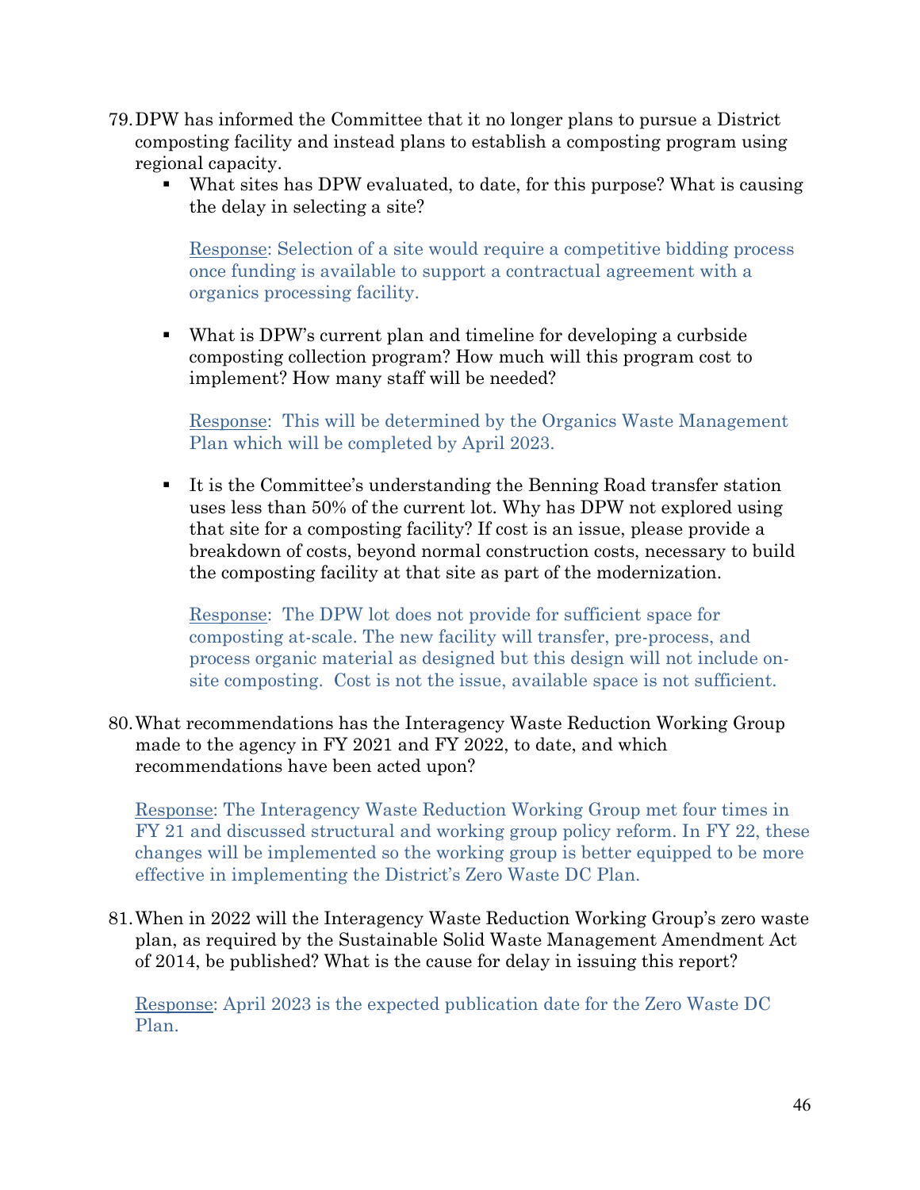79. DPW has informed the Committee that it no longer plans to pursue a District composting facility and instead plans to establish a composting program using regional capacity.

    - What sites has DPW evaluated, to date, for this purpose? What is causing the delay in selecting a site?

      Response: Selection of a site would require a competitive bidding process once funding is available to support a contractual agreement with a organics processing facility.

    - What is DPW's current plan and timeline for developing a curbside composting collection program? How much will this program cost to implement? How many staff will be needed?

      Response: This will be determined by the Organics Waste Management Plan which will be completed by April 2023.

    - It is the Committee's understanding the Benning Road transfer station uses less than 50% of the current lot. Why has DPW not explored using that site for a composting facility? If cost is an issue, please provide a breakdown of costs, beyond normal construction costs, necessary to build the composting facility at that site as part of the modernization.

      Response: The DPW lot does not provide for sufficient space for composting at-scale. The new facility will transfer, pre-process, and process organic material as designed but this design will not include on-site composting. Cost is not the issue, available space is not sufficient.

80. What recommendations has the Interagency Waste Reduction Working Group made to the agency in FY 2021 and FY 2022, to date, and which recommendations have been acted upon?

    Response: The Interagency Waste Reduction Working Group met four times in FY 21 and discussed structural and working group policy reform. In FY 22, these changes will be implemented so the working group is better equipped to be more effective in implementing the District's Zero Waste DC Plan.

81. When in 2022 will the Interagency Waste Reduction Working Group's zero waste plan, as required by the Sustainable Solid Waste Management Amendment Act of 2014, be published? What is the cause for delay in issuing this report?

    Response: April 2023 is the expected publication date for the Zero Waste DC Plan.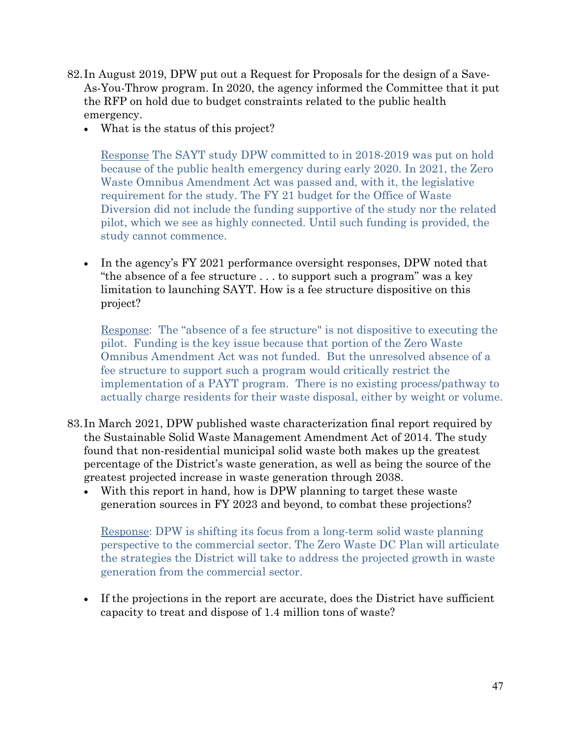82. In August 2019, DPW put out a Request for Proposals for the design of a Save-As-You-Throw program. In 2020, the agency informed the Committee that it put the RFP on hold due to budget constraints related to the public health emergency.
    - What is the status of this project?

      Response The SAYT study DPW committed to in 2018-2019 was put on hold because of the public health emergency during early 2020. In 2021, the Zero Waste Omnibus Amendment Act was passed and, with it, the legislative requirement for the study. The FY 21 budget for the Office of Waste Diversion did not include the funding supportive of the study nor the related pilot, which we see as highly connected. Until such funding is provided, the study cannot commence.

    - In the agency's FY 2021 performance oversight responses, DPW noted that "the absence of a fee structure . . . to support such a program" was a key limitation to launching SAYT. How is a fee structure dispositive on this project?

      Response: The "absence of a fee structure" is not dispositive to executing the pilot. Funding is the key issue because that portion of the Zero Waste Omnibus Amendment Act was not funded. But the unresolved absence of a fee structure to support such a program would critically restrict the implementation of a PAYT program. There is no existing process/pathway to actually charge residents for their waste disposal, either by weight or volume.

83. In March 2021, DPW published waste characterization final report required by the Sustainable Solid Waste Management Amendment Act of 2014. The study found that non-residential municipal solid waste both makes up the greatest percentage of the District's waste generation, as well as being the source of the greatest projected increase in waste generation through 2038.
    - With this report in hand, how is DPW planning to target these waste generation sources in FY 2023 and beyond, to combat these projections?

      Response: DPW is shifting its focus from a long-term solid waste planning perspective to the commercial sector. The Zero Waste DC Plan will articulate the strategies the District will take to address the projected growth in waste generation from the commercial sector.

    - If the projections in the report are accurate, does the District have sufficient capacity to treat and dispose of 1.4 million tons of waste?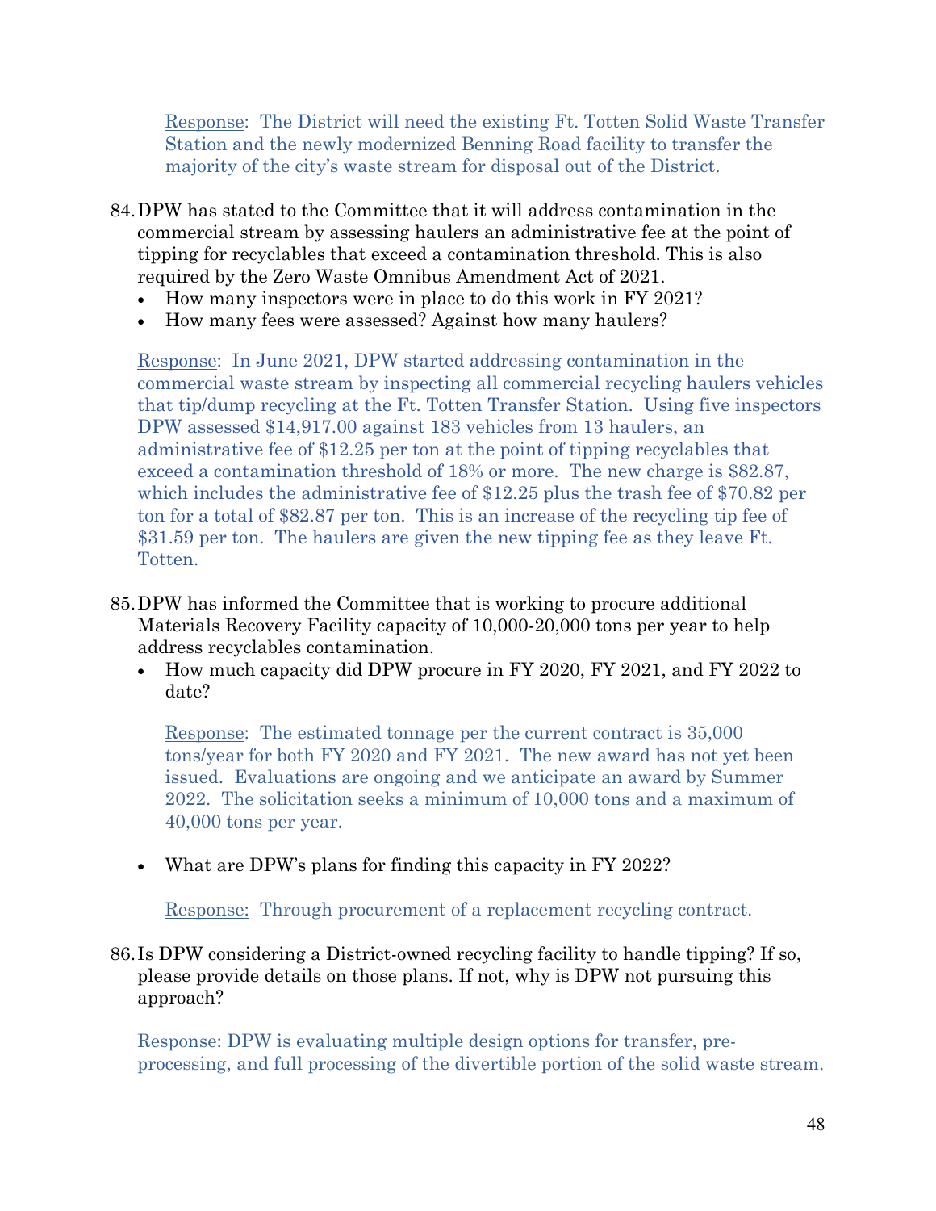Response: The District will need the existing Ft. Totten Solid Waste Transfer Station and the newly modernized Benning Road facility to transfer the majority of the city's waste stream for disposal out of the District.

84. DPW has stated to the Committee that it will address contamination in the commercial stream by assessing haulers an administrative fee at the point of tipping for recyclables that exceed a contamination threshold. This is also required by the Zero Waste Omnibus Amendment Act of 2021.
    - How many inspectors were in place to do this work in FY 2021?
    - How many fees were assessed? Against how many haulers?

    Response: In June 2021, DPW started addressing contamination in the commercial waste stream by inspecting all commercial recycling haulers vehicles that tip/dump recycling at the Ft. Totten Transfer Station. Using five inspectors DPW assessed $14,917.00 against 183 vehicles from 13 haulers, an administrative fee of $12.25 per ton at the point of tipping recyclables that exceed a contamination threshold of 18% or more. The new charge is $82.87, which includes the administrative fee of $12.25 plus the trash fee of $70.82 per ton for a total of $82.87 per ton. This is an increase of the recycling tip fee of $31.59 per ton. The haulers are given the new tipping fee as they leave Ft. Totten.

85. DPW has informed the Committee that is working to procure additional Materials Recovery Facility capacity of 10,000-20,000 tons per year to help address recyclables contamination.
    - How much capacity did DPW procure in FY 2020, FY 2021, and FY 2022 to date?

      Response: The estimated tonnage per the current contract is 35,000 tons/year for both FY 2020 and FY 2021. The new award has not yet been issued. Evaluations are ongoing and we anticipate an award by Summer 2022. The solicitation seeks a minimum of 10,000 tons and a maximum of 40,000 tons per year.

    - What are DPW's plans for finding this capacity in FY 2022?

      Response: Through procurement of a replacement recycling contract.

86. Is DPW considering a District-owned recycling facility to handle tipping? If so, please provide details on those plans. If not, why is DPW not pursuing this approach?

    Response: DPW is evaluating multiple design options for transfer, pre-processing, and full processing of the divertible portion of the solid waste stream.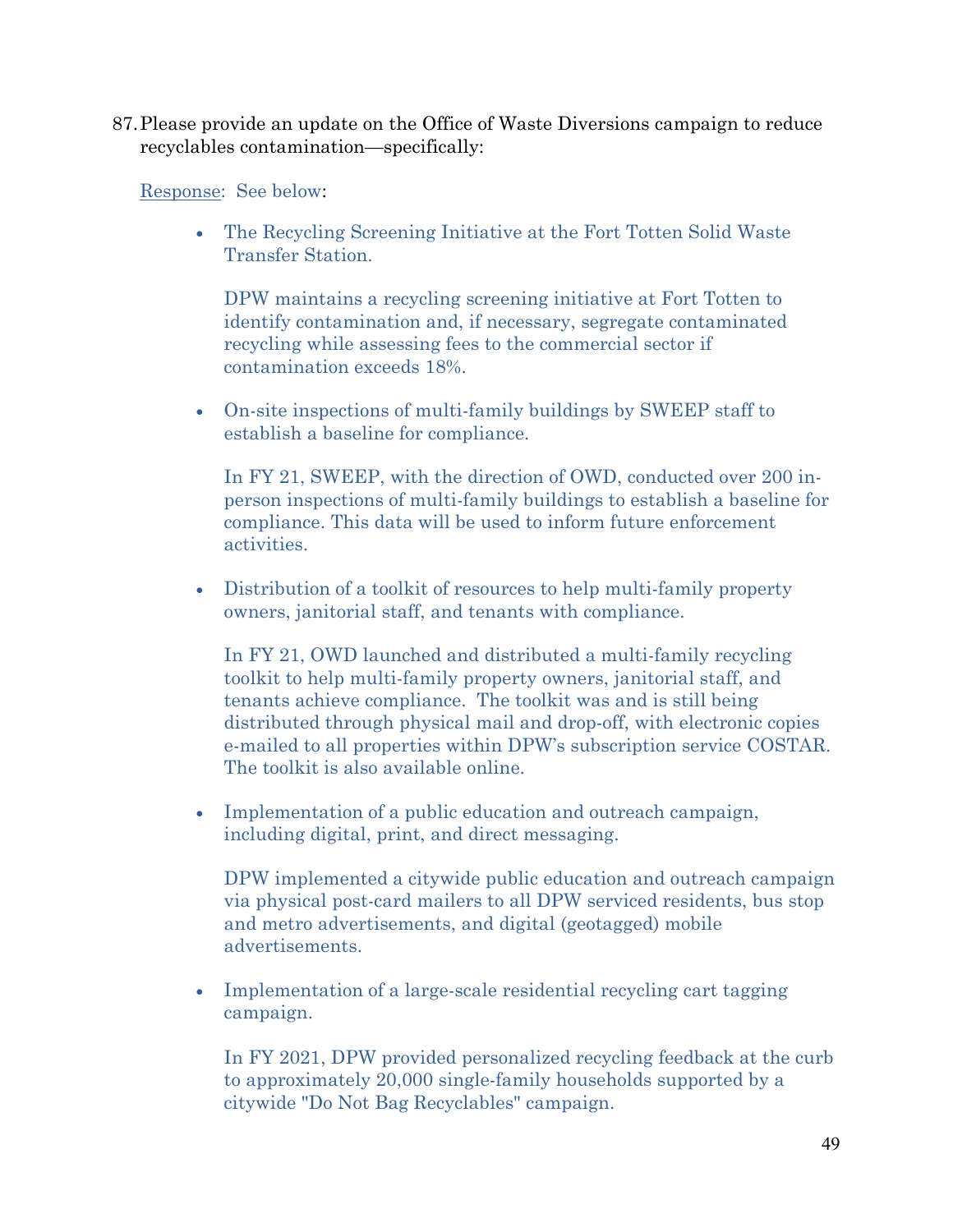87. Please provide an update on the Office of Waste Diversions campaign to reduce recyclables contamination—specifically:

    Response: See below:

    - The Recycling Screening Initiative at the Fort Totten Solid Waste Transfer Station.

      DPW maintains a recycling screening initiative at Fort Totten to identify contamination and, if necessary, segregate contaminated recycling while assessing fees to the commercial sector if contamination exceeds 18%.

    - On-site inspections of multi-family buildings by SWEEP staff to establish a baseline for compliance.

      In FY 21, SWEEP, with the direction of OWD, conducted over 200 in-person inspections of multi-family buildings to establish a baseline for compliance. This data will be used to inform future enforcement activities.

    - Distribution of a toolkit of resources to help multi-family property owners, janitorial staff, and tenants with compliance.

      In FY 21, OWD launched and distributed a multi-family recycling toolkit to help multi-family property owners, janitorial staff, and tenants achieve compliance. The toolkit was and is still being distributed through physical mail and drop-off, with electronic copies e-mailed to all properties within DPW's subscription service COSTAR. The toolkit is also available online.

    - Implementation of a public education and outreach campaign, including digital, print, and direct messaging.

      DPW implemented a citywide public education and outreach campaign via physical post-card mailers to all DPW serviced residents, bus stop and metro advertisements, and digital (geotagged) mobile advertisements.

    - Implementation of a large-scale residential recycling cart tagging campaign.

      In FY 2021, DPW provided personalized recycling feedback at the curb to approximately 20,000 single-family households supported by a citywide "Do Not Bag Recyclables" campaign.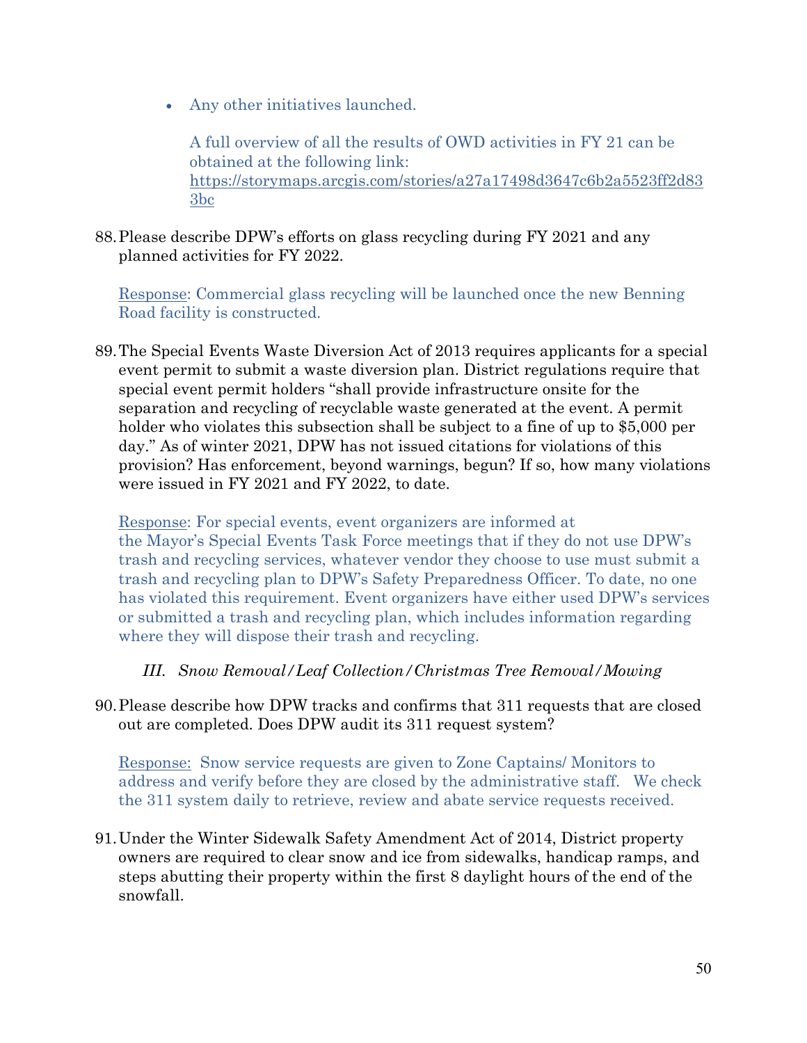- Any other initiatives launched.

  A full overview of all the results of OWD activities in FY 21 can be obtained at the following link: https://storymaps.arcgis.com/stories/a27a17498d3647c6b2a5523ff2d833bc

88. Please describe DPW's efforts on glass recycling during FY 2021 and any planned activities for FY 2022.

    Response: Commercial glass recycling will be launched once the new Benning Road facility is constructed.

89. The Special Events Waste Diversion Act of 2013 requires applicants for a special event permit to submit a waste diversion plan. District regulations require that special event permit holders "shall provide infrastructure onsite for the separation and recycling of recyclable waste generated at the event. A permit holder who violates this subsection shall be subject to a fine of up to $5,000 per day." As of winter 2021, DPW has not issued citations for violations of this provision? Has enforcement, beyond warnings, begun? If so, how many violations were issued in FY 2021 and FY 2022, to date.

    Response: For special events, event organizers are informed at the Mayor's Special Events Task Force meetings that if they do not use DPW's trash and recycling services, whatever vendor they choose to use must submit a trash and recycling plan to DPW's Safety Preparedness Officer. To date, no one has violated this requirement. Event organizers have either used DPW's services or submitted a trash and recycling plan, which includes information regarding where they will dispose their trash and recycling.

### *III. Snow Removal/Leaf Collection/Christmas Tree Removal/Mowing*

90. Please describe how DPW tracks and confirms that 311 requests that are closed out are completed. Does DPW audit its 311 request system?

    Response: Snow service requests are given to Zone Captains/ Monitors to address and verify before they are closed by the administrative staff. We check the 311 system daily to retrieve, review and abate service requests received.

91. Under the Winter Sidewalk Safety Amendment Act of 2014, District property owners are required to clear snow and ice from sidewalks, handicap ramps, and steps abutting their property within the first 8 daylight hours of the end of the snowfall.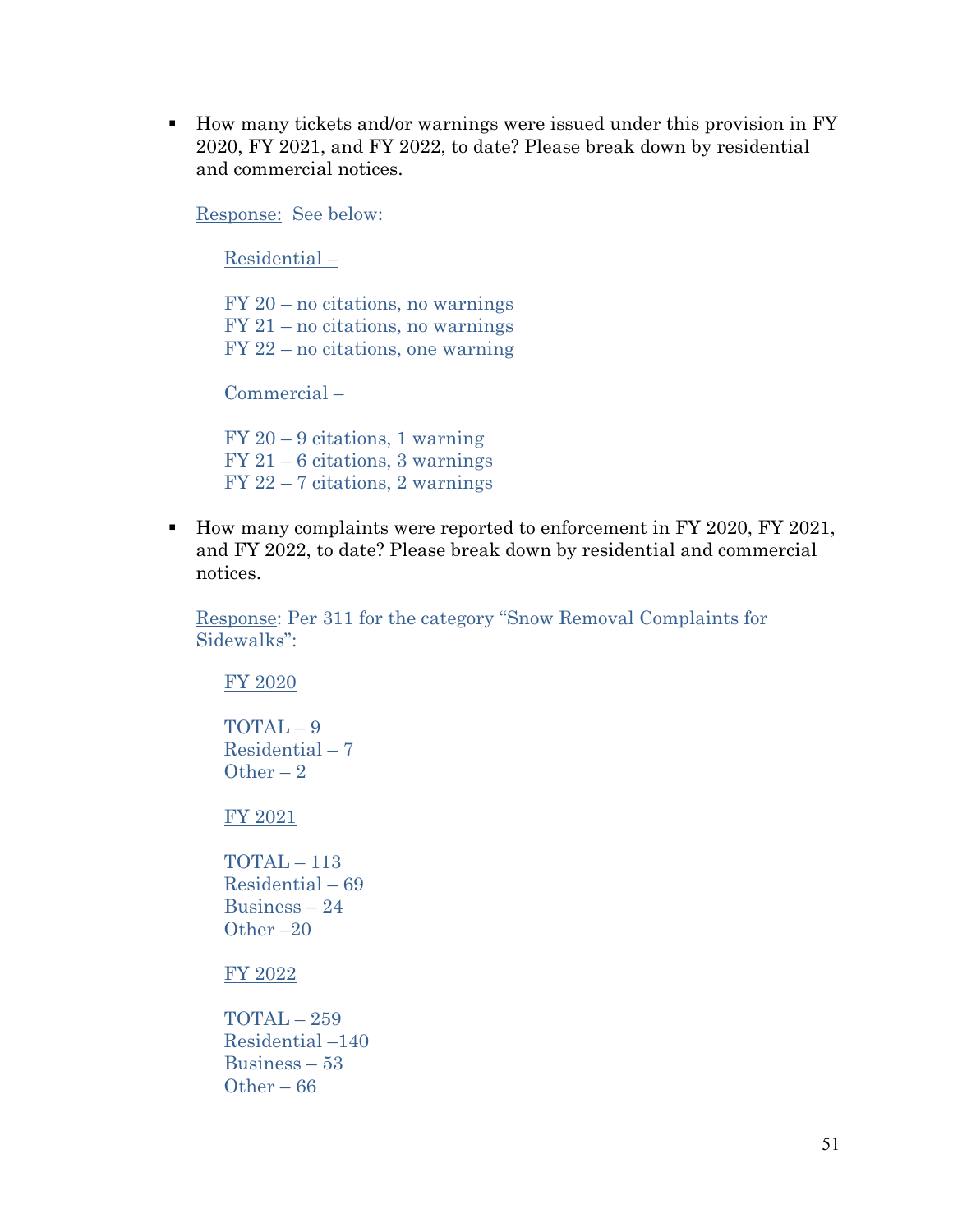- How many tickets and/or warnings were issued under this provision in FY 2020, FY 2021, and FY 2022, to date? Please break down by residential and commercial notices.

  Response: See below:

  Residential –

  FY 20 – no citations, no warnings
  FY 21 – no citations, no warnings
  FY 22 – no citations, one warning

  Commercial –

  FY 20 – 9 citations, 1 warning
  FY 21 – 6 citations, 3 warnings
  FY 22 – 7 citations, 2 warnings

- How many complaints were reported to enforcement in FY 2020, FY 2021, and FY 2022, to date? Please break down by residential and commercial notices.

  Response: Per 311 for the category "Snow Removal Complaints for Sidewalks":

  FY 2020

  TOTAL – 9
  Residential – 7
  Other – 2

  FY 2021

  TOTAL – 113
  Residential – 69
  Business – 24
  Other –20

  FY 2022

  TOTAL – 259
  Residential –140
  Business – 53
  Other – 66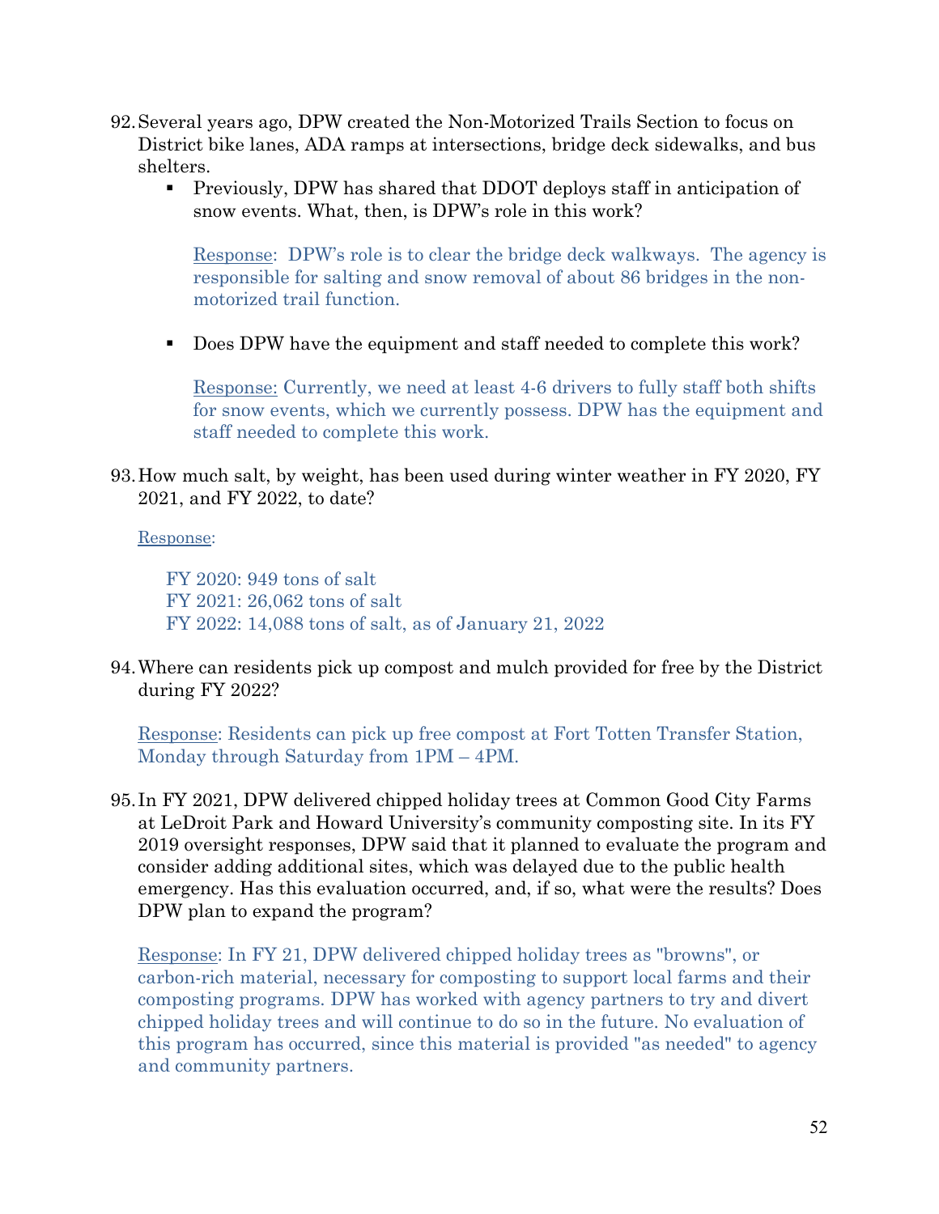92. Several years ago, DPW created the Non-Motorized Trails Section to focus on District bike lanes, ADA ramps at intersections, bridge deck sidewalks, and bus shelters.
    - Previously, DPW has shared that DDOT deploys staff in anticipation of snow events. What, then, is DPW's role in this work?

      Response: DPW's role is to clear the bridge deck walkways. The agency is responsible for salting and snow removal of about 86 bridges in the non-motorized trail function.

    - Does DPW have the equipment and staff needed to complete this work?

      Response: Currently, we need at least 4-6 drivers to fully staff both shifts for snow events, which we currently possess. DPW has the equipment and staff needed to complete this work.

93. How much salt, by weight, has been used during winter weather in FY 2020, FY 2021, and FY 2022, to date?

    Response:

    FY 2020: 949 tons of salt
    FY 2021: 26,062 tons of salt
    FY 2022: 14,088 tons of salt, as of January 21, 2022

94. Where can residents pick up compost and mulch provided for free by the District during FY 2022?

    Response: Residents can pick up free compost at Fort Totten Transfer Station, Monday through Saturday from 1PM – 4PM.

95. In FY 2021, DPW delivered chipped holiday trees at Common Good City Farms at LeDroit Park and Howard University's community composting site. In its FY 2019 oversight responses, DPW said that it planned to evaluate the program and consider adding additional sites, which was delayed due to the public health emergency. Has this evaluation occurred, and, if so, what were the results? Does DPW plan to expand the program?

    Response: In FY 21, DPW delivered chipped holiday trees as "browns", or carbon-rich material, necessary for composting to support local farms and their composting programs. DPW has worked with agency partners to try and divert chipped holiday trees and will continue to do so in the future. No evaluation of this program has occurred, since this material is provided "as needed" to agency and community partners.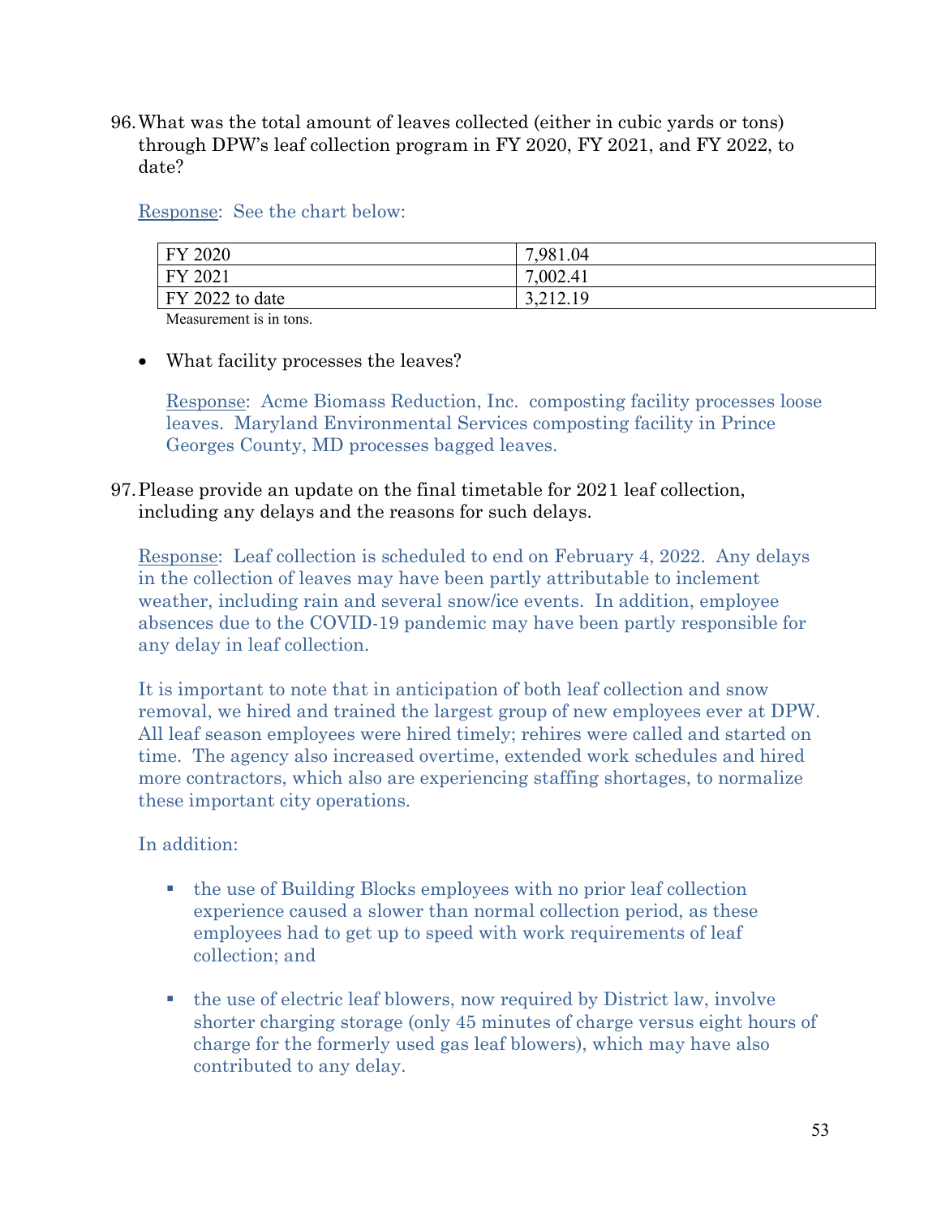96. What was the total amount of leaves collected (either in cubic yards or tons) through DPW's leaf collection program in FY 2020, FY 2021, and FY 2022, to date?

Response: See the chart below:

| | |
|---|---|
| FY 2020 | 7,981.04 |
| FY 2021 | 7,002.41 |
| FY 2022 to date | 3,212.19 |

Measurement is in tons.

- What facility processes the leaves?

  Response: Acme Biomass Reduction, Inc. composting facility processes loose leaves. Maryland Environmental Services composting facility in Prince Georges County, MD processes bagged leaves.

97. Please provide an update on the final timetable for 2021 leaf collection, including any delays and the reasons for such delays.

Response: Leaf collection is scheduled to end on February 4, 2022. Any delays in the collection of leaves may have been partly attributable to inclement weather, including rain and several snow/ice events. In addition, employee absences due to the COVID-19 pandemic may have been partly responsible for any delay in leaf collection.

It is important to note that in anticipation of both leaf collection and snow removal, we hired and trained the largest group of new employees ever at DPW. All leaf season employees were hired timely; rehires were called and started on time. The agency also increased overtime, extended work schedules and hired more contractors, which also are experiencing staffing shortages, to normalize these important city operations.

In addition:

- the use of Building Blocks employees with no prior leaf collection experience caused a slower than normal collection period, as these employees had to get up to speed with work requirements of leaf collection; and

- the use of electric leaf blowers, now required by District law, involve shorter charging storage (only 45 minutes of charge versus eight hours of charge for the formerly used gas leaf blowers), which may have also contributed to any delay.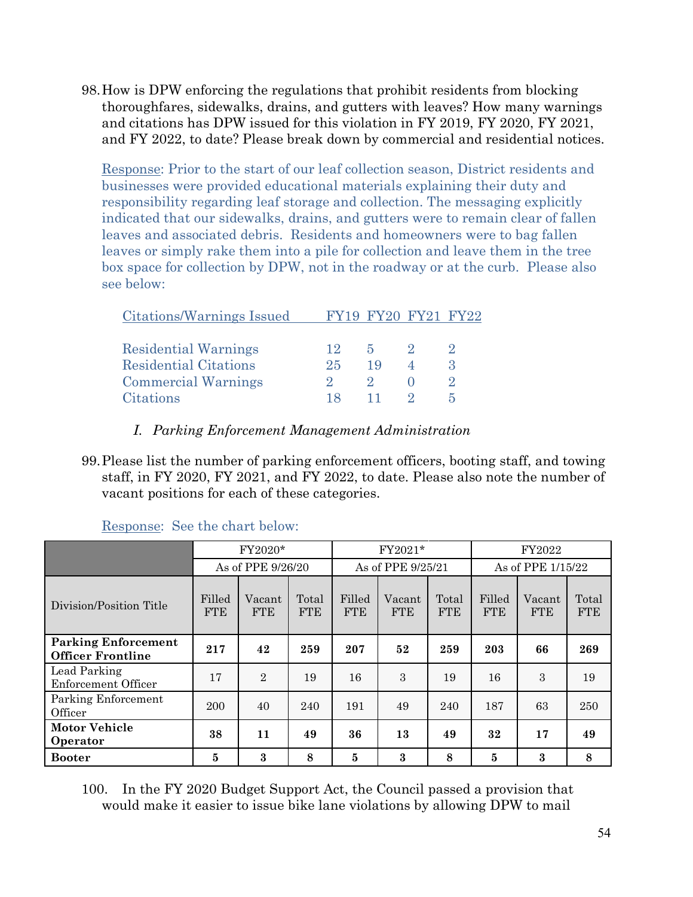98. How is DPW enforcing the regulations that prohibit residents from blocking thoroughfares, sidewalks, drains, and gutters with leaves? How many warnings and citations has DPW issued for this violation in FY 2019, FY 2020, FY 2021, and FY 2022, to date? Please break down by commercial and residential notices.

Response: Prior to the start of our leaf collection season, District residents and businesses were provided educational materials explaining their duty and responsibility regarding leaf storage and collection. The messaging explicitly indicated that our sidewalks, drains, and gutters were to remain clear of fallen leaves and associated debris. Residents and homeowners were to bag fallen leaves or simply rake them into a pile for collection and leave them in the tree box space for collection by DPW, not in the roadway or at the curb. Please also see below:

| Citations/Warnings Issued | FY19 | FY20 | FY21 | FY22 |
|---|---|---|---|---|
| Residential Warnings | 12 | 5 | 2 | 2 |
| Residential Citations | 25 | 19 | 4 | 3 |
| Commercial Warnings | 2 | 2 | 0 | 2 |
| Citations | 18 | 11 | 2 | 5 |

*I. Parking Enforcement Management Administration*

99. Please list the number of parking enforcement officers, booting staff, and towing staff, in FY 2020, FY 2021, and FY 2022, to date. Please also note the number of vacant positions for each of these categories.

Response: See the chart below:

| | FY2020* | | | FY2021* | | | FY2022 | | |
|---|---|---|---|---|---|---|---|---|---|
| | As of PPE 9/26/20 | | | As of PPE 9/25/21 | | | As of PPE 1/15/22 | | |
| Division/Position Title | Filled FTE | Vacant FTE | Total FTE | Filled FTE | Vacant FTE | Total FTE | Filled FTE | Vacant FTE | Total FTE |
| **Parking Enforcement Officer Frontline** | **217** | **42** | **259** | **207** | **52** | **259** | **203** | **66** | **269** |
| Lead Parking Enforcement Officer | 17 | 2 | 19 | 16 | 3 | 19 | 16 | 3 | 19 |
| Parking Enforcement Officer | 200 | 40 | 240 | 191 | 49 | 240 | 187 | 63 | 250 |
| **Motor Vehicle Operator** | **38** | **11** | **49** | **36** | **13** | **49** | **32** | **17** | **49** |
| **Booter** | **5** | **3** | **8** | **5** | **3** | **8** | **5** | **3** | **8** |

100. In the FY 2020 Budget Support Act, the Council passed a provision that would make it easier to issue bike lane violations by allowing DPW to mail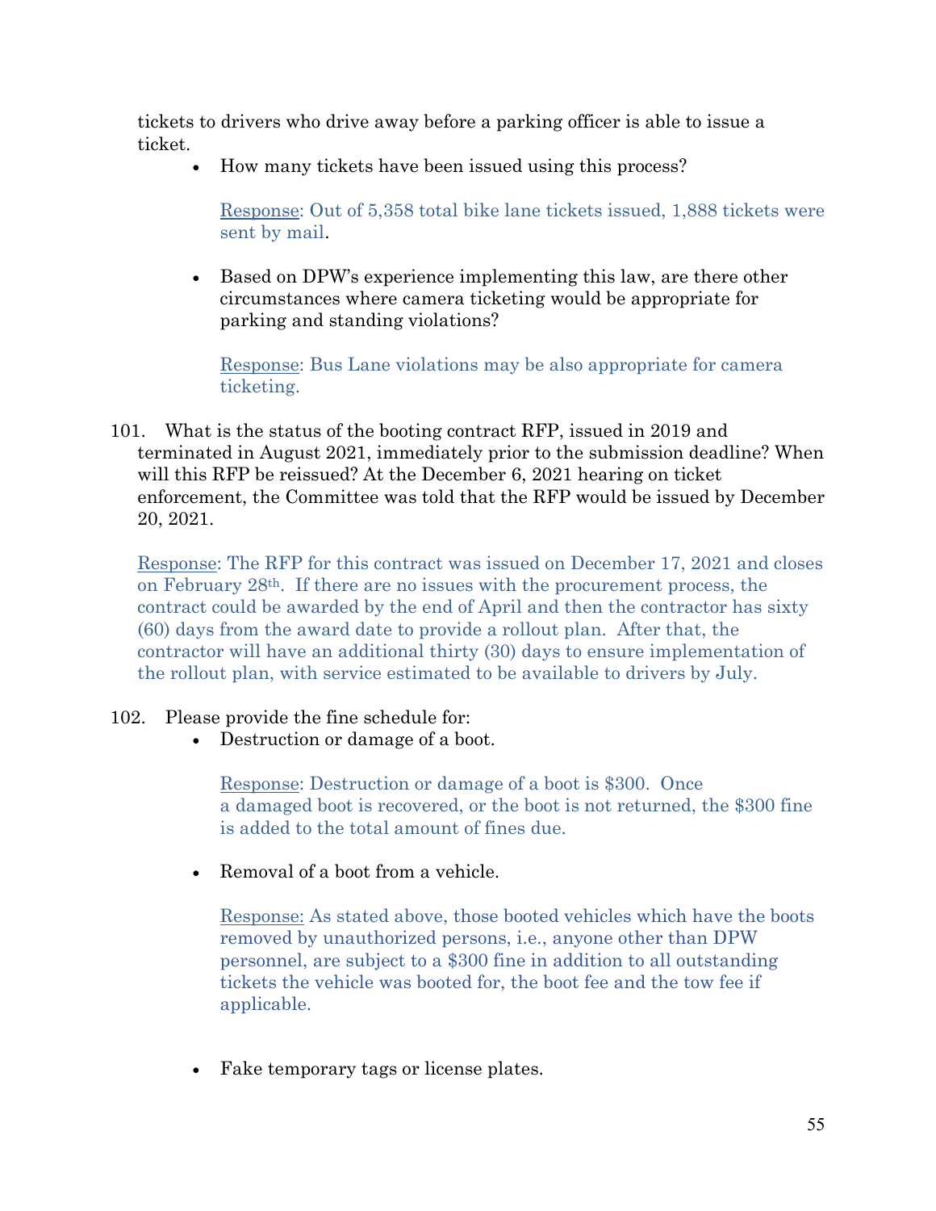tickets to drivers who drive away before a parking officer is able to issue a ticket.

- How many tickets have been issued using this process?

  Response: Out of 5,358 total bike lane tickets issued, 1,888 tickets were sent by mail.

- Based on DPW's experience implementing this law, are there other circumstances where camera ticketing would be appropriate for parking and standing violations?

  Response: Bus Lane violations may be also appropriate for camera ticketing.

101. What is the status of the booting contract RFP, issued in 2019 and terminated in August 2021, immediately prior to the submission deadline? When will this RFP be reissued? At the December 6, 2021 hearing on ticket enforcement, the Committee was told that the RFP would be issued by December 20, 2021.

  Response: The RFP for this contract was issued on December 17, 2021 and closes on February 28th. If there are no issues with the procurement process, the contract could be awarded by the end of April and then the contractor has sixty (60) days from the award date to provide a rollout plan. After that, the contractor will have an additional thirty (30) days to ensure implementation of the rollout plan, with service estimated to be available to drivers by July.

102. Please provide the fine schedule for:

- Destruction or damage of a boot.

  Response: Destruction or damage of a boot is $300. Once a damaged boot is recovered, or the boot is not returned, the $300 fine is added to the total amount of fines due.

- Removal of a boot from a vehicle.

  Response: As stated above, those booted vehicles which have the boots removed by unauthorized persons, i.e., anyone other than DPW personnel, are subject to a $300 fine in addition to all outstanding tickets the vehicle was booted for, the boot fee and the tow fee if applicable.

- Fake temporary tags or license plates.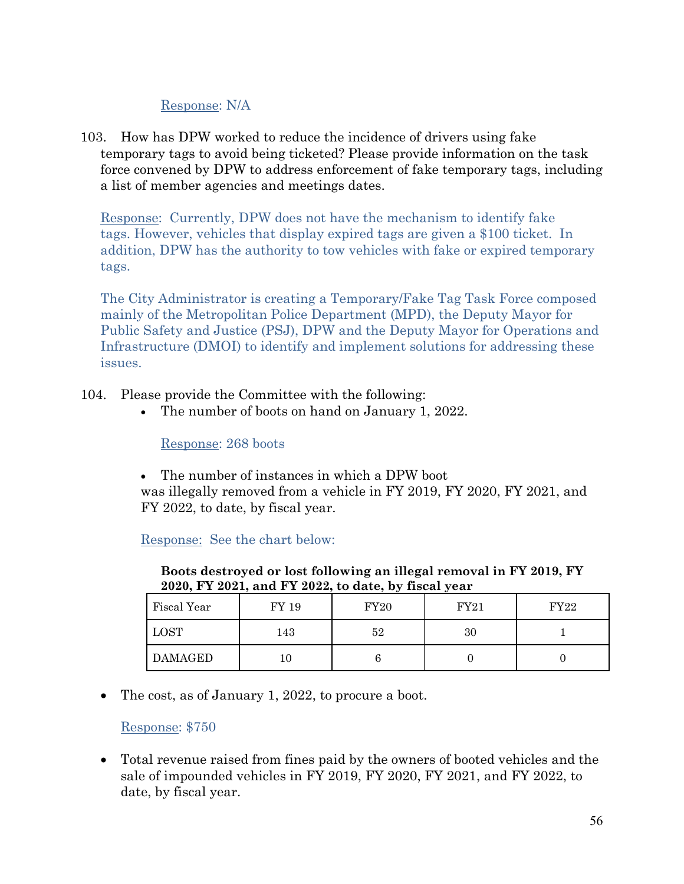Response: N/A

103. How has DPW worked to reduce the incidence of drivers using fake temporary tags to avoid being ticketed? Please provide information on the task force convened by DPW to address enforcement of fake temporary tags, including a list of member agencies and meetings dates.

Response: Currently, DPW does not have the mechanism to identify fake tags. However, vehicles that display expired tags are given a $100 ticket. In addition, DPW has the authority to tow vehicles with fake or expired temporary tags.

The City Administrator is creating a Temporary/Fake Tag Task Force composed mainly of the Metropolitan Police Department (MPD), the Deputy Mayor for Public Safety and Justice (PSJ), DPW and the Deputy Mayor for Operations and Infrastructure (DMOI) to identify and implement solutions for addressing these issues.

104. Please provide the Committee with the following:

- The number of boots on hand on January 1, 2022.

  Response: 268 boots

- The number of instances in which a DPW boot was illegally removed from a vehicle in FY 2019, FY 2020, FY 2021, and FY 2022, to date, by fiscal year.

  Response: See the chart below:

**Boots destroyed or lost following an illegal removal in FY 2019, FY 2020, FY 2021, and FY 2022, to date, by fiscal year**

| Fiscal Year | FY 19 | FY20 | FY21 | FY22 |
|---|---|---|---|---|
| LOST | 143 | 52 | 30 | 1 |
| DAMAGED | 10 | 6 | 0 | 0 |

- The cost, as of January 1, 2022, to procure a boot.

  Response: $750

- Total revenue raised from fines paid by the owners of booted vehicles and the sale of impounded vehicles in FY 2019, FY 2020, FY 2021, and FY 2022, to date, by fiscal year.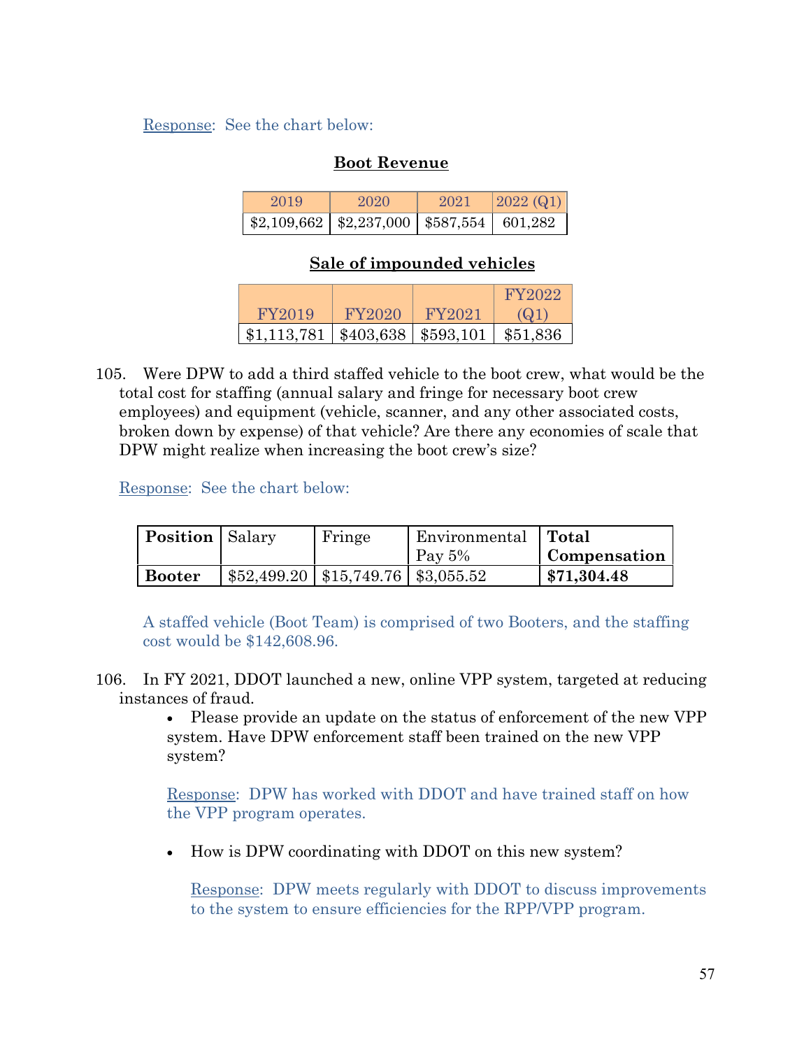Response: See the chart below:

**Boot Revenue**

| 2019 | 2020 | 2021 | 2022 (Q1) |
|---|---|---|---|
| $2,109,662 | $2,237,000 | $587,554 | 601,282 |

**Sale of impounded vehicles**

| FY2019 | FY2020 | FY2021 | FY2022 (Q1) |
|---|---|---|---|
| $1,113,781 | $403,638 | $593,101 | $51,836 |

105. Were DPW to add a third staffed vehicle to the boot crew, what would be the total cost for staffing (annual salary and fringe for necessary boot crew employees) and equipment (vehicle, scanner, and any other associated costs, broken down by expense) of that vehicle? Are there any economies of scale that DPW might realize when increasing the boot crew's size?

Response: See the chart below:

| **Position** | Salary | Fringe | Environmental Pay 5% | **Total Compensation** |
|---|---|---|---|---|
| **Booter** | $52,499.20 | $15,749.76 | $3,055.52 | **$71,304.48** |

A staffed vehicle (Boot Team) is comprised of two Booters, and the staffing cost would be $142,608.96.

106. In FY 2021, DDOT launched a new, online VPP system, targeted at reducing instances of fraud.

- Please provide an update on the status of enforcement of the new VPP system. Have DPW enforcement staff been trained on the new VPP system?

  Response: DPW has worked with DDOT and have trained staff on how the VPP program operates.

- How is DPW coordinating with DDOT on this new system?

  Response: DPW meets regularly with DDOT to discuss improvements to the system to ensure efficiencies for the RPP/VPP program.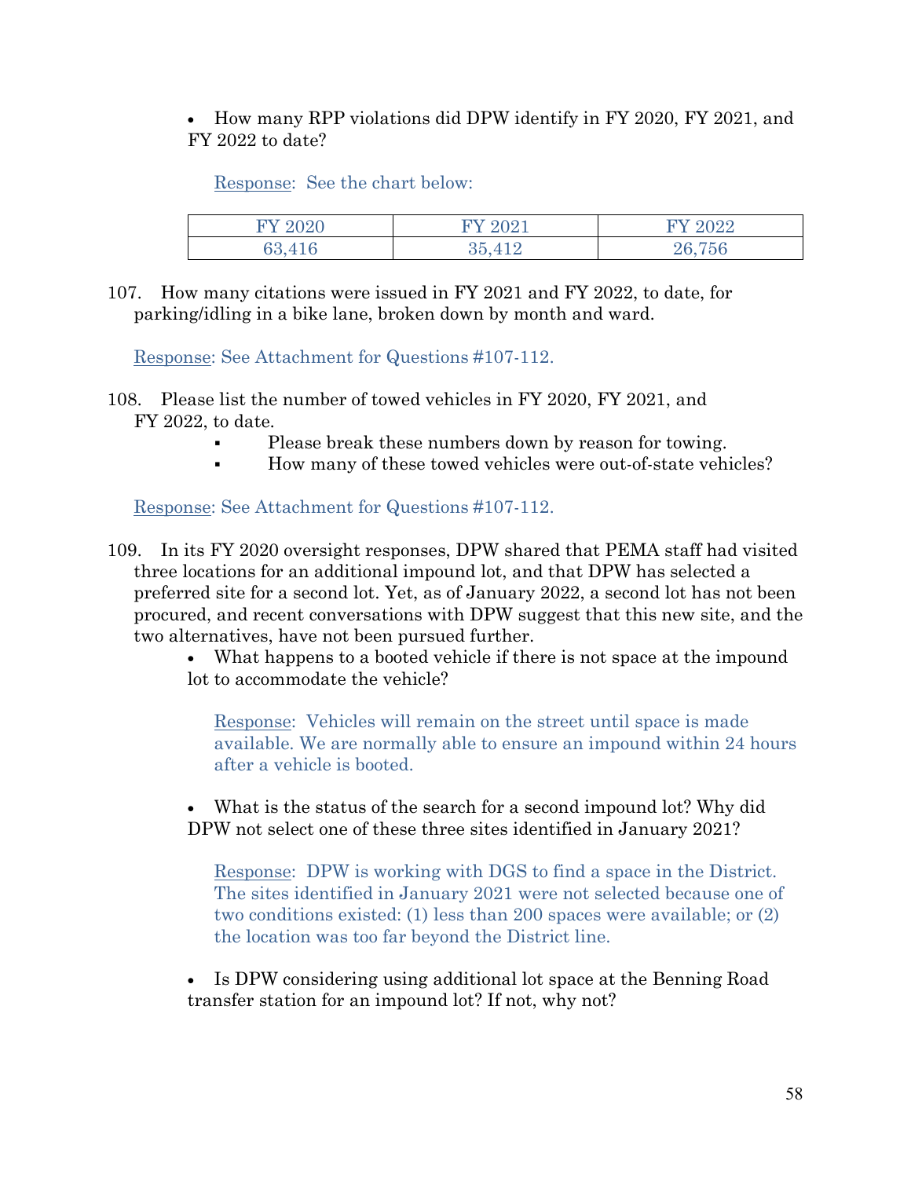- How many RPP violations did DPW identify in FY 2020, FY 2021, and FY 2022 to date?

  Response: See the chart below:

| FY 2020 | FY 2021 | FY 2022 |
|---|---|---|
| 63,416 | 35,412 | 26,756 |

107. How many citations were issued in FY 2021 and FY 2022, to date, for parking/idling in a bike lane, broken down by month and ward.

  Response: See Attachment for Questions #107-112.

108. Please list the number of towed vehicles in FY 2020, FY 2021, and FY 2022, to date.
   - Please break these numbers down by reason for towing.
   - How many of these towed vehicles were out-of-state vehicles?

  Response: See Attachment for Questions #107-112.

109. In its FY 2020 oversight responses, DPW shared that PEMA staff had visited three locations for an additional impound lot, and that DPW has selected a preferred site for a second lot. Yet, as of January 2022, a second lot has not been procured, and recent conversations with DPW suggest that this new site, and the two alternatives, have not been pursued further.
   - What happens to a booted vehicle if there is not space at the impound lot to accommodate the vehicle?

     Response: Vehicles will remain on the street until space is made available. We are normally able to ensure an impound within 24 hours after a vehicle is booted.

   - What is the status of the search for a second impound lot? Why did DPW not select one of these three sites identified in January 2021?

     Response: DPW is working with DGS to find a space in the District. The sites identified in January 2021 were not selected because one of two conditions existed: (1) less than 200 spaces were available; or (2) the location was too far beyond the District line.

   - Is DPW considering using additional lot space at the Benning Road transfer station for an impound lot? If not, why not?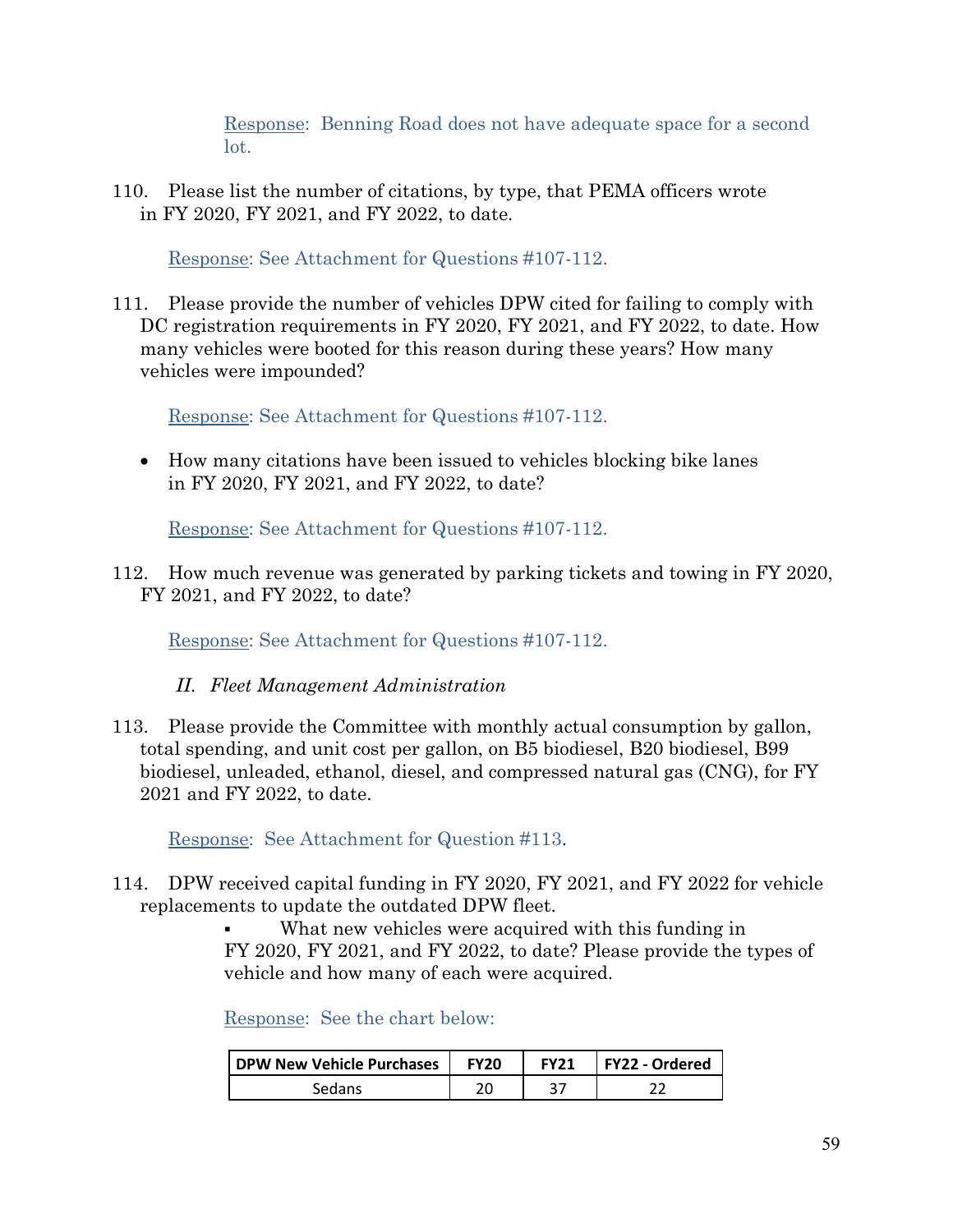Response: Benning Road does not have adequate space for a second lot.

110. Please list the number of citations, by type, that PEMA officers wrote in FY 2020, FY 2021, and FY 2022, to date.

Response: See Attachment for Questions #107-112.

111. Please provide the number of vehicles DPW cited for failing to comply with DC registration requirements in FY 2020, FY 2021, and FY 2022, to date. How many vehicles were booted for this reason during these years? How many vehicles were impounded?

Response: See Attachment for Questions #107-112.

- How many citations have been issued to vehicles blocking bike lanes in FY 2020, FY 2021, and FY 2022, to date?

Response: See Attachment for Questions #107-112.

112. How much revenue was generated by parking tickets and towing in FY 2020, FY 2021, and FY 2022, to date?

Response: See Attachment for Questions #107-112.

*II. Fleet Management Administration*

113. Please provide the Committee with monthly actual consumption by gallon, total spending, and unit cost per gallon, on B5 biodiesel, B20 biodiesel, B99 biodiesel, unleaded, ethanol, diesel, and compressed natural gas (CNG), for FY 2021 and FY 2022, to date.

Response: See Attachment for Question #113.

114. DPW received capital funding in FY 2020, FY 2021, and FY 2022 for vehicle replacements to update the outdated DPW fleet.

- What new vehicles were acquired with this funding in FY 2020, FY 2021, and FY 2022, to date? Please provide the types of vehicle and how many of each were acquired.

Response: See the chart below:

| DPW New Vehicle Purchases | FY20 | FY21 | FY22 - Ordered |
|---|---|---|---|
| Sedans | 20 | 37 | 22 |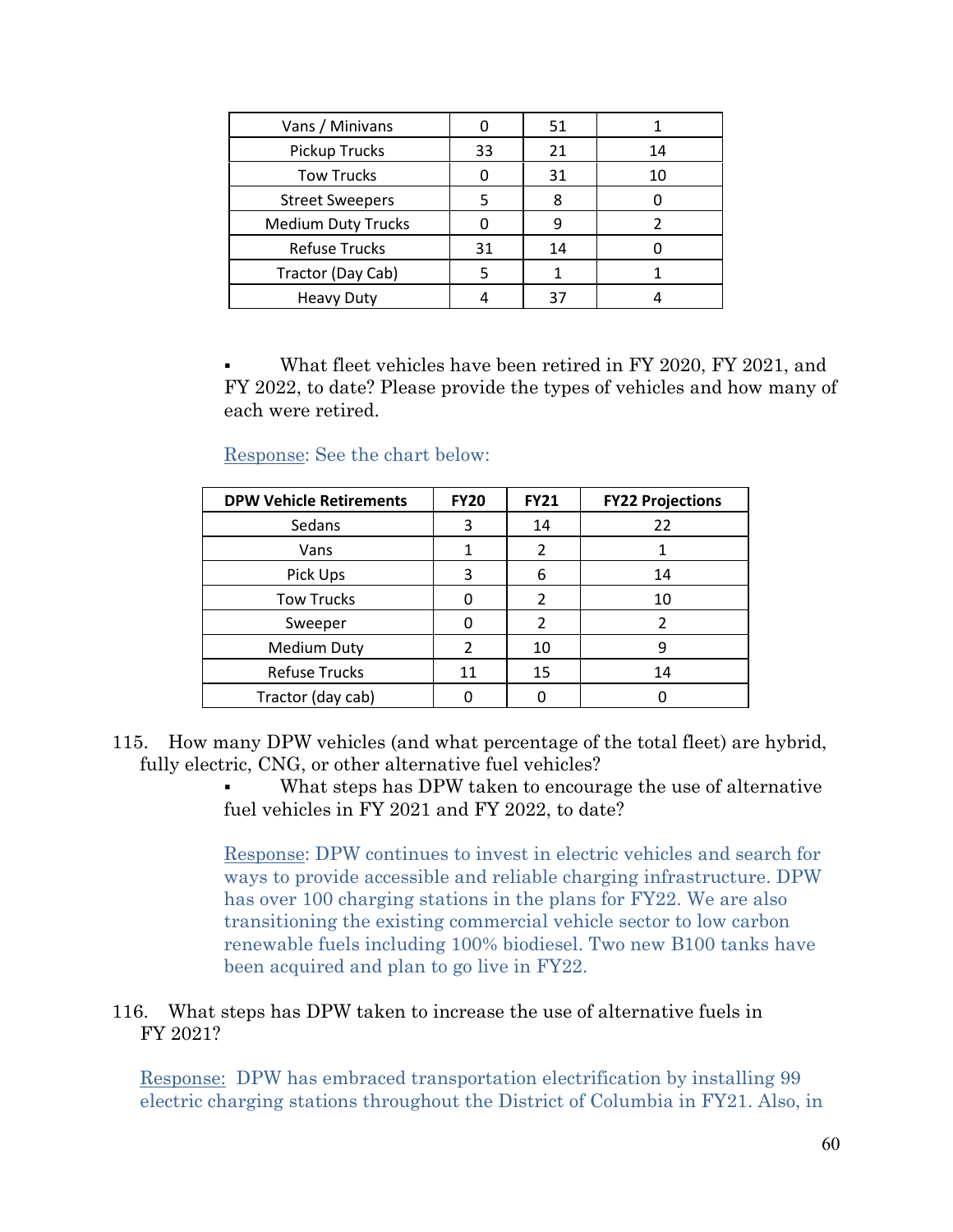| | | | |
|---|---|---|---|
| Vans / Minivans | 0 | 51 | 1 |
| Pickup Trucks | 33 | 21 | 14 |
| Tow Trucks | 0 | 31 | 10 |
| Street Sweepers | 5 | 8 | 0 |
| Medium Duty Trucks | 0 | 9 | 2 |
| Refuse Trucks | 31 | 14 | 0 |
| Tractor (Day Cab) | 5 | 1 | 1 |
| Heavy Duty | 4 | 37 | 4 |

▪ What fleet vehicles have been retired in FY 2020, FY 2021, and FY 2022, to date? Please provide the types of vehicles and how many of each were retired.

Response: See the chart below:

| DPW Vehicle Retirements | FY20 | FY21 | FY22 Projections |
|---|---|---|---|
| Sedans | 3 | 14 | 22 |
| Vans | 1 | 2 | 1 |
| Pick Ups | 3 | 6 | 14 |
| Tow Trucks | 0 | 2 | 10 |
| Sweeper | 0 | 2 | 2 |
| Medium Duty | 2 | 10 | 9 |
| Refuse Trucks | 11 | 15 | 14 |
| Tractor (day cab) | 0 | 0 | 0 |

115. How many DPW vehicles (and what percentage of the total fleet) are hybrid, fully electric, CNG, or other alternative fuel vehicles?

▪ What steps has DPW taken to encourage the use of alternative fuel vehicles in FY 2021 and FY 2022, to date?

Response: DPW continues to invest in electric vehicles and search for ways to provide accessible and reliable charging infrastructure. DPW has over 100 charging stations in the plans for FY22. We are also transitioning the existing commercial vehicle sector to low carbon renewable fuels including 100% biodiesel. Two new B100 tanks have been acquired and plan to go live in FY22.

116. What steps has DPW taken to increase the use of alternative fuels in FY 2021?

Response: DPW has embraced transportation electrification by installing 99 electric charging stations throughout the District of Columbia in FY21. Also, in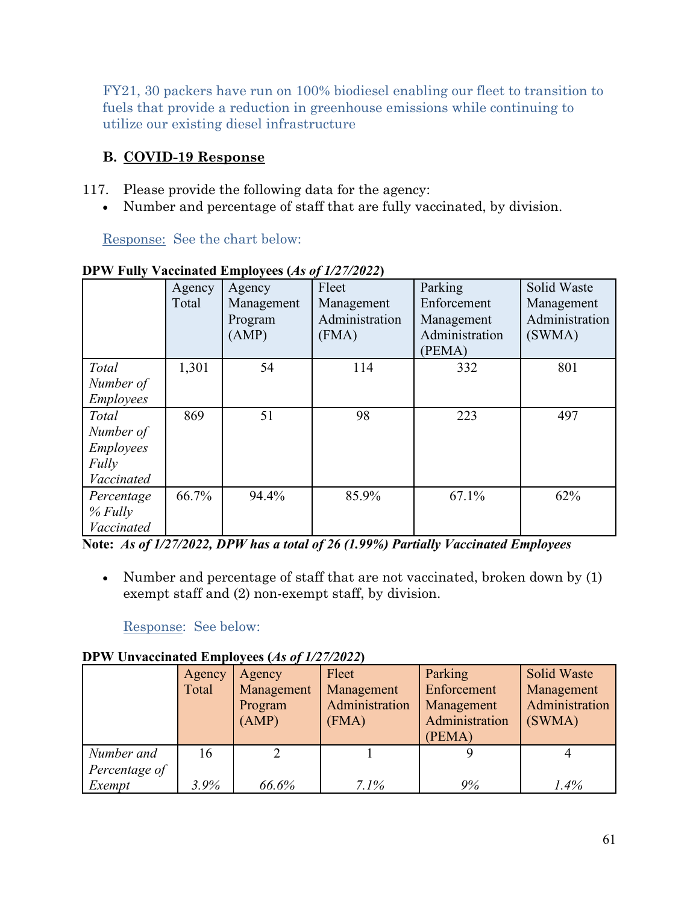FY21, 30 packers have run on 100% biodiesel enabling our fleet to transition to fuels that provide a reduction in greenhouse emissions while continuing to utilize our existing diesel infrastructure

### B. COVID-19 Response

117. Please provide the following data for the agency:
    - Number and percentage of staff that are fully vaccinated, by division.

Response: See the chart below:

**DPW Fully Vaccinated Employees (*As of 1/27/2022*)**

| | Agency Total | Agency Management Program (AMP) | Fleet Management Administration (FMA) | Parking Enforcement Management Administration (PEMA) | Solid Waste Management Administration (SWMA) |
|---|---|---|---|---|---|
| *Total Number of Employees* | 1,301 | 54 | 114 | 332 | 801 |
| *Total Number of Employees Fully Vaccinated* | 869 | 51 | 98 | 223 | 497 |
| *Percentage % Fully Vaccinated* | 66.7% | 94.4% | 85.9% | 67.1% | 62% |

**Note: *As of 1/27/2022, DPW has a total of 26 (1.99%) Partially Vaccinated Employees***

- Number and percentage of staff that are not vaccinated, broken down by (1) exempt staff and (2) non-exempt staff, by division.

Response: See below:

**DPW Unvaccinated Employees (*As of 1/27/2022*)**

| | Agency Total | Agency Management Program (AMP) | Fleet Management Administration (FMA) | Parking Enforcement Management Administration (PEMA) | Solid Waste Management Administration (SWMA) |
|---|---|---|---|---|---|
| *Number and Percentage of Exempt* | 16<br>*3.9%* | 2<br>*66.6%* | 1<br>*7.1%* | 9<br>*9%* | 4<br>*1.4%* |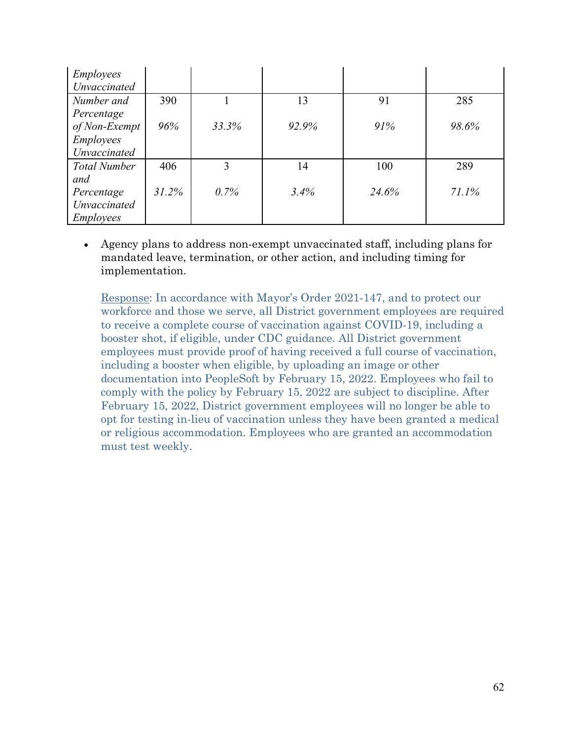| | | | | | |
|---|---|---|---|---|---|
| *Employees Unvaccinated* | | | | | |
| *Number and Percentage of Non-Exempt Employees Unvaccinated* | 390<br><br>*96%* | 1<br><br>*33.3%* | 13<br><br>*92.9%* | 91<br><br>*91%* | 285<br><br>*98.6%* |
| *Total Number and Percentage Unvaccinated Employees* | 406<br><br>*31.2%* | 3<br><br>*0.7%* | 14<br><br>*3.4%* | 100<br><br>*24.6%* | 289<br><br>*71.1%* |

- Agency plans to address non-exempt unvaccinated staff, including plans for mandated leave, termination, or other action, and including timing for implementation.

  Response: In accordance with Mayor's Order 2021-147, and to protect our workforce and those we serve, all District government employees are required to receive a complete course of vaccination against COVID-19, including a booster shot, if eligible, under CDC guidance. All District government employees must provide proof of having received a full course of vaccination, including a booster when eligible, by uploading an image or other documentation into PeopleSoft by February 15, 2022. Employees who fail to comply with the policy by February 15, 2022 are subject to discipline. After February 15, 2022, District government employees will no longer be able to opt for testing in-lieu of vaccination unless they have been granted a medical or religious accommodation. Employees who are granted an accommodation must test weekly.